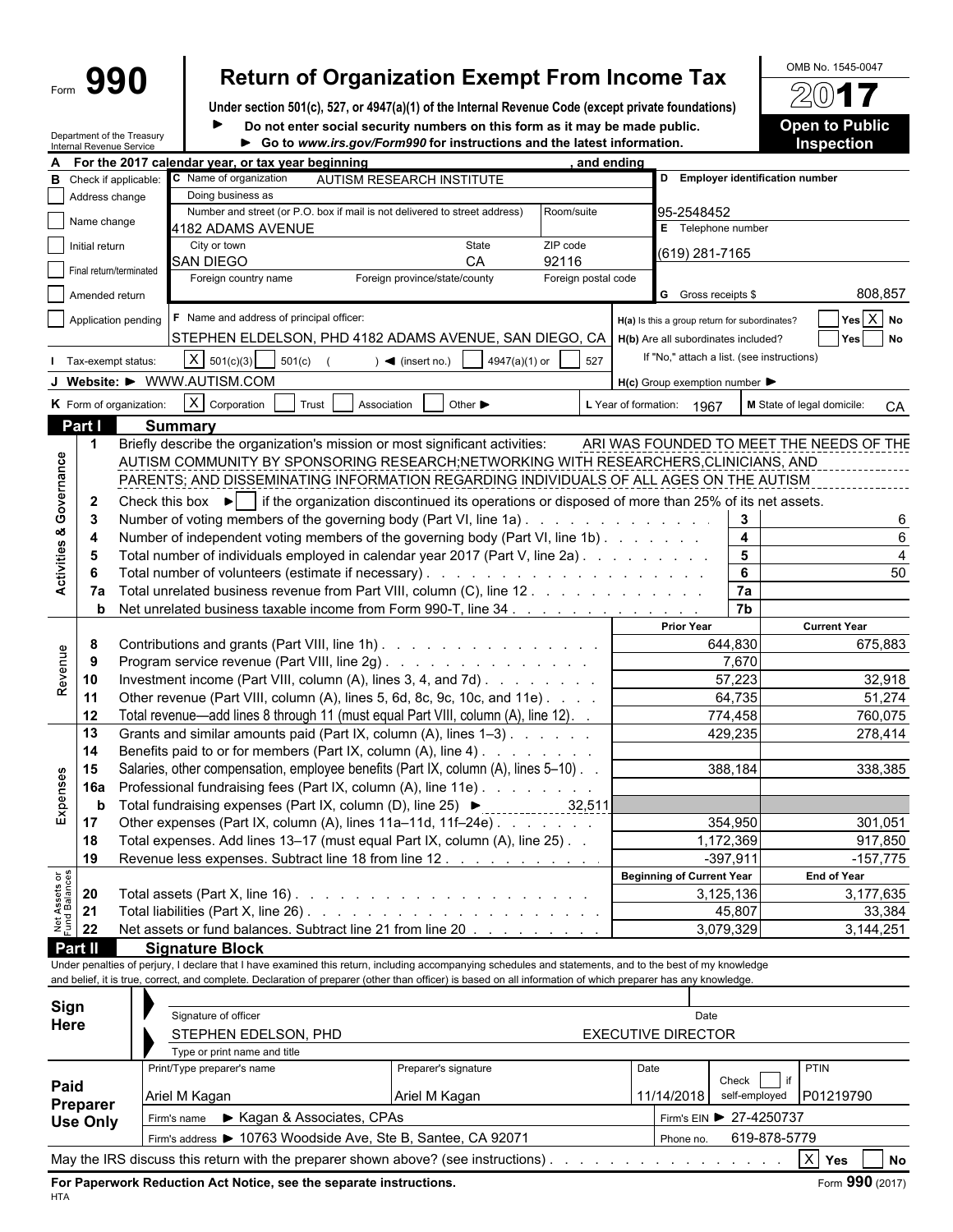Form **990**

# Return of Organization Exempt From Income Tax

**Under section 501(c), 527, or 4947(a)(1) of the Internal Revenue Code (except private foundations)**

► Do not enter social security numbers on this form as it may be made public.

► Go to www.irs.gov/Form990 for instructions and the latest information.

Department of the Treasury
Internal Revenue Service

OMB No. 1545-0047

**2017**

**Open to Public Inspection**

**A** For the 2017 calendar year, or tax year beginning , and ending

**B** Check if applicable:
- Address change
- Name change
- Initial return
- Final return/terminated
- Amended return
- Application pending

**C** Name of organization: AUTISM RESEARCH INSTITUTE

Doing business as

Number and street (or P.O. box if mail is not delivered to street address): 4182 ADAMS AVENUE — Room/suite

City or town: SAN DIEGO — State: CA — ZIP code: 92116

Foreign country name — Foreign province/state/county — Foreign postal code

**D** Employer identification number: 95-2548452

**E** Telephone number: (619) 281-7165

**G** Gross receipts $ 808,857

**F** Name and address of principal officer: STEPHEN ELDELSON, PHD 4182 ADAMS AVENUE, SAN DIEGO, CA

**H(a)** Is this a group return for subordinates? Yes [X] No

**H(b)** Are all subordinates included? Yes No

If "No," attach a list. (see instructions)

**H(c)** Group exemption number ►

**I** Tax-exempt status: [X] 501(c)(3) 501(c) ( ) ◄ (insert no.) 4947(a)(1) or 527

**J** Website: ► WWW.AUTISM.COM

**K** Form of organization: [X] Corporation Trust Association Other ►

**L** Year of formation: 1967

**M** State of legal domicile: CA

## Part I Summary

**Activities & Governance**

1 Briefly describe the organization's mission or most significant activities: ARI WAS FOUNDED TO MEET THE NEEDS OF THE AUTISM COMMUNITY BY SPONSORING RESEARCH;NETWORKING WITH RESEARCHERS,CLINICIANS, AND PARENTS; AND DISSEMINATING INFORMATION REGARDING INDIVIDUALS OF ALL AGES ON THE AUTISM

2 Check this box ► if the organization discontinued its operations or disposed of more than 25% of its net assets.

| | | | |
|---|---|---|---|
| 3 | Number of voting members of the governing body (Part VI, line 1a) | 3 | 6 |
| 4 | Number of independent voting members of the governing body (Part VI, line 1b) | 4 | 6 |
| 5 | Total number of individuals employed in calendar year 2017 (Part V, line 2a) | 5 | 4 |
| 6 | Total number of volunteers (estimate if necessary) | 6 | 50 |
| 7a | Total unrelated business revenue from Part VIII, column (C), line 12 | 7a | |
| b | Net unrelated business taxable income from Form 990-T, line 34 | 7b | |

| | | | Prior Year | Current Year |
|---|---|---|---|---|
| **Revenue** | 8 | Contributions and grants (Part VIII, line 1h) | 644,830 | 675,883 |
| | 9 | Program service revenue (Part VIII, line 2g) | 7,670 | |
| | 10 | Investment income (Part VIII, column (A), lines 3, 4, and 7d) | 57,223 | 32,918 |
| | 11 | Other revenue (Part VIII, column (A), lines 5, 6d, 8c, 9c, 10c, and 11e) | 64,735 | 51,274 |
| | 12 | Total revenue—add lines 8 through 11 (must equal Part VIII, column (A), line 12) | 774,458 | 760,075 |
| **Expenses** | 13 | Grants and similar amounts paid (Part IX, column (A), lines 1–3) | 429,235 | 278,414 |
| | 14 | Benefits paid to or for members (Part IX, column (A), line 4) | | |
| | 15 | Salaries, other compensation, employee benefits (Part IX, column (A), lines 5–10) | 388,184 | 338,385 |
| | 16a | Professional fundraising fees (Part IX, column (A), line 11e) | | |
| | b | Total fundraising expenses (Part IX, column (D), line 25) ► 32,511 | | |
| | 17 | Other expenses (Part IX, column (A), lines 11a–11d, 11f–24e) | 354,950 | 301,051 |
| | 18 | Total expenses. Add lines 13–17 (must equal Part IX, column (A), line 25) | 1,172,369 | 917,850 |
| | 19 | Revenue less expenses. Subtract line 18 from line 12 | -397,911 | -157,775 |

| | | | Beginning of Current Year | End of Year |
|---|---|---|---|---|
| **Net Assets or Fund Balances** | 20 | Total assets (Part X, line 16) | 3,125,136 | 3,177,635 |
| | 21 | Total liabilities (Part X, line 26) | 45,807 | 33,384 |
| | 22 | Net assets or fund balances. Subtract line 21 from line 20 | 3,079,329 | 3,144,251 |

## Part II Signature Block

Under penalties of perjury, I declare that I have examined this return, including accompanying schedules and statements, and to the best of my knowledge and belief, it is true, correct, and complete. Declaration of preparer (other than officer) is based on all information of which preparer has any knowledge.

**Sign Here**

Signature of officer — Date

STEPHEN EDELSON, PHD — EXECUTIVE DIRECTOR

Type or print name and title

**Paid Preparer Use Only**

| Print/Type preparer's name | Preparer's signature | Date | Check if self-employed | PTIN |
|---|---|---|---|---|
| Ariel M Kagan | Ariel M Kagan | 11/14/2018 | | P01219790 |

Firm's name ► Kagan & Associates, CPAs — Firm's EIN ► 27-4250737

Firm's address ► 10763 Woodside Ave, Ste B, Santee, CA 92071 — Phone no. 619-878-5779

May the IRS discuss this return with the preparer shown above? (see instructions) [X] Yes No

**For Paperwork Reduction Act Notice, see the separate instructions.** Form **990** (2017)

HTA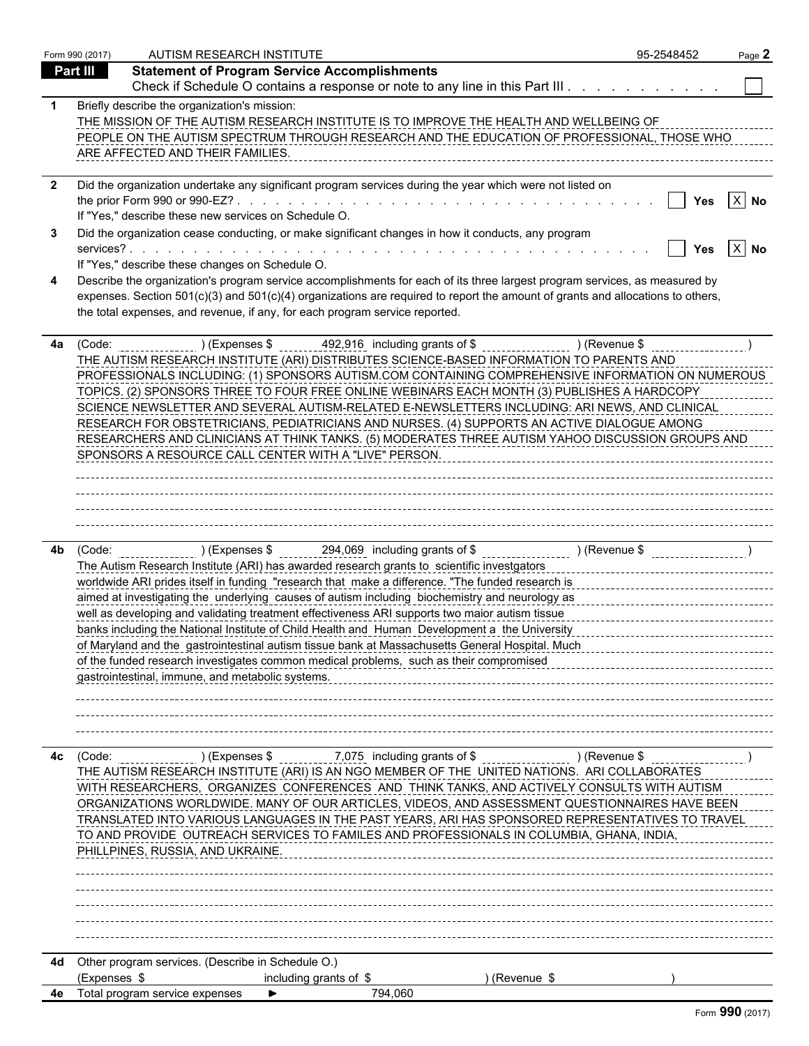Form 990 (2017) AUTISM RESEARCH INSTITUTE 95-2548452 Page **2**

## Part III Statement of Program Service Accomplishments

Check if Schedule O contains a response or note to any line in this Part III . . . . . . . . . . . ☐

**1** Briefly describe the organization's mission:

THE MISSION OF THE AUTISM RESEARCH INSTITUTE IS TO IMPROVE THE HEALTH AND WELLBEING OF PEOPLE ON THE AUTISM SPECTRUM THROUGH RESEARCH AND THE EDUCATION OF PROFESSIONAL, THOSE WHO ARE AFFECTED AND THEIR FAMILIES.

**2** Did the organization undertake any significant program services during the year which were not listed on the prior Form 990 or 990-EZ? . . . . . ☐ Yes ☒ No

If "Yes," describe these new services on Schedule O.

**3** Did the organization cease conducting, or make significant changes in how it conducts, any program services? . . . . . ☐ Yes ☒ No

If "Yes," describe these changes on Schedule O.

**4** Describe the organization's program service accomplishments for each of its three largest program services, as measured by expenses. Section 501(c)(3) and 501(c)(4) organizations are required to report the amount of grants and allocations to others, the total expenses, and revenue, if any, for each program service reported.

**4a** (Code: ) (Expenses $ 492,916 including grants of $ ) (Revenue $ )

THE AUTISM RESEARCH INSTITUTE (ARI) DISTRIBUTES SCIENCE-BASED INFORMATION TO PARENTS AND PROFESSIONALS INCLUDING: (1) SPONSORS AUTISM.COM CONTAINING COMPREHENSIVE INFORMATION ON NUMEROUS TOPICS. (2) SPONSORS THREE TO FOUR FREE ONLINE WEBINARS EACH MONTH (3) PUBLISHES A HARDCOPY SCIENCE NEWSLETTER AND SEVERAL AUTISM-RELATED E-NEWSLETTERS INCLUDING: ARI NEWS, AND CLINICAL RESEARCH FOR OBSTETRICIANS, PEDIATRICIANS AND NURSES. (4) SUPPORTS AN ACTIVE DIALOGUE AMONG RESEARCHERS AND CLINICIANS AT THINK TANKS. (5) MODERATES THREE AUTISM YAHOO DISCUSSION GROUPS AND SPONSORS A RESOURCE CALL CENTER WITH A "LIVE" PERSON.

**4b** (Code: ) (Expenses $ 294,069 including grants of $ ) (Revenue $ )

The Autism Research Institute (ARI) has awarded research grants to scientific investgators worldwide ARI prides itself in funding "research that make a difference. "The funded research is aimed at investigating the underlying causes of autism including biochemistry and neurology as well as developing and validating treatment effectiveness ARI supports two maior autism tissue banks including the National Institute of Child Health and Human Development a the University of Maryland and the gastrointestinal autism tissue bank at Massachusetts General Hospital. Much of the funded research investigates common medical problems, such as their compromised gastrointestinal, immune, and metabolic systems.

**4c** (Code: ) (Expenses $ 7,075 including grants of $ ) (Revenue $ )

THE AUTISM RESEARCH INSTITUTE (ARI) IS AN NGO MEMBER OF THE UNITED NATIONS. ARI COLLABORATES WITH RESEARCHERS, ORGANIZES CONFERENCES AND THINK TANKS, AND ACTIVELY CONSULTS WITH AUTISM ORGANIZATIONS WORLDWIDE. MANY OF OUR ARTICLES, VIDEOS, AND ASSESSMENT QUESTIONNAIRES HAVE BEEN TRANSLATED INTO VARIOUS LANGUAGES IN THE PAST YEARS, ARI HAS SPONSORED REPRESENTATIVES TO TRAVEL TO AND PROVIDE OUTREACH SERVICES TO FAMILES AND PROFESSIONALS IN COLUMBIA, GHANA, INDIA, PHILLPINES, RUSSIA, AND UKRAINE.

**4d** Other program services. (Describe in Schedule O.)
(Expenses $ including grants of $ ) (Revenue $ )

**4e** Total program service expenses ► 794,060

Form **990** (2017)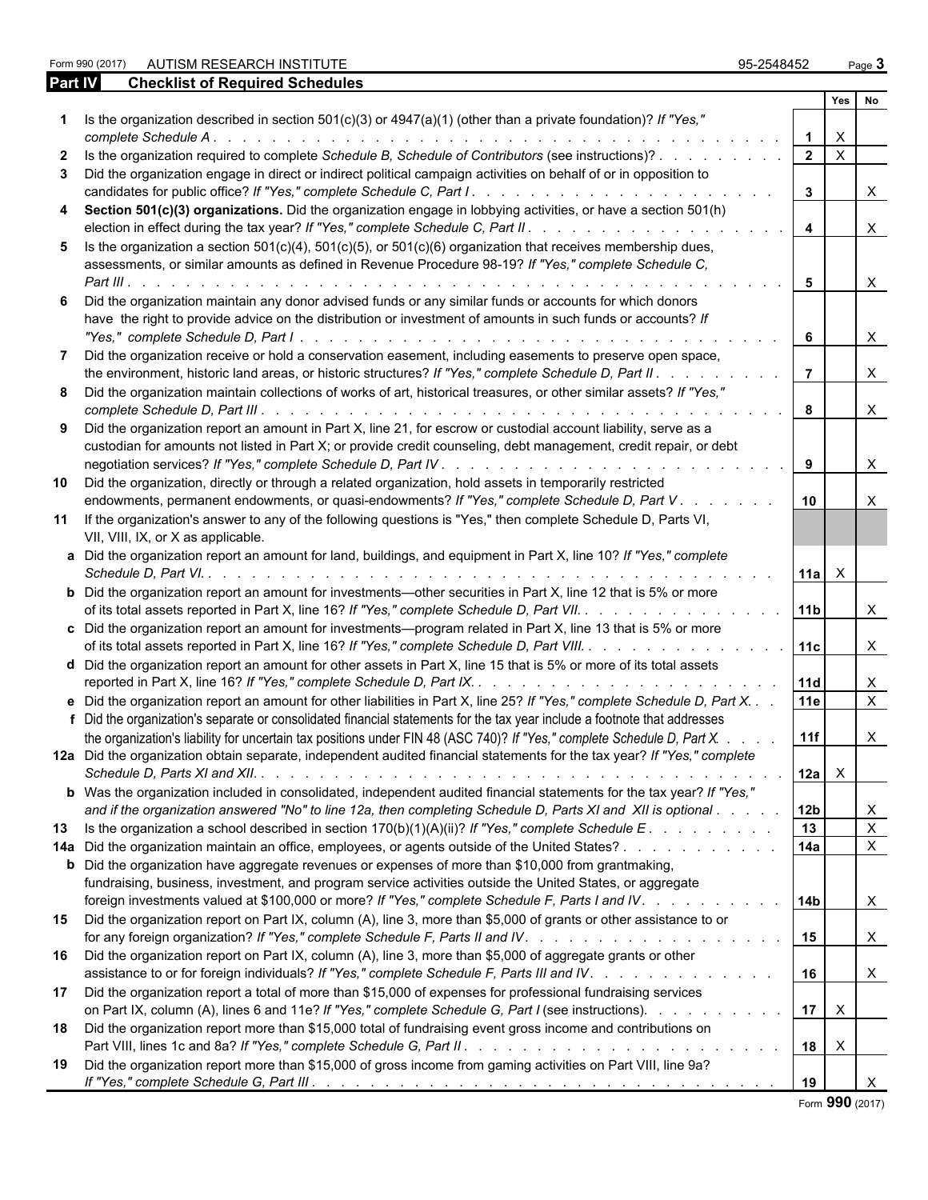Form 990 (2017) AUTISM RESEARCH INSTITUTE 95-2548452 Page **3**

## Part IV Checklist of Required Schedules

| | | | Yes | No |
|---|---|---|---|---|
| **1** | Is the organization described in section 501(c)(3) or 4947(a)(1) (other than a private foundation)? *If "Yes," complete Schedule A* | **1** | X | |
| **2** | Is the organization required to complete *Schedule B, Schedule of Contributors* (see instructions)? | **2** | X | |
| **3** | Did the organization engage in direct or indirect political campaign activities on behalf of or in opposition to candidates for public office? *If "Yes," complete Schedule C, Part I* | **3** | | X |
| **4** | **Section 501(c)(3) organizations.** Did the organization engage in lobbying activities, or have a section 501(h) election in effect during the tax year? *If "Yes," complete Schedule C, Part II* | **4** | | X |
| **5** | Is the organization a section 501(c)(4), 501(c)(5), or 501(c)(6) organization that receives membership dues, assessments, or similar amounts as defined in Revenue Procedure 98-19? *If "Yes," complete Schedule C, Part III* | **5** | | X |
| **6** | Did the organization maintain any donor advised funds or any similar funds or accounts for which donors have the right to provide advice on the distribution or investment of amounts in such funds or accounts? *If "Yes," complete Schedule D, Part I* | **6** | | X |
| **7** | Did the organization receive or hold a conservation easement, including easements to preserve open space, the environment, historic land areas, or historic structures? *If "Yes," complete Schedule D, Part II* | **7** | | X |
| **8** | Did the organization maintain collections of works of art, historical treasures, or other similar assets? *If "Yes," complete Schedule D, Part III* | **8** | | X |
| **9** | Did the organization report an amount in Part X, line 21, for escrow or custodial account liability, serve as a custodian for amounts not listed in Part X; or provide credit counseling, debt management, credit repair, or debt negotiation services? *If "Yes," complete Schedule D, Part IV* | **9** | | X |
| **10** | Did the organization, directly or through a related organization, hold assets in temporarily restricted endowments, permanent endowments, or quasi-endowments? *If "Yes," complete Schedule D, Part V* | **10** | | X |
| **11** | If the organization's answer to any of the following questions is "Yes," then complete Schedule D, Parts VI, VII, VIII, IX, or X as applicable. | | | |
| **a** | Did the organization report an amount for land, buildings, and equipment in Part X, line 10? *If "Yes," complete Schedule D, Part VI.* | **11a** | X | |
| **b** | Did the organization report an amount for investments—other securities in Part X, line 12 that is 5% or more of its total assets reported in Part X, line 16? *If "Yes," complete Schedule D, Part VII.* | **11b** | | X |
| **c** | Did the organization report an amount for investments—program related in Part X, line 13 that is 5% or more of its total assets reported in Part X, line 16? *If "Yes," complete Schedule D, Part VIII.* | **11c** | | X |
| **d** | Did the organization report an amount for other assets in Part X, line 15 that is 5% or more of its total assets reported in Part X, line 16? *If "Yes," complete Schedule D, Part IX.* | **11d** | | X |
| **e** | Did the organization report an amount for other liabilities in Part X, line 25? *If "Yes," complete Schedule D, Part X.* | **11e** | | X |
| **f** | Did the organization's separate or consolidated financial statements for the tax year include a footnote that addresses the organization's liability for uncertain tax positions under FIN 48 (ASC 740)? *If "Yes," complete Schedule D, Part X.* | **11f** | | X |
| **12a** | Did the organization obtain separate, independent audited financial statements for the tax year? *If "Yes," complete Schedule D, Parts XI and XII.* | **12a** | X | |
| **b** | Was the organization included in consolidated, independent audited financial statements for the tax year? *If "Yes," and if the organization answered "No" to line 12a, then completing Schedule D, Parts XI and XII is optional* | **12b** | | X |
| **13** | Is the organization a school described in section 170(b)(1)(A)(ii)? *If "Yes," complete Schedule E* | **13** | | X |
| **14a** | Did the organization maintain an office, employees, or agents outside of the United States? | **14a** | | X |
| **b** | Did the organization have aggregate revenues or expenses of more than $10,000 from grantmaking, fundraising, business, investment, and program service activities outside the United States, or aggregate foreign investments valued at $100,000 or more? *If "Yes," complete Schedule F, Parts I and IV.* | **14b** | | X |
| **15** | Did the organization report on Part IX, column (A), line 3, more than $5,000 of grants or other assistance to or for any foreign organization? *If "Yes," complete Schedule F, Parts II and IV.* | **15** | | X |
| **16** | Did the organization report on Part IX, column (A), line 3, more than $5,000 of aggregate grants or other assistance to or for foreign individuals? *If "Yes," complete Schedule F, Parts III and IV.* | **16** | | X |
| **17** | Did the organization report a total of more than $15,000 of expenses for professional fundraising services on Part IX, column (A), lines 6 and 11e? *If "Yes," complete Schedule G, Part I* (see instructions). | **17** | X | |
| **18** | Did the organization report more than $15,000 total of fundraising event gross income and contributions on Part VIII, lines 1c and 8a? *If "Yes," complete Schedule G, Part II.* | **18** | X | |
| **19** | Did the organization report more than $15,000 of gross income from gaming activities on Part VIII, line 9a? *If "Yes," complete Schedule G, Part III.* | **19** | | X |

Form **990** (2017)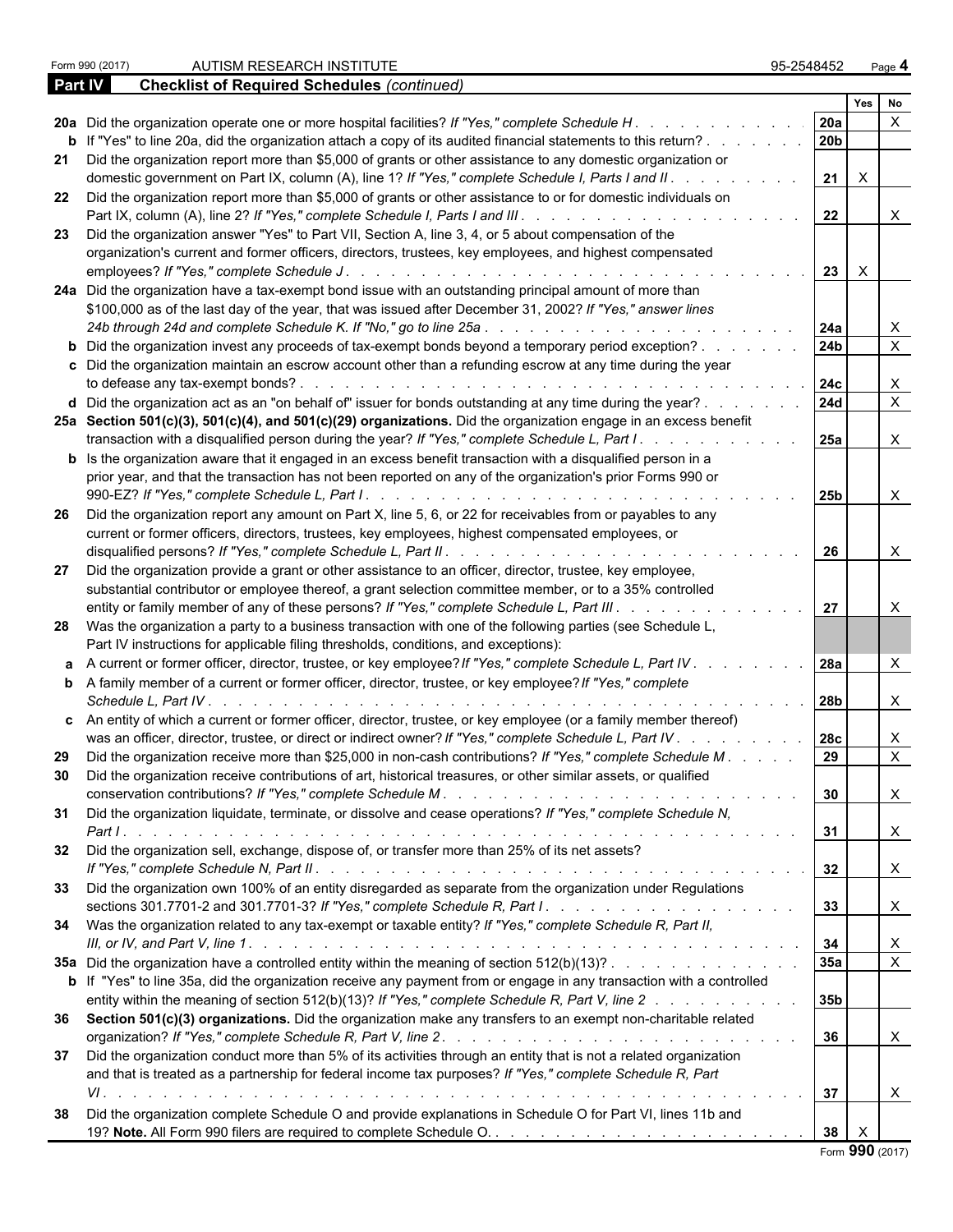Form 990 (2017) AUTISM RESEARCH INSTITUTE 95-2548452 Page 4

**Part IV Checklist of Required Schedules** *(continued)*

| | | | Yes | No |
|---|---|---|---|---|
| **20a** | Did the organization operate one or more hospital facilities? *If "Yes," complete Schedule H* | 20a | | X |
| **b** | If "Yes" to line 20a, did the organization attach a copy of its audited financial statements to this return? | 20b | | |
| **21** | Did the organization report more than $5,000 of grants or other assistance to any domestic organization or domestic government on Part IX, column (A), line 1? *If "Yes," complete Schedule I, Parts I and II* | 21 | X | |
| **22** | Did the organization report more than $5,000 of grants or other assistance to or for domestic individuals on Part IX, column (A), line 2? *If "Yes," complete Schedule I, Parts I and III* | 22 | | X |
| **23** | Did the organization answer "Yes" to Part VII, Section A, line 3, 4, or 5 about compensation of the organization's current and former officers, directors, trustees, key employees, and highest compensated employees? *If "Yes," complete Schedule J* | 23 | X | |
| **24a** | Did the organization have a tax-exempt bond issue with an outstanding principal amount of more than $100,000 as of the last day of the year, that was issued after December 31, 2002? *If "Yes," answer lines 24b through 24d and complete Schedule K. If "No," go to line 25a* | 24a | | X |
| **b** | Did the organization invest any proceeds of tax-exempt bonds beyond a temporary period exception? | 24b | | X |
| **c** | Did the organization maintain an escrow account other than a refunding escrow at any time during the year to defease any tax-exempt bonds? | 24c | | X |
| **d** | Did the organization act as an "on behalf of" issuer for bonds outstanding at any time during the year? | 24d | | X |
| **25a** | **Section 501(c)(3), 501(c)(4), and 501(c)(29) organizations.** Did the organization engage in an excess benefit transaction with a disqualified person during the year? *If "Yes," complete Schedule L, Part I* | 25a | | X |
| **b** | Is the organization aware that it engaged in an excess benefit transaction with a disqualified person in a prior year, and that the transaction has not been reported on any of the organization's prior Forms 990 or 990-EZ? *If "Yes," complete Schedule L, Part I* | 25b | | X |
| **26** | Did the organization report any amount on Part X, line 5, 6, or 22 for receivables from or payables to any current or former officers, directors, trustees, key employees, highest compensated employees, or disqualified persons? *If "Yes," complete Schedule L, Part II* | 26 | | X |
| **27** | Did the organization provide a grant or other assistance to an officer, director, trustee, key employee, substantial contributor or employee thereof, a grant selection committee member, or to a 35% controlled entity or family member of any of these persons? *If "Yes," complete Schedule L, Part III* | 27 | | X |
| **28** | Was the organization a party to a business transaction with one of the following parties (see Schedule L, Part IV instructions for applicable filing thresholds, conditions, and exceptions): | | | |
| **a** | A current or former officer, director, trustee, or key employee? *If "Yes," complete Schedule L, Part IV* | 28a | | X |
| **b** | A family member of a current or former officer, director, trustee, or key employee? *If "Yes," complete Schedule L, Part IV* | 28b | | X |
| **c** | An entity of which a current or former officer, director, trustee, or key employee (or a family member thereof) was an officer, director, trustee, or direct or indirect owner? *If "Yes," complete Schedule L, Part IV* | 28c | | X |
| **29** | Did the organization receive more than $25,000 in non-cash contributions? *If "Yes," complete Schedule M* | 29 | | X |
| **30** | Did the organization receive contributions of art, historical treasures, or other similar assets, or qualified conservation contributions? *If "Yes," complete Schedule M* | 30 | | X |
| **31** | Did the organization liquidate, terminate, or dissolve and cease operations? *If "Yes," complete Schedule N, Part I* | 31 | | X |
| **32** | Did the organization sell, exchange, dispose of, or transfer more than 25% of its net assets? *If "Yes," complete Schedule N, Part II* | 32 | | X |
| **33** | Did the organization own 100% of an entity disregarded as separate from the organization under Regulations sections 301.7701-2 and 301.7701-3? *If "Yes," complete Schedule R, Part I* | 33 | | X |
| **34** | Was the organization related to any tax-exempt or taxable entity? *If "Yes," complete Schedule R, Part II, III, or IV, and Part V, line 1* | 34 | | X |
| **35a** | Did the organization have a controlled entity within the meaning of section 512(b)(13)? | 35a | | X |
| **b** | If "Yes" to line 35a, did the organization receive any payment from or engage in any transaction with a controlled entity within the meaning of section 512(b)(13)? *If "Yes," complete Schedule R, Part V, line 2* | 35b | | |
| **36** | **Section 501(c)(3) organizations.** Did the organization make any transfers to an exempt non-charitable related organization? *If "Yes," complete Schedule R, Part V, line 2* | 36 | | X |
| **37** | Did the organization conduct more than 5% of its activities through an entity that is not a related organization and that is treated as a partnership for federal income tax purposes? *If "Yes," complete Schedule R, Part VI* | 37 | | X |
| **38** | Did the organization complete Schedule O and provide explanations in Schedule O for Part VI, lines 11b and 19? **Note.** All Form 990 filers are required to complete Schedule O. | 38 | X | |

Form **990** (2017)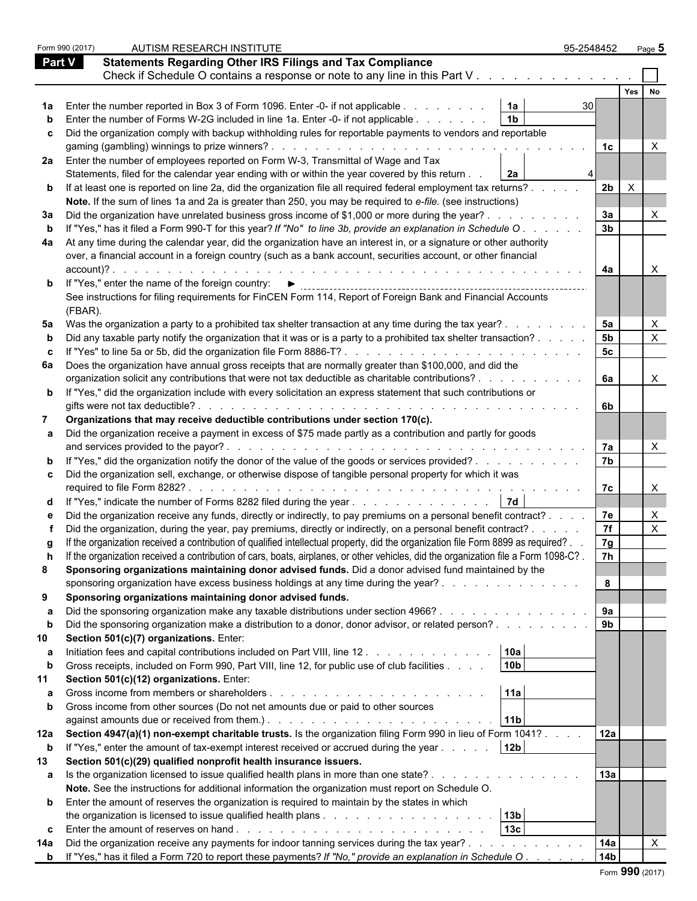Form 990 (2017) AUTISM RESEARCH INSTITUTE 95-2548452 Page 5

## Part V Statements Regarding Other IRS Filings and Tax Compliance

Check if Schedule O contains a response or note to any line in this Part V . . . . . . . . . . . . . ☐

| | | | | | Yes | No |
|---|---|---|---|---|---|---|
| **1a** | Enter the number reported in Box 3 of Form 1096. Enter -0- if not applicable . . . . . . . . | 1a | 30 | | | |
| **b** | Enter the number of Forms W-2G included in line 1a. Enter -0- if not applicable . . . . . . . | 1b | | | | |
| **c** | Did the organization comply with backup withholding rules for reportable payments to vendors and reportable gaming (gambling) winnings to prize winners? . . . . . . . . . . . . . . . . . . . . . . . . . . . . . . | | | 1c | | X |
| **2a** | Enter the number of employees reported on Form W-3, Transmittal of Wage and Tax Statements, filed for the calendar year ending with or within the year covered by this return . . | 2a | 4 | | | |
| **b** | If at least one is reported on line 2a, did the organization file all required federal employment tax returns? . . . . . | | | 2b | X | |
| | **Note.** If the sum of lines 1a and 2a is greater than 250, you may be required to *e-file.* (see instructions) | | | | | |
| **3a** | Did the organization have unrelated business gross income of $1,000 or more during the year? . . . . . . . . . | | | 3a | | X |
| **b** | If "Yes," has it filed a Form 990-T for this year? *If "No" to line 3b, provide an explanation in Schedule O* . . . . . . | | | 3b | | |
| **4a** | At any time during the calendar year, did the organization have an interest in, or a signature or other authority over, a financial account in a foreign country (such as a bank account, securities account, or other financial account)? . . . . . . . . . . . . . . . . . . . . . . . . . . . . . . . . . . . . . . . | | | 4a | | X |
| **b** | If "Yes," enter the name of the foreign country: ► | | | | | |
| | See instructions for filing requirements for FinCEN Form 114, Report of Foreign Bank and Financial Accounts (FBAR). | | | | | |
| **5a** | Was the organization a party to a prohibited tax shelter transaction at any time during the tax year? . . . . . . . . | | | 5a | | X |
| **b** | Did any taxable party notify the organization that it was or is a party to a prohibited tax shelter transaction? . . . . . | | | 5b | | X |
| **c** | If "Yes" to line 5a or 5b, did the organization file Form 8886-T? . . . . . . . . . . . . . . . . . . . . . . | | | 5c | | |
| **6a** | Does the organization have annual gross receipts that are normally greater than $100,000, and did the organization solicit any contributions that were not tax deductible as charitable contributions? . . . . . . . . . . | | | 6a | | X |
| **b** | If "Yes," did the organization include with every solicitation an express statement that such contributions or gifts were not tax deductible? . . . . . . . . . . . . . . . . . . . . . . . . . . . . . . . . . . . | | | 6b | | |
| **7** | **Organizations that may receive deductible contributions under section 170(c).** | | | | | |
| **a** | Did the organization receive a payment in excess of $75 made partly as a contribution and partly for goods and services provided to the payor? . . . . . . . . . . . . . . . . . . . . . . . . . . . . . . . | | | 7a | | X |
| **b** | If "Yes," did the organization notify the donor of the value of the goods or services provided? . . . . . . . . . . | | | 7b | | |
| **c** | Did the organization sell, exchange, or otherwise dispose of tangible personal property for which it was required to file Form 8282? . . . . . . . . . . . . . . . . . . . . . . . . . . . . . . . . . . . . . | | | 7c | | X |
| **d** | If "Yes," indicate the number of Forms 8282 filed during the year . . . . . . . . . . . . . . | 7d | | | | |
| **e** | Did the organization receive any funds, directly or indirectly, to pay premiums on a personal benefit contract? . . . . | | | 7e | | X |
| **f** | Did the organization, during the year, pay premiums, directly or indirectly, on a personal benefit contract? . . . . . | | | 7f | | X |
| **g** | If the organization received a contribution of qualified intellectual property, did the organization file Form 8899 as required? . . | | | 7g | | |
| **h** | If the organization received a contribution of cars, boats, airplanes, or other vehicles, did the organization file a Form 1098-C? . | | | 7h | | |
| **8** | **Sponsoring organizations maintaining donor advised funds.** Did a donor advised fund maintained by the sponsoring organization have excess business holdings at any time during the year? . . . . . . . . . . . . . | | | 8 | | |
| **9** | **Sponsoring organizations maintaining donor advised funds.** | | | | | |
| **a** | Did the sponsoring organization make any taxable distributions under section 4966? . . . . . . . . . . . . . . | | | 9a | | |
| **b** | Did the sponsoring organization make a distribution to a donor, donor advisor, or related person? . . . . . . . . . | | | 9b | | |
| **10** | **Section 501(c)(7) organizations.** Enter: | | | | | |
| **a** | Initiation fees and capital contributions included on Part VIII, line 12 . . . . . . . . . . . . | 10a | | | | |
| **b** | Gross receipts, included on Form 990, Part VIII, line 12, for public use of club facilities . . . . | 10b | | | | |
| **11** | **Section 501(c)(12) organizations.** Enter: | | | | | |
| **a** | Gross income from members or shareholders . . . . . . . . . . . . . . . . . . . . . | 11a | | | | |
| **b** | Gross income from other sources (Do not net amounts due or paid to other sources against amounts due or received from them.) . . . . . . . . . . . . . . . . . . . . . . . | 11b | | | | |
| **12a** | **Section 4947(a)(1) non-exempt charitable trusts.** Is the organization filing Form 990 in lieu of Form 1041? . . . . | | | 12a | | |
| **b** | If "Yes," enter the amount of tax-exempt interest received or accrued during the year . . . . . | 12b | | | | |
| **13** | **Section 501(c)(29) qualified nonprofit health insurance issuers.** | | | | | |
| **a** | Is the organization licensed to issue qualified health plans in more than one state? . . . . . . . . . . . . . . . | | | 13a | | |
| | **Note.** See the instructions for additional information the organization must report on Schedule O. | | | | | |
| **b** | Enter the amount of reserves the organization is required to maintain by the states in which the organization is licensed to issue qualified health plans . . . . . . . . . . . . . . . . . | 13b | | | | |
| **c** | Enter the amount of reserves on hand . . . . . . . . . . . . . . . . . . . . . . . . | 13c | | | | |
| **14a** | Did the organization receive any payments for indoor tanning services during the tax year? . . . . . . . . . . . | | | 14a | | X |
| **b** | If "Yes," has it filed a Form 720 to report these payments? *If "No," provide an explanation in Schedule O* . . . . . . | | | 14b | | |

Form **990** (2017)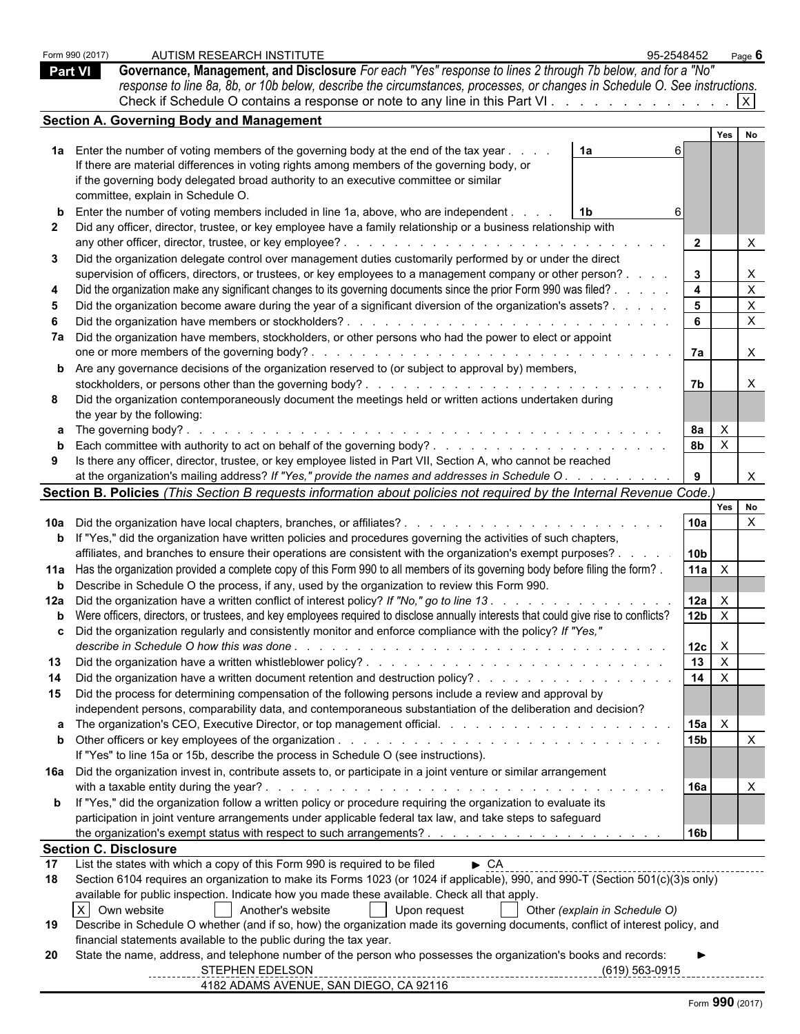Form 990 (2017) AUTISM RESEARCH INSTITUTE 95-2548452

## Part VI Governance, Management, and Disclosure

*For each "Yes" response to lines 2 through 7b below, and for a "No" response to line 8a, 8b, or 10b below, describe the circumstances, processes, or changes in Schedule O. See instructions.*

Check if Schedule O contains a response or note to any line in this Part VI . . . . . . . . . . . . . [X]

### Section A. Governing Body and Management

| | | | Yes | No |
|---|---|---|---|---|
| **1a** | Enter the number of voting members of the governing body at the end of the tax year . . . . **1a** 6<br>If there are material differences in voting rights among members of the governing body, or if the governing body delegated broad authority to an executive committee or similar committee, explain in Schedule O. | | | |
| **b** | Enter the number of voting members included in line 1a, above, who are independent . . . . **1b** 6 | | | |
| **2** | Did any officer, director, trustee, or key employee have a family relationship or a business relationship with any other officer, director, trustee, or key employee? . . . | 2 | | X |
| **3** | Did the organization delegate control over management duties customarily performed by or under the direct supervision of officers, directors, or trustees, or key employees to a management company or other person? . . . . | 3 | | X |
| **4** | Did the organization make any significant changes to its governing documents since the prior Form 990 was filed? . . . . . | 4 | | X |
| **5** | Did the organization become aware during the year of a significant diversion of the organization's assets? . . . . . | 5 | | X |
| **6** | Did the organization have members or stockholders? . . . | 6 | | X |
| **7a** | Did the organization have members, stockholders, or other persons who had the power to elect or appoint one or more members of the governing body? . . . | 7a | | X |
| **b** | Are any governance decisions of the organization reserved to (or subject to approval by) members, stockholders, or persons other than the governing body? . . . | 7b | | X |
| **8** | Did the organization contemporaneously document the meetings held or written actions undertaken during the year by the following: | | | |
| **a** | The governing body? . . . | 8a | X | |
| **b** | Each committee with authority to act on behalf of the governing body? . . . | 8b | X | |
| **9** | Is there any officer, director, trustee, or key employee listed in Part VII, Section A, who cannot be reached at the organization's mailing address? *If "Yes," provide the names and addresses in Schedule O* . . . | 9 | | X |

### Section B. Policies *(This Section B requests information about policies not required by the Internal Revenue Code.)*

| | | | Yes | No |
|---|---|---|---|---|
| **10a** | Did the organization have local chapters, branches, or affiliates? . . . | 10a | | X |
| **b** | If "Yes," did the organization have written policies and procedures governing the activities of such chapters, affiliates, and branches to ensure their operations are consistent with the organization's exempt purposes? . . . | 10b | | |
| **11a** | Has the organization provided a complete copy of this Form 990 to all members of its governing body before filing the form? . | 11a | X | |
| **b** | Describe in Schedule O the process, if any, used by the organization to review this Form 990. | | | |
| **12a** | Did the organization have a written conflict of interest policy? *If "No," go to line 13* . . . | 12a | X | |
| **b** | Were officers, directors, or trustees, and key employees required to disclose annually interests that could give rise to conflicts? | 12b | X | |
| **c** | Did the organization regularly and consistently monitor and enforce compliance with the policy? *If "Yes," describe in Schedule O how this was done* . . . | 12c | X | |
| **13** | Did the organization have a written whistleblower policy? . . . | 13 | X | |
| **14** | Did the organization have a written document retention and destruction policy? . . . | 14 | X | |
| **15** | Did the process for determining compensation of the following persons include a review and approval by independent persons, comparability data, and contemporaneous substantiation of the deliberation and decision? | | | |
| **a** | The organization's CEO, Executive Director, or top management official. . . . | 15a | X | |
| **b** | Other officers or key employees of the organization . . .<br>If "Yes" to line 15a or 15b, describe the process in Schedule O (see instructions). | 15b | | X |
| **16a** | Did the organization invest in, contribute assets to, or participate in a joint venture or similar arrangement with a taxable entity during the year? . . . | 16a | | X |
| **b** | If "Yes," did the organization follow a written policy or procedure requiring the organization to evaluate its participation in joint venture arrangements under applicable federal tax law, and take steps to safeguard the organization's exempt status with respect to such arrangements? . . . | 16b | | |

### Section C. Disclosure

**17** List the states with which a copy of this Form 990 is required to be filed ► CA

**18** Section 6104 requires an organization to make its Forms 1023 (or 1024 if applicable), 990, and 990-T (Section 501(c)(3)s only) available for public inspection. Indicate how you made these available. Check all that apply.

[X] Own website [ ] Another's website [ ] Upon request [ ] Other *(explain in Schedule O)*

**19** Describe in Schedule O whether (and if so, how) the organization made its governing documents, conflict of interest policy, and financial statements available to the public during the tax year.

**20** State the name, address, and telephone number of the person who possesses the organization's books and records: ►

STEPHEN EDELSON (619) 563-0915
4182 ADAMS AVENUE, SAN DIEGO, CA 92116

Form **990** (2017)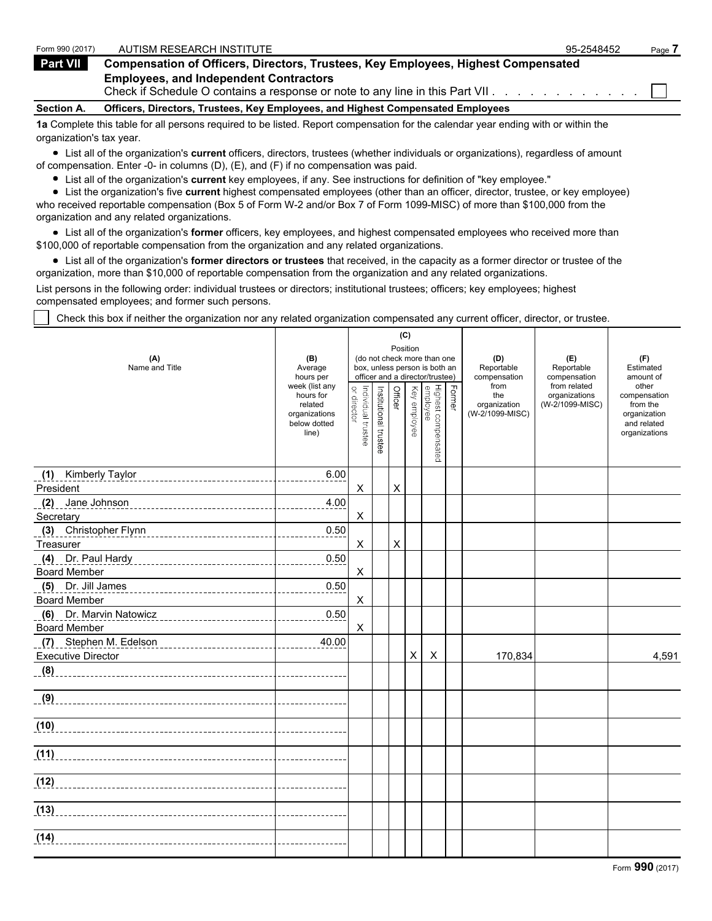Form 990 (2017) AUTISM RESEARCH INSTITUTE 95-2548452

## Part VII Compensation of Officers, Directors, Trustees, Key Employees, Highest Compensated Employees, and Independent Contractors

Check if Schedule O contains a response or note to any line in this Part VII . . . . . . . . . . . . ☐

### Section A. Officers, Directors, Trustees, Key Employees, and Highest Compensated Employees

**1a** Complete this table for all persons required to be listed. Report compensation for the calendar year ending with or within the organization's tax year.

- List all of the organization's **current** officers, directors, trustees (whether individuals or organizations), regardless of amount of compensation. Enter -0- in columns (D), (E), and (F) if no compensation was paid.
- List all of the organization's **current** key employees, if any. See instructions for definition of "key employee."
- List the organization's five **current** highest compensated employees (other than an officer, director, trustee, or key employee) who received reportable compensation (Box 5 of Form W-2 and/or Box 7 of Form 1099-MISC) of more than $100,000 from the organization and any related organizations.
- List all of the organization's **former** officers, key employees, and highest compensated employees who received more than $100,000 of reportable compensation from the organization and any related organizations.
- List all of the organization's **former directors or trustees** that received, in the capacity as a former director or trustee of the organization, more than $10,000 of reportable compensation from the organization and any related organizations.

List persons in the following order: individual trustees or directors; institutional trustees; officers; key employees; highest compensated employees; and former such persons.

☐ Check this box if neither the organization nor any related organization compensated any current officer, director, or trustee.

| (A) Name and Title | (B) Average hours per week (list any hours for related organizations below dotted line) | (C) Position (do not check more than one box, unless person is both an officer and a director/trustee) | | | | | | (D) Reportable compensation from the organization (W-2/1099-MISC) | (E) Reportable compensation from related organizations (W-2/1099-MISC) | (F) Estimated amount of other compensation from the organization and related organizations |
|---|---|---|---|---|---|---|---|---|---|---|
| | | Individual trustee or director | Institutional trustee | Officer | Key employee | Highest compensated employee | Former | | | |
| (1) Kimberly Taylor<br>President | 6.00 | X | | X | | | | | | |
| (2) Jane Johnson<br>Secretary | 4.00 | X | | | | | | | | |
| (3) Christopher Flynn<br>Treasurer | 0.50 | X | | X | | | | | | |
| (4) Dr. Paul Hardy<br>Board Member | 0.50 | X | | | | | | | | |
| (5) Dr. Jill James<br>Board Member | 0.50 | X | | | | | | | | |
| (6) Dr. Marvin Natowicz<br>Board Member | 0.50 | X | | | | | | | | |
| (7) Stephen M. Edelson<br>Executive Director | 40.00 | | | | X | X | | 170,834 | | 4,591 |
| (8) | | | | | | | | | | |
| (9) | | | | | | | | | | |
| (10) | | | | | | | | | | |
| (11) | | | | | | | | | | |
| (12) | | | | | | | | | | |
| (13) | | | | | | | | | | |
| (14) | | | | | | | | | | |

Form **990** (2017)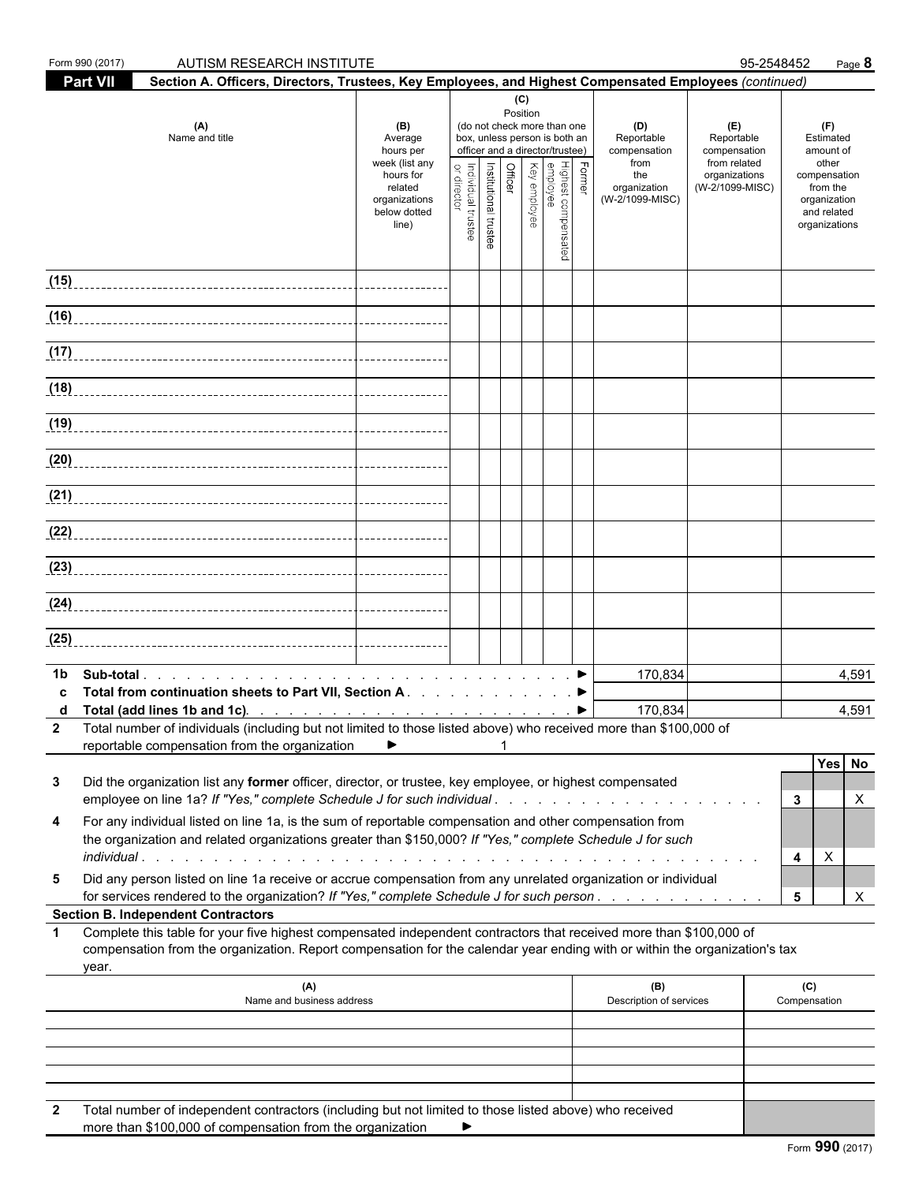Form 990 (2017) AUTISM RESEARCH INSTITUTE 95-2548452

**Part VII** **Section A. Officers, Directors, Trustees, Key Employees, and Highest Compensated Employees** *(continued)*

| (A) Name and title | (B) Average hours per week (list any hours for related organizations below dotted line) | (C) Position (do not check more than one box, unless person is both an officer and a director/trustee): Individual trustee or director | Institutional trustee | Officer | Key employee | Highest compensated employee | Former | (D) Reportable compensation from the organization (W-2/1099-MISC) | (E) Reportable compensation from related organizations (W-2/1099-MISC) | (F) Estimated amount of other compensation from the organization and related organizations |
|---|---|---|---|---|---|---|---|---|---|---|
| (15) | | | | | | | | | | |
| (16) | | | | | | | | | | |
| (17) | | | | | | | | | | |
| (18) | | | | | | | | | | |
| (19) | | | | | | | | | | |
| (20) | | | | | | | | | | |
| (21) | | | | | | | | | | |
| (22) | | | | | | | | | | |
| (23) | | | | | | | | | | |
| (24) | | | | | | | | | | |
| (25) | | | | | | | | | | |

| | | (D) | (E) | (F) |
|---|---|---|---|---|
| 1b | Sub-total ▶ | 170,834 | | 4,591 |
| c | Total from continuation sheets to Part VII, Section A ▶ | | | |
| d | Total (add lines 1b and 1c) ▶ | 170,834 | | 4,591 |

2 Total number of individuals (including but not limited to those listed above) who received more than $100,000 of reportable compensation from the organization ▶ 1

| | | | Yes | No |
|---|---|---|---|---|
| 3 | Did the organization list any **former** officer, director, or trustee, key employee, or highest compensated employee on line 1a? *If "Yes," complete Schedule J for such individual* | 3 | | X |
| 4 | For any individual listed on line 1a, is the sum of reportable compensation and other compensation from the organization and related organizations greater than $150,000? *If "Yes," complete Schedule J for such individual* | 4 | X | |
| 5 | Did any person listed on line 1a receive or accrue compensation from any unrelated organization or individual for services rendered to the organization? *If "Yes," complete Schedule J for such person* | 5 | | X |

**Section B. Independent Contractors**

1 Complete this table for your five highest compensated independent contractors that received more than $100,000 of compensation from the organization. Report compensation for the calendar year ending with or within the organization's tax year.

| (A) Name and business address | (B) Description of services | (C) Compensation |
|---|---|---|
| | | |
| | | |
| | | |
| | | |
| | | |

2 Total number of independent contractors (including but not limited to those listed above) who received more than $100,000 of compensation from the organization ▶

Form **990** (2017)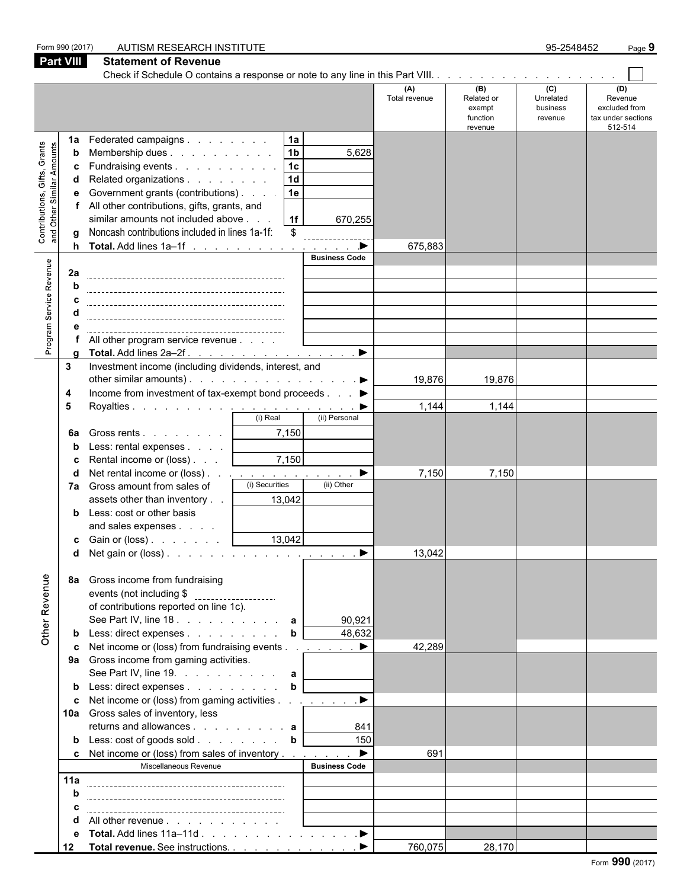Form 990 (2017) AUTISM RESEARCH INSTITUTE 95-2548452

## Part VIII Statement of Revenue

Check if Schedule O contains a response or note to any line in this Part VIII. . . . . . . . . . . . . . . . . . . ☐

| | | | | (A) Total revenue | (B) Related or exempt function revenue | (C) Unrelated business revenue | (D) Revenue excluded from tax under sections 512-514 |
|---|---|---|---|---|---|---|---|
| **Contributions, Gifts, Grants and Other Similar Amounts** | 1a Federated campaigns | 1a | | | | | |
| | b Membership dues | 1b | 5,628 | | | | |
| | c Fundraising events | 1c | | | | | |
| | d Related organizations | 1d | | | | | |
| | e Government grants (contributions) | 1e | | | | | |
| | f All other contributions, gifts, grants, and similar amounts not included above | 1f | 670,255 | | | | |
| | g Noncash contributions included in lines 1a-1f: $ | | | | | | |
| | h **Total.** Add lines 1a–1f ▶ | | | 675,883 | | | |
| **Program Service Revenue** | | | Business Code | | | | |
| | 2a | | | | | | |
| | b | | | | | | |
| | c | | | | | | |
| | d | | | | | | |
| | e | | | | | | |
| | f All other program service revenue | | | | | | |
| | g **Total.** Add lines 2a–2f ▶ | | | | | | |
| **Other Revenue** | 3 Investment income (including dividends, interest, and other similar amounts) ▶ | | | 19,876 | 19,876 | | |
| | 4 Income from investment of tax-exempt bond proceeds ▶ | | | | | | |
| | 5 Royalties ▶ | | | 1,144 | 1,144 | | |
| | | (i) Real | (ii) Personal | | | | |
| | 6a Gross rents | 7,150 | | | | | |
| | b Less: rental expenses | | | | | | |
| | c Rental income or (loss) | 7,150 | | | | | |
| | d Net rental income or (loss) ▶ | | | 7,150 | 7,150 | | |
| | | (i) Securities | (ii) Other | | | | |
| | 7a Gross amount from sales of assets other than inventory | 13,042 | | | | | |
| | b Less: cost or other basis and sales expenses | | | | | | |
| | c Gain or (loss) | 13,042 | | | | | |
| | d Net gain or (loss) ▶ | | | 13,042 | | | |
| | 8a Gross income from fundraising events (not including $ of contributions reported on line 1c). See Part IV, line 18 | a | 90,921 | | | | |
| | b Less: direct expenses | b | 48,632 | | | | |
| | c Net income or (loss) from fundraising events ▶ | | | 42,289 | | | |
| | 9a Gross income from gaming activities. See Part IV, line 19 | a | | | | | |
| | b Less: direct expenses | b | | | | | |
| | c Net income or (loss) from gaming activities ▶ | | | | | | |
| | 10a Gross sales of inventory, less returns and allowances | a | 841 | | | | |
| | b Less: cost of goods sold | b | 150 | | | | |
| | c Net income or (loss) from sales of inventory ▶ | | | 691 | | | |
| | Miscellaneous Revenue | | Business Code | | | | |
| | 11a | | | | | | |
| | b | | | | | | |
| | c | | | | | | |
| | d All other revenue | | | | | | |
| | e **Total.** Add lines 11a–11d ▶ | | | | | | |
| | 12 **Total revenue.** See instructions. ▶ | | | 760,075 | 28,170 | | |

Form **990** (2017)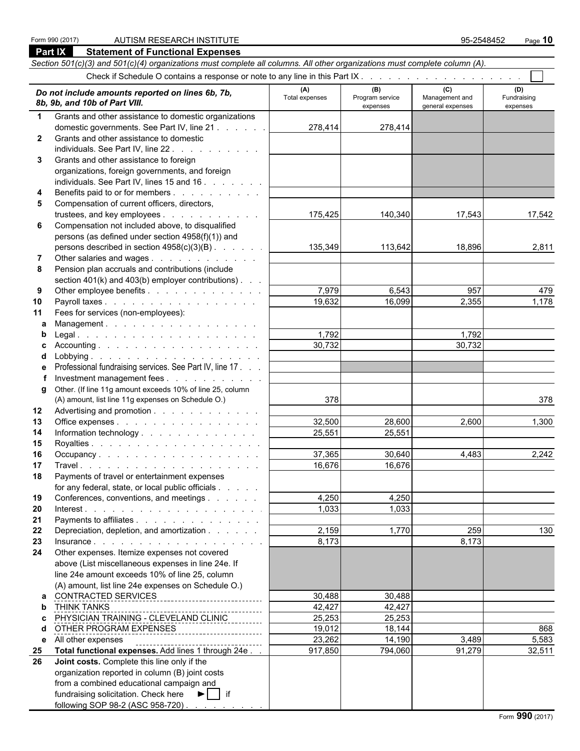Form 990 (2017) AUTISM RESEARCH INSTITUTE 95-2548452

## Part IX Statement of Functional Expenses

*Section 501(c)(3) and 501(c)(4) organizations must complete all columns. All other organizations must complete column (A).*

Check if Schedule O contains a response or note to any line in this Part IX . . . . . . . . . . . . . . . . . . . ☐

| *Do not include amounts reported on lines 6b, 7b, 8b, 9b, and 10b of Part VIII.* | (A) Total expenses | (B) Program service expenses | (C) Management and general expenses | (D) Fundraising expenses |
|---|---|---|---|---|
| **1** Grants and other assistance to domestic organizations domestic governments. See Part IV, line 21 | 278,414 | 278,414 | | |
| **2** Grants and other assistance to domestic individuals. See Part IV, line 22 | | | | |
| **3** Grants and other assistance to foreign organizations, foreign governments, and foreign individuals. See Part IV, lines 15 and 16 | | | | |
| **4** Benefits paid to or for members | | | | |
| **5** Compensation of current officers, directors, trustees, and key employees | 175,425 | 140,340 | 17,543 | 17,542 |
| **6** Compensation not included above, to disqualified persons (as defined under section 4958(f)(1)) and persons described in section 4958(c)(3)(B) | 135,349 | 113,642 | 18,896 | 2,811 |
| **7** Other salaries and wages | | | | |
| **8** Pension plan accruals and contributions (include section 401(k) and 403(b) employer contributions) | | | | |
| **9** Other employee benefits | 7,979 | 6,543 | 957 | 479 |
| **10** Payroll taxes | 19,632 | 16,099 | 2,355 | 1,178 |
| **11** Fees for services (non-employees): | | | | |
| **a** Management | | | | |
| **b** Legal | 1,792 | | 1,792 | |
| **c** Accounting | 30,732 | | 30,732 | |
| **d** Lobbying | | | | |
| **e** Professional fundraising services. See Part IV, line 17 | | | | |
| **f** Investment management fees | | | | |
| **g** Other. (If line 11g amount exceeds 10% of line 25, column (A) amount, list line 11g expenses on Schedule O.) | 378 | | | 378 |
| **12** Advertising and promotion | | | | |
| **13** Office expenses | 32,500 | 28,600 | 2,600 | 1,300 |
| **14** Information technology | 25,551 | 25,551 | | |
| **15** Royalties | | | | |
| **16** Occupancy | 37,365 | 30,640 | 4,483 | 2,242 |
| **17** Travel | 16,676 | 16,676 | | |
| **18** Payments of travel or entertainment expenses for any federal, state, or local public officials | | | | |
| **19** Conferences, conventions, and meetings | 4,250 | 4,250 | | |
| **20** Interest | 1,033 | 1,033 | | |
| **21** Payments to affiliates | | | | |
| **22** Depreciation, depletion, and amortization | 2,159 | 1,770 | 259 | 130 |
| **23** Insurance | 8,173 | | 8,173 | |
| **24** Other expenses. Itemize expenses not covered above (List miscellaneous expenses in line 24e. If line 24e amount exceeds 10% of line 25, column (A) amount, list line 24e expenses on Schedule O.) | | | | |
| **a** CONTRACTED SERVICES | 30,488 | 30,488 | | |
| **b** THINK TANKS | 42,427 | 42,427 | | |
| **c** PHYSICIAN TRAINING - CLEVELAND CLINIC | 25,253 | 25,253 | | |
| **d** OTHER PROGRAM EXPENSES | 19,012 | 18,144 | | 868 |
| **e** All other expenses | 23,262 | 14,190 | 3,489 | 5,583 |
| **25 Total functional expenses.** Add lines 1 through 24e | 917,850 | 794,060 | 91,279 | 32,511 |
| **26 Joint costs.** Complete this line only if the organization reported in column (B) joint costs from a combined educational campaign and fundraising solicitation. Check here ► ☐ if following SOP 98-2 (ASC 958-720) | | | | |

Form **990** (2017)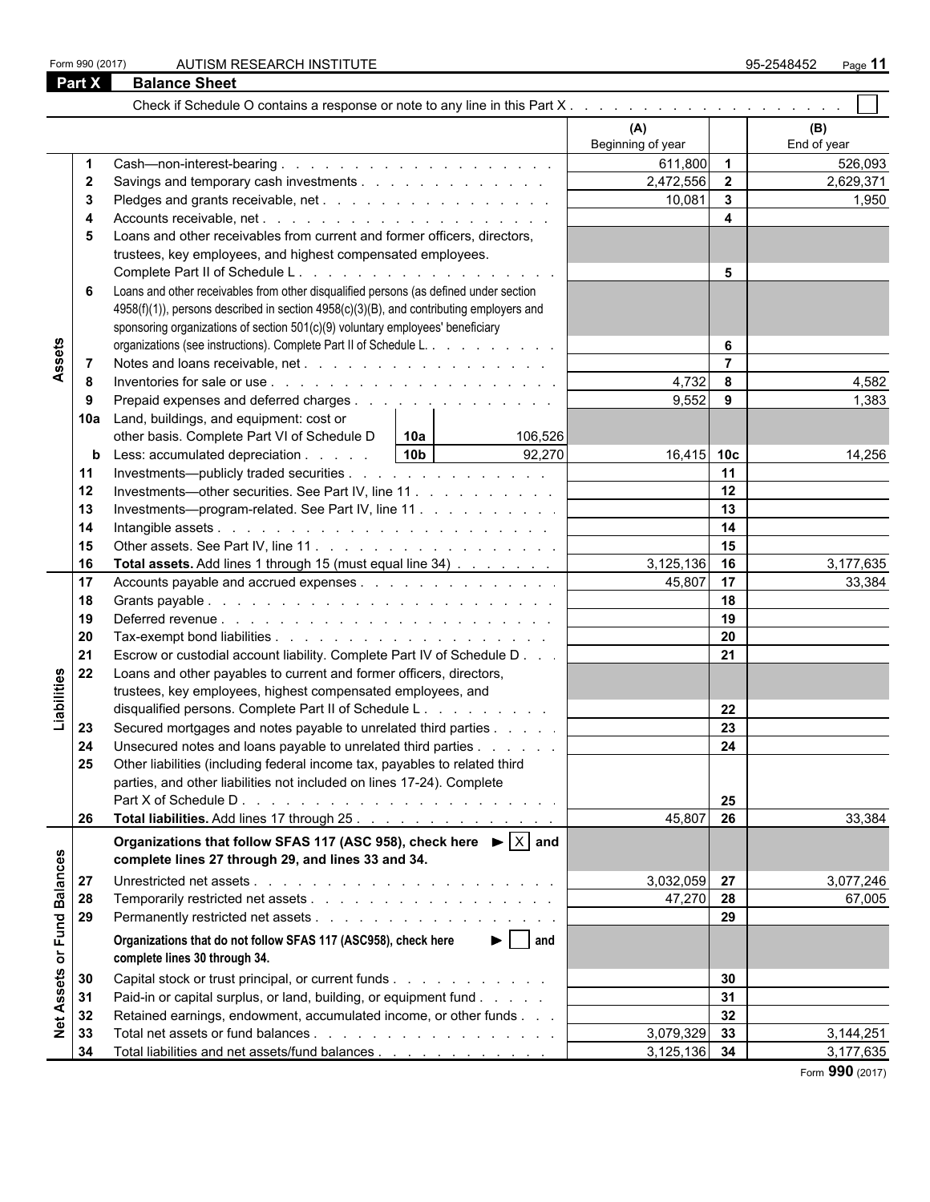Form 990 (2017) AUTISM RESEARCH INSTITUTE 95-2548452

## Part X Balance Sheet

Check if Schedule O contains a response or note to any line in this Part X . . . . . . . . . . . . . . . . . . . . ☐

| Section | Line | Description | | (A) Beginning of year | Line | (B) End of year |
|---|---|---|---|---|---|---|
| Assets | 1 | Cash—non-interest-bearing | | 611,800 | 1 | 526,093 |
| | 2 | Savings and temporary cash investments | | 2,472,556 | 2 | 2,629,371 |
| | 3 | Pledges and grants receivable, net | | 10,081 | 3 | 1,950 |
| | 4 | Accounts receivable, net | | | 4 | |
| | 5 | Loans and other receivables from current and former officers, directors, trustees, key employees, and highest compensated employees. Complete Part II of Schedule L | | | 5 | |
| | 6 | Loans and other receivables from other disqualified persons (as defined under section 4958(f)(1)), persons described in section 4958(c)(3)(B), and contributing employers and sponsoring organizations of section 501(c)(9) voluntary employees' beneficiary organizations (see instructions). Complete Part II of Schedule L. | | | 6 | |
| | 7 | Notes and loans receivable, net | | | 7 | |
| | 8 | Inventories for sale or use | | 4,732 | 8 | 4,582 |
| | 9 | Prepaid expenses and deferred charges | | 9,552 | 9 | 1,383 |
| | 10a | Land, buildings, and equipment: cost or other basis. Complete Part VI of Schedule D | 10a 106,526 | | | |
| | b | Less: accumulated depreciation | 10b 92,270 | 16,415 | 10c | 14,256 |
| | 11 | Investments—publicly traded securities | | | 11 | |
| | 12 | Investments—other securities. See Part IV, line 11 | | | 12 | |
| | 13 | Investments—program-related. See Part IV, line 11 | | | 13 | |
| | 14 | Intangible assets | | | 14 | |
| | 15 | Other assets. See Part IV, line 11 | | | 15 | |
| | 16 | **Total assets.** Add lines 1 through 15 (must equal line 34) | | 3,125,136 | 16 | 3,177,635 |
| Liabilities | 17 | Accounts payable and accrued expenses | | 45,807 | 17 | 33,384 |
| | 18 | Grants payable | | | 18 | |
| | 19 | Deferred revenue | | | 19 | |
| | 20 | Tax-exempt bond liabilities | | | 20 | |
| | 21 | Escrow or custodial account liability. Complete Part IV of Schedule D | | | 21 | |
| | 22 | Loans and other payables to current and former officers, directors, trustees, key employees, highest compensated employees, and disqualified persons. Complete Part II of Schedule L | | | 22 | |
| | 23 | Secured mortgages and notes payable to unrelated third parties | | | 23 | |
| | 24 | Unsecured notes and loans payable to unrelated third parties | | | 24 | |
| | 25 | Other liabilities (including federal income tax, payables to related third parties, and other liabilities not included on lines 17-24). Complete Part X of Schedule D | | | 25 | |
| | 26 | **Total liabilities.** Add lines 17 through 25 | | 45,807 | 26 | 33,384 |
| Net Assets or Fund Balances | | **Organizations that follow SFAS 117 (ASC 958), check here ► ☒ and complete lines 27 through 29, and lines 33 and 34.** | | | | |
| | 27 | Unrestricted net assets | | 3,032,059 | 27 | 3,077,246 |
| | 28 | Temporarily restricted net assets | | 47,270 | 28 | 67,005 |
| | 29 | Permanently restricted net assets | | | 29 | |
| | | **Organizations that do not follow SFAS 117 (ASC958), check here ► ☐ and complete lines 30 through 34.** | | | | |
| | 30 | Capital stock or trust principal, or current funds | | | 30 | |
| | 31 | Paid-in or capital surplus, or land, building, or equipment fund | | | 31 | |
| | 32 | Retained earnings, endowment, accumulated income, or other funds | | | 32 | |
| | 33 | Total net assets or fund balances | | 3,079,329 | 33 | 3,144,251 |
| | 34 | Total liabilities and net assets/fund balances | | 3,125,136 | 34 | 3,177,635 |

Form **990** (2017)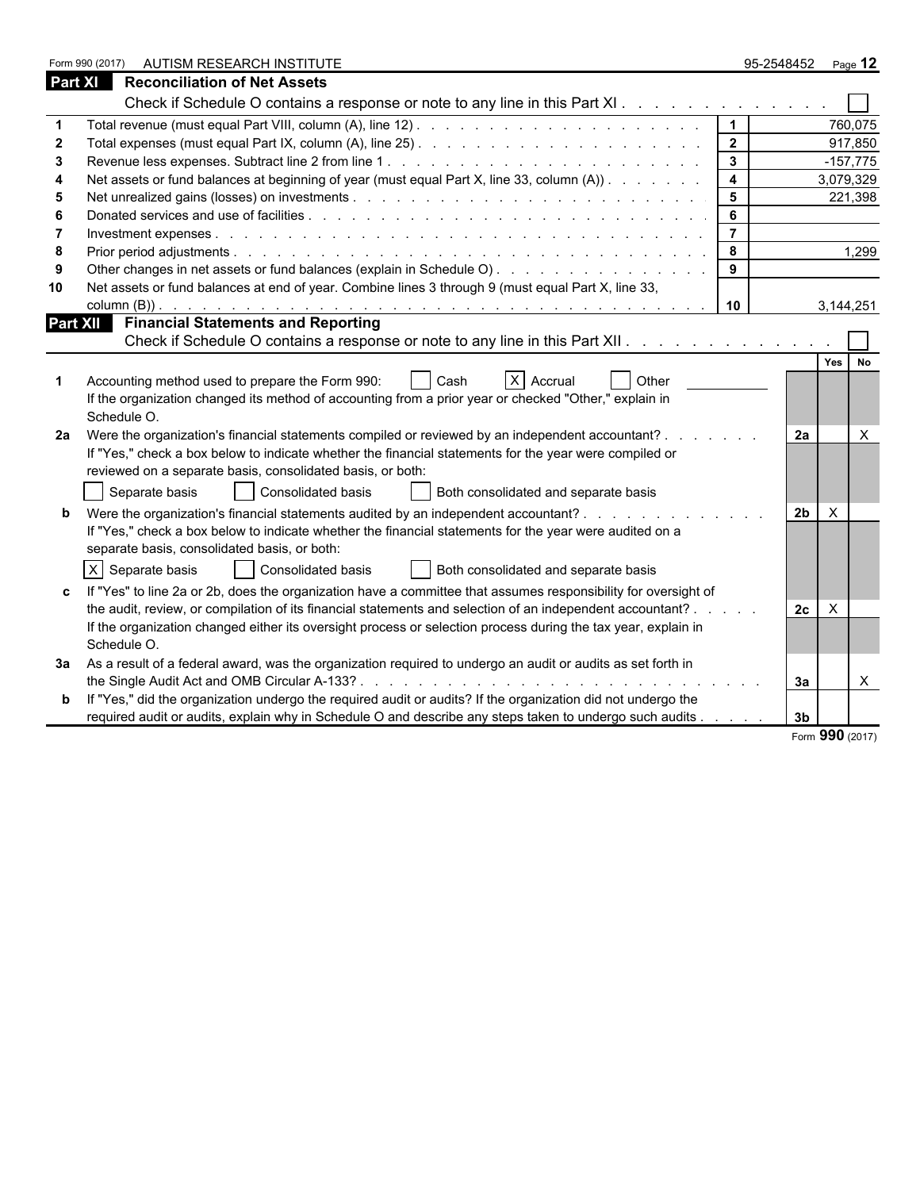Form 990 (2017) AUTISM RESEARCH INSTITUTE 95-2548452 Page 12

## Part XI Reconciliation of Net Assets

Check if Schedule O contains a response or note to any line in this Part XI . . . . . . . . . . . . . ☐

| | | | |
|---|---|---|---|
| 1 | Total revenue (must equal Part VIII, column (A), line 12) | 1 | 760,075 |
| 2 | Total expenses (must equal Part IX, column (A), line 25) | 2 | 917,850 |
| 3 | Revenue less expenses. Subtract line 2 from line 1 | 3 | -157,775 |
| 4 | Net assets or fund balances at beginning of year (must equal Part X, line 33, column (A)) | 4 | 3,079,329 |
| 5 | Net unrealized gains (losses) on investments | 5 | 221,398 |
| 6 | Donated services and use of facilities | 6 | |
| 7 | Investment expenses | 7 | |
| 8 | Prior period adjustments | 8 | 1,299 |
| 9 | Other changes in net assets or fund balances (explain in Schedule O) | 9 | |
| 10 | Net assets or fund balances at end of year. Combine lines 3 through 9 (must equal Part X, line 33, column (B)) | 10 | 3,144,251 |

## Part XII Financial Statements and Reporting

Check if Schedule O contains a response or note to any line in this Part XII . . . . . . . . . . . . . ☐

| | | | Yes | No |
|---|---|---|---|---|
| 1 | Accounting method used to prepare the Form 990: ☐ Cash ☒ Accrual ☐ Other<br>If the organization changed its method of accounting from a prior year or checked "Other," explain in Schedule O. | | | |
| 2a | Were the organization's financial statements compiled or reviewed by an independent accountant?<br>If "Yes," check a box below to indicate whether the financial statements for the year were compiled or reviewed on a separate basis, consolidated basis, or both:<br>☐ Separate basis ☐ Consolidated basis ☐ Both consolidated and separate basis | 2a | | X |
| b | Were the organization's financial statements audited by an independent accountant?<br>If "Yes," check a box below to indicate whether the financial statements for the year were audited on a separate basis, consolidated basis, or both:<br>☒ Separate basis ☐ Consolidated basis ☐ Both consolidated and separate basis | 2b | X | |
| c | If "Yes" to line 2a or 2b, does the organization have a committee that assumes responsibility for oversight of the audit, review, or compilation of its financial statements and selection of an independent accountant?<br>If the organization changed either its oversight process or selection process during the tax year, explain in Schedule O. | 2c | X | |
| 3a | As a result of a federal award, was the organization required to undergo an audit or audits as set forth in the Single Audit Act and OMB Circular A-133? | 3a | | X |
| b | If "Yes," did the organization undergo the required audit or audits? If the organization did not undergo the required audit or audits, explain why in Schedule O and describe any steps taken to undergo such audits | 3b | | |

Form **990** (2017)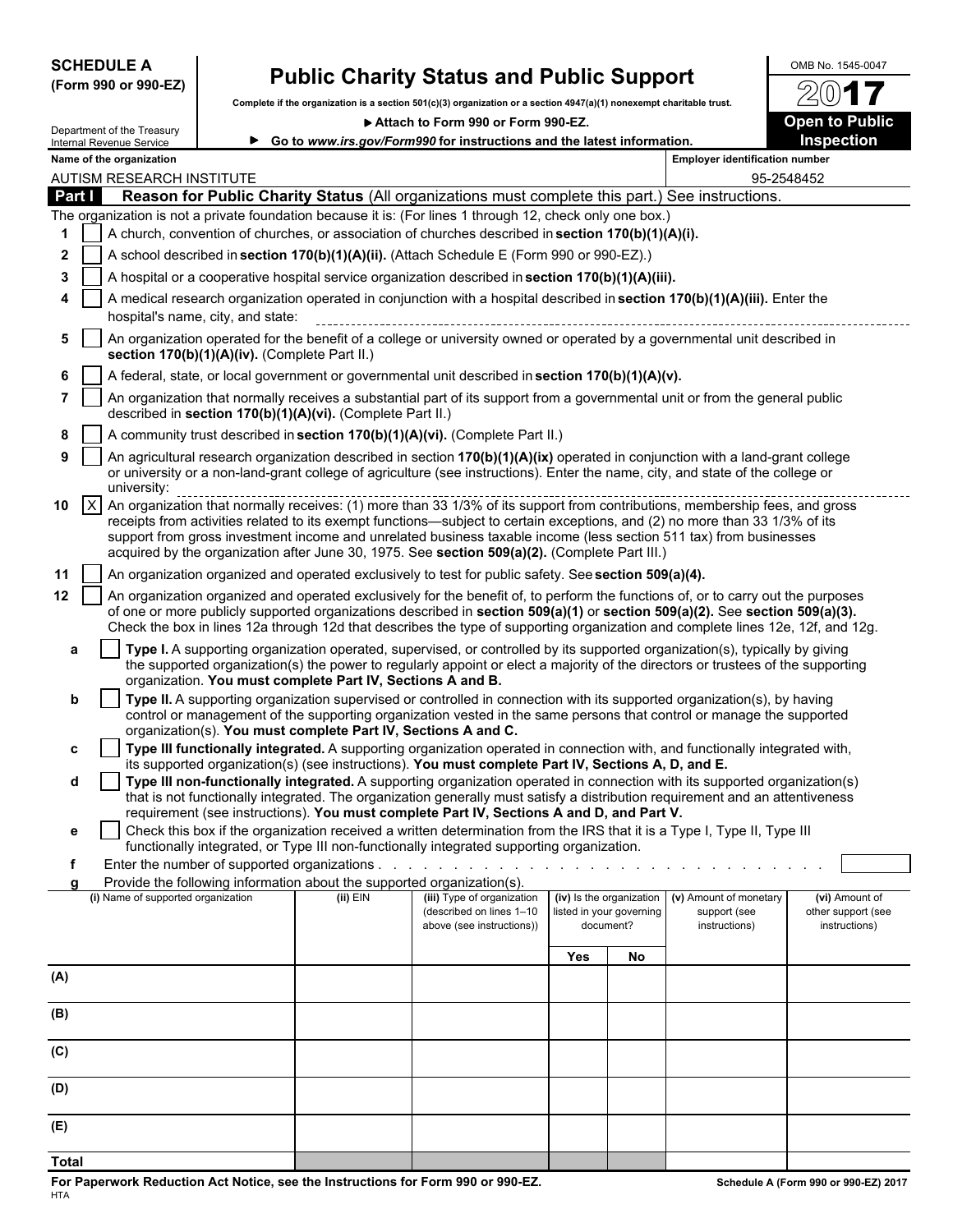**SCHEDULE A (Form 990 or 990-EZ)**

Department of the Treasury
Internal Revenue Service

# Public Charity Status and Public Support

**Complete if the organization is a section 501(c)(3) organization or a section 4947(a)(1) nonexempt charitable trust.**

▶ **Attach to Form 990 or Form 990-EZ.**

▶ **Go to *www.irs.gov/Form990* for instructions and the latest information.**

OMB No. 1545-0047

**2017**

**Open to Public Inspection**

**Name of the organization:** AUTISM RESEARCH INSTITUTE

**Employer identification number:** 95-2548452

## Part I — Reason for Public Charity Status (All organizations must complete this part.) See instructions.

The organization is not a private foundation because it is: (For lines 1 through 12, check only one box.)

1. ☐ A church, convention of churches, or association of churches described in **section 170(b)(1)(A)(i).**
2. ☐ A school described in **section 170(b)(1)(A)(ii).** (Attach Schedule E (Form 990 or 990-EZ).)
3. ☐ A hospital or a cooperative hospital service organization described in **section 170(b)(1)(A)(iii).**
4. ☐ A medical research organization operated in conjunction with a hospital described in **section 170(b)(1)(A)(iii).** Enter the hospital's name, city, and state:
5. ☐ An organization operated for the benefit of a college or university owned or operated by a governmental unit described in **section 170(b)(1)(A)(iv).** (Complete Part II.)
6. ☐ A federal, state, or local government or governmental unit described in **section 170(b)(1)(A)(v).**
7. ☐ An organization that normally receives a substantial part of its support from a governmental unit or from the general public described in **section 170(b)(1)(A)(vi).** (Complete Part II.)
8. ☐ A community trust described in **section 170(b)(1)(A)(vi).** (Complete Part II.)
9. ☐ An agricultural research organization described in section **170(b)(1)(A)(ix)** operated in conjunction with a land-grant college or university or a non-land-grant college of agriculture (see instructions). Enter the name, city, and state of the college or university:
10. ☒ An organization that normally receives: (1) more than 33 1/3% of its support from contributions, membership fees, and gross receipts from activities related to its exempt functions—subject to certain exceptions, and (2) no more than 33 1/3% of its support from gross investment income and unrelated business taxable income (less section 511 tax) from businesses acquired by the organization after June 30, 1975. See **section 509(a)(2).** (Complete Part III.)
11. ☐ An organization organized and operated exclusively to test for public safety. See **section 509(a)(4).**
12. ☐ An organization organized and operated exclusively for the benefit of, to perform the functions of, or to carry out the purposes of one or more publicly supported organizations described in **section 509(a)(1)** or **section 509(a)(2).** See **section 509(a)(3).** Check the box in lines 12a through 12d that describes the type of supporting organization and complete lines 12e, 12f, and 12g.
   - **a** ☐ **Type I.** A supporting organization operated, supervised, or controlled by its supported organization(s), typically by giving the supported organization(s) the power to regularly appoint or elect a majority of the directors or trustees of the supporting organization. **You must complete Part IV, Sections A and B.**
   - **b** ☐ **Type II.** A supporting organization supervised or controlled in connection with its supported organization(s), by having control or management of the supporting organization vested in the same persons that control or manage the supported organization(s). **You must complete Part IV, Sections A and C.**
   - **c** ☐ **Type III functionally integrated.** A supporting organization operated in connection with, and functionally integrated with, its supported organization(s) (see instructions). **You must complete Part IV, Sections A, D, and E.**
   - **d** ☐ **Type III non-functionally integrated.** A supporting organization operated in connection with its supported organization(s) that is not functionally integrated. The organization generally must satisfy a distribution requirement and an attentiveness requirement (see instructions). **You must complete Part IV, Sections A and D, and Part V.**
   - **e** ☐ Check this box if the organization received a written determination from the IRS that it is a Type I, Type II, Type III functionally integrated, or Type III non-functionally integrated supporting organization.
   - **f** Enter the number of supported organizations . . . . . . . .
   - **g** Provide the following information about the supported organization(s).

| | (i) Name of supported organization | (ii) EIN | (iii) Type of organization (described on lines 1–10 above (see instructions)) | (iv) Is the organization listed in your governing document? Yes | No | (v) Amount of monetary support (see instructions) | (vi) Amount of other support (see instructions) |
|---|---|---|---|---|---|---|---|
| (A) | | | | | | | |
| (B) | | | | | | | |
| (C) | | | | | | | |
| (D) | | | | | | | |
| (E) | | | | | | | |
| Total | | | | | | | |

**For Paperwork Reduction Act Notice, see the Instructions for Form 990 or 990-EZ.**
HTA

**Schedule A (Form 990 or 990-EZ) 2017**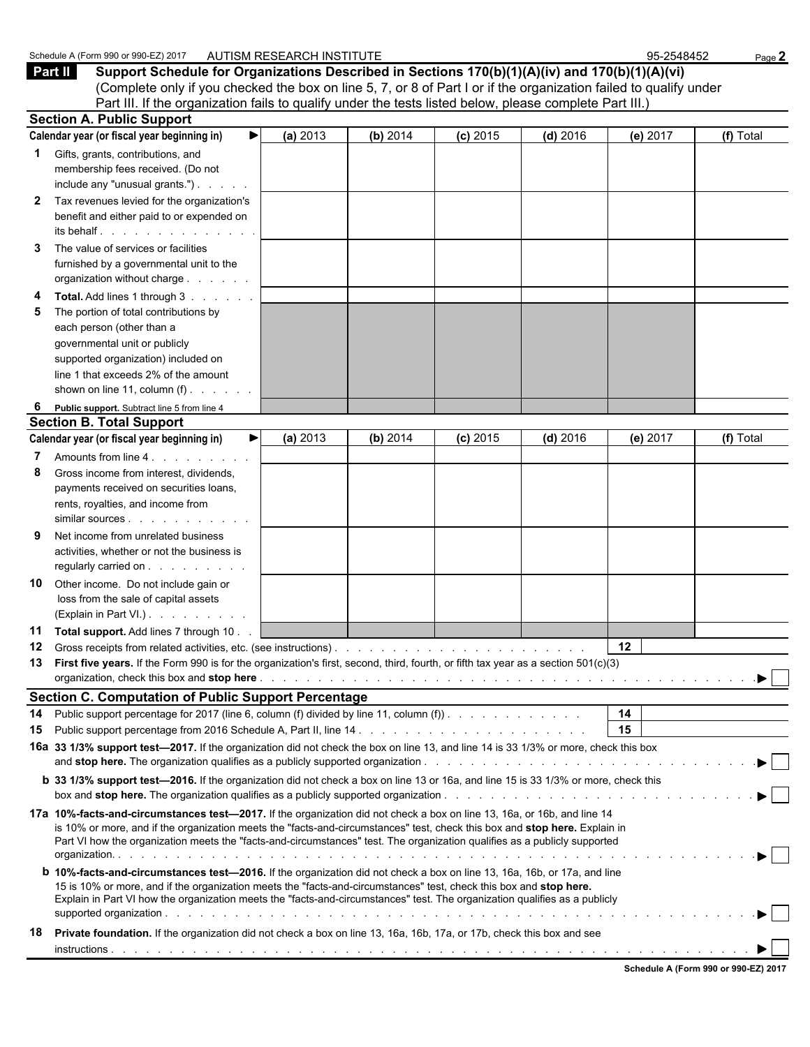Schedule A (Form 990 or 990-EZ) 2017 AUTISM RESEARCH INSTITUTE 95-2548452 Page **2**

## Part II Support Schedule for Organizations Described in Sections 170(b)(1)(A)(iv) and 170(b)(1)(A)(vi)

(Complete only if you checked the box on line 5, 7, or 8 of Part I or if the organization failed to qualify under Part III. If the organization fails to qualify under the tests listed below, please complete Part III.)

### Section A. Public Support

| Calendar year (or fiscal year beginning in) ▶ | (a) 2013 | (b) 2014 | (c) 2015 | (d) 2016 | (e) 2017 | (f) Total |
|---|---|---|---|---|---|---|
| **1** Gifts, grants, contributions, and membership fees received. (Do not include any "unusual grants.") | | | | | | |
| **2** Tax revenues levied for the organization's benefit and either paid to or expended on its behalf | | | | | | |
| **3** The value of services or facilities furnished by a governmental unit to the organization without charge | | | | | | |
| **4** **Total.** Add lines 1 through 3 | | | | | | |
| **5** The portion of total contributions by each person (other than a governmental unit or publicly supported organization) included on line 1 that exceeds 2% of the amount shown on line 11, column (f) | | | | | | |
| **6** **Public support.** Subtract line 5 from line 4 | | | | | | |

### Section B. Total Support

| Calendar year (or fiscal year beginning in) ▶ | (a) 2013 | (b) 2014 | (c) 2015 | (d) 2016 | (e) 2017 | (f) Total |
|---|---|---|---|---|---|---|
| **7** Amounts from line 4 | | | | | | |
| **8** Gross income from interest, dividends, payments received on securities loans, rents, royalties, and income from similar sources | | | | | | |
| **9** Net income from unrelated business activities, whether or not the business is regularly carried on | | | | | | |
| **10** Other income. Do not include gain or loss from the sale of capital assets (Explain in Part VI.) | | | | | | |
| **11** **Total support.** Add lines 7 through 10 | | | | | | |

**12** Gross receipts from related activities, etc. (see instructions) — **12**

**13** **First five years.** If the Form 990 is for the organization's first, second, third, fourth, or fifth tax year as a section 501(c)(3) organization, check this box and **stop here** ▶ ☐

### Section C. Computation of Public Support Percentage

**14** Public support percentage for 2017 (line 6, column (f) divided by line 11, column (f)) — **14**

**15** Public support percentage from 2016 Schedule A, Part II, line 14 — **15**

**16a** **33 1/3% support test—2017.** If the organization did not check the box on line 13, and line 14 is 33 1/3% or more, check this box and **stop here.** The organization qualifies as a publicly supported organization ▶ ☐

**b** **33 1/3% support test—2016.** If the organization did not check a box on line 13 or 16a, and line 15 is 33 1/3% or more, check this box and **stop here.** The organization qualifies as a publicly supported organization ▶ ☐

**17a** **10%-facts-and-circumstances test—2017.** If the organization did not check a box on line 13, 16a, or 16b, and line 14 is 10% or more, and if the organization meets the "facts-and-circumstances" test, check this box and **stop here.** Explain in Part VI how the organization meets the "facts-and-circumstances" test. The organization qualifies as a publicly supported organization ▶ ☐

**b** **10%-facts-and-circumstances test—2016.** If the organization did not check a box on line 13, 16a, 16b, or 17a, and line 15 is 10% or more, and if the organization meets the "facts-and-circumstances" test, check this box and **stop here.** Explain in Part VI how the organization meets the "facts-and-circumstances" test. The organization qualifies as a publicly supported organization ▶ ☐

**18** **Private foundation.** If the organization did not check a box on line 13, 16a, 16b, 17a, or 17b, check this box and see instructions ▶ ☐

**Schedule A (Form 990 or 990-EZ) 2017**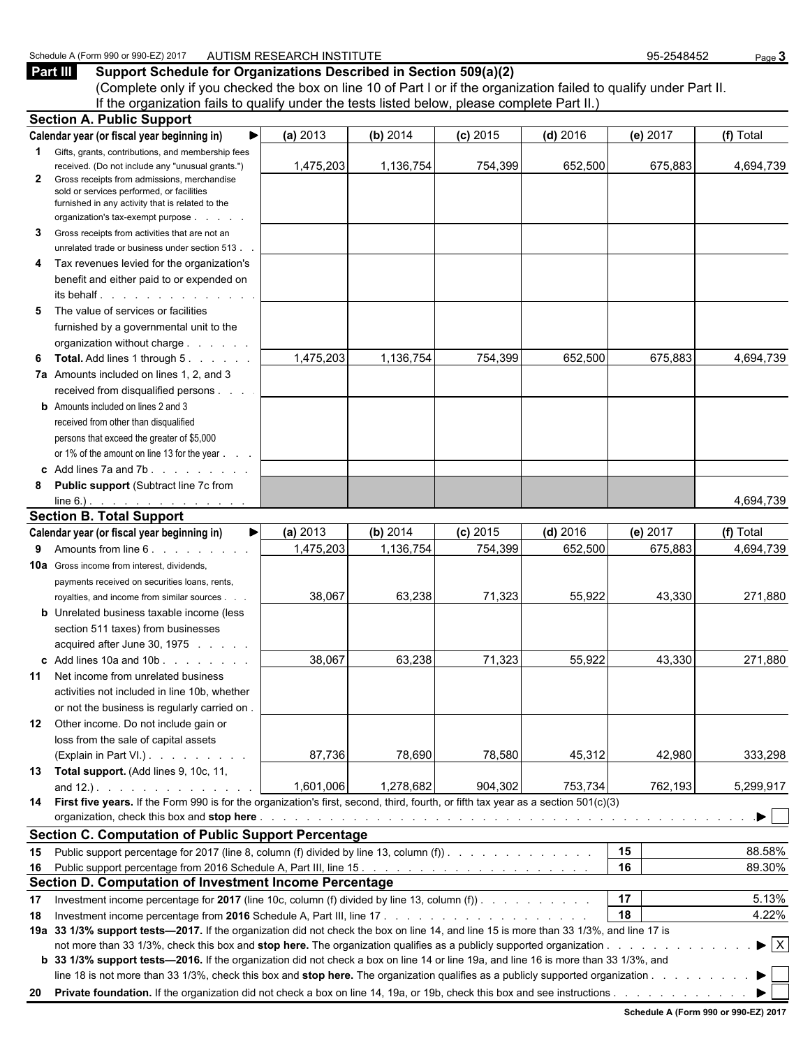Schedule A (Form 990 or 990-EZ) 2017 AUTISM RESEARCH INSTITUTE 95-2548452

## Part III Support Schedule for Organizations Described in Section 509(a)(2)

(Complete only if you checked the box on line 10 of Part I or if the organization failed to qualify under Part II. If the organization fails to qualify under the tests listed below, please complete Part II.)

### Section A. Public Support

| Calendar year (or fiscal year beginning in) ▶ | (a) 2013 | (b) 2014 | (c) 2015 | (d) 2016 | (e) 2017 | (f) Total |
|---|---|---|---|---|---|---|
| **1** Gifts, grants, contributions, and membership fees received. (Do not include any "unusual grants.") | 1,475,203 | 1,136,754 | 754,399 | 652,500 | 675,883 | 4,694,739 |
| **2** Gross receipts from admissions, merchandise sold or services performed, or facilities furnished in any activity that is related to the organization's tax-exempt purpose | | | | | | |
| **3** Gross receipts from activities that are not an unrelated trade or business under section 513 | | | | | | |
| **4** Tax revenues levied for the organization's benefit and either paid to or expended on its behalf | | | | | | |
| **5** The value of services or facilities furnished by a governmental unit to the organization without charge | | | | | | |
| **6** **Total.** Add lines 1 through 5 | 1,475,203 | 1,136,754 | 754,399 | 652,500 | 675,883 | 4,694,739 |
| **7a** Amounts included on lines 1, 2, and 3 received from disqualified persons | | | | | | |
| **b** Amounts included on lines 2 and 3 received from other than disqualified persons that exceed the greater of $5,000 or 1% of the amount on line 13 for the year | | | | | | |
| **c** Add lines 7a and 7b | | | | | | |
| **8** **Public support** (Subtract line 7c from line 6.) | | | | | | 4,694,739 |

### Section B. Total Support

| Calendar year (or fiscal year beginning in) ▶ | (a) 2013 | (b) 2014 | (c) 2015 | (d) 2016 | (e) 2017 | (f) Total |
|---|---|---|---|---|---|---|
| **9** Amounts from line 6 | 1,475,203 | 1,136,754 | 754,399 | 652,500 | 675,883 | 4,694,739 |
| **10a** Gross income from interest, dividends, payments received on securities loans, rents, royalties, and income from similar sources | 38,067 | 63,238 | 71,323 | 55,922 | 43,330 | 271,880 |
| **b** Unrelated business taxable income (less section 511 taxes) from businesses acquired after June 30, 1975 | | | | | | |
| **c** Add lines 10a and 10b | 38,067 | 63,238 | 71,323 | 55,922 | 43,330 | 271,880 |
| **11** Net income from unrelated business activities not included in line 10b, whether or not the business is regularly carried on | | | | | | |
| **12** Other income. Do not include gain or loss from the sale of capital assets (Explain in Part VI.) | 87,736 | 78,690 | 78,580 | 45,312 | 42,980 | 333,298 |
| **13** **Total support.** (Add lines 9, 10c, 11, and 12.) | 1,601,006 | 1,278,682 | 904,302 | 753,734 | 762,193 | 5,299,917 |

**14** **First five years.** If the Form 990 is for the organization's first, second, third, fourth, or fifth tax year as a section 501(c)(3) organization, check this box and **stop here** ▶ ☐

### Section C. Computation of Public Support Percentage

| | | | |
|---|---|---|---|
| **15** | Public support percentage for 2017 (line 8, column (f) divided by line 13, column (f)) | 15 | 88.58% |
| **16** | Public support percentage from 2016 Schedule A, Part III, line 15 | 16 | 89.30% |

### Section D. Computation of Investment Income Percentage

| | | | |
|---|---|---|---|
| **17** | Investment income percentage for **2017** (line 10c, column (f) divided by line 13, column (f)) | 17 | 5.13% |
| **18** | Investment income percentage from **2016** Schedule A, Part III, line 17 | 18 | 4.22% |

**19a** **33 1/3% support tests—2017.** If the organization did not check the box on line 14, and line 15 is more than 33 1/3%, and line 17 is not more than 33 1/3%, check this box and **stop here.** The organization qualifies as a publicly supported organization ▶ ☒

**b** **33 1/3% support tests—2016.** If the organization did not check a box on line 14 or line 19a, and line 16 is more than 33 1/3%, and line 18 is not more than 33 1/3%, check this box and **stop here.** The organization qualifies as a publicly supported organization ▶ ☐

**20** **Private foundation.** If the organization did not check a box on line 14, 19a, or 19b, check this box and see instructions ▶ ☐

**Schedule A (Form 990 or 990-EZ) 2017**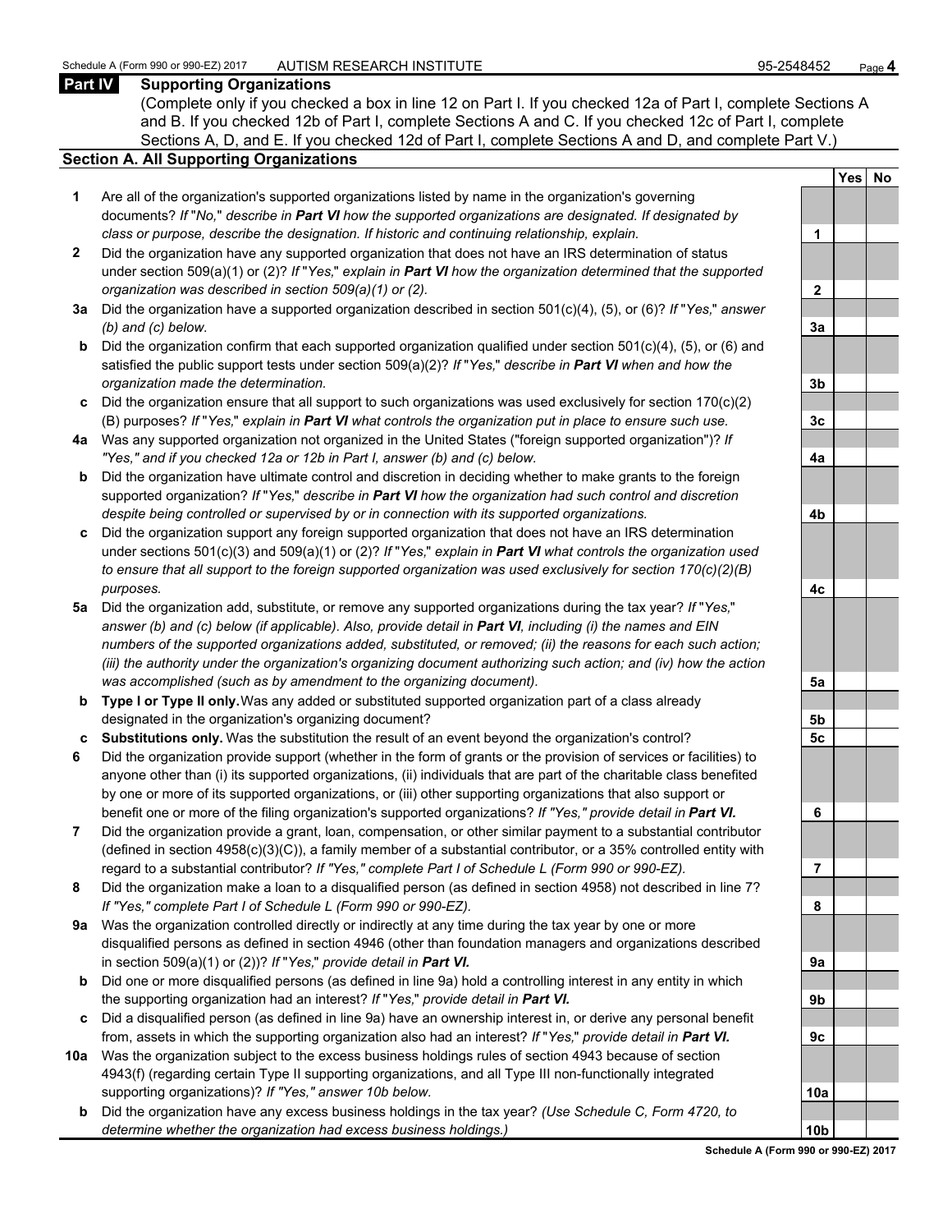## Part IV Supporting Organizations

(Complete only if you checked a box in line 12 on Part I. If you checked 12a of Part I, complete Sections A and B. If you checked 12b of Part I, complete Sections A and C. If you checked 12c of Part I, complete Sections A, D, and E. If you checked 12d of Part I, complete Sections A and D, and complete Part V.)

### Section A. All Supporting Organizations

| | | | Yes | No |
|---|---|---|---|---|
| **1** | Are all of the organization's supported organizations listed by name in the organization's governing documents? *If "No," describe in **Part VI** how the supported organizations are designated. If designated by class or purpose, describe the designation. If historic and continuing relationship, explain.* | 1 | | |
| **2** | Did the organization have any supported organization that does not have an IRS determination of status under section 509(a)(1) or (2)? *If "Yes," explain in **Part VI** how the organization determined that the supported organization was described in section 509(a)(1) or (2).* | 2 | | |
| **3a** | Did the organization have a supported organization described in section 501(c)(4), (5), or (6)? *If "Yes," answer (b) and (c) below.* | 3a | | |
| **b** | Did the organization confirm that each supported organization qualified under section 501(c)(4), (5), or (6) and satisfied the public support tests under section 509(a)(2)? *If "Yes," describe in **Part VI** when and how the organization made the determination.* | 3b | | |
| **c** | Did the organization ensure that all support to such organizations was used exclusively for section 170(c)(2)(B) purposes? *If "Yes," explain in **Part VI** what controls the organization put in place to ensure such use.* | 3c | | |
| **4a** | Was any supported organization not organized in the United States ("foreign supported organization")? *If "Yes," and if you checked 12a or 12b in Part I, answer (b) and (c) below.* | 4a | | |
| **b** | Did the organization have ultimate control and discretion in deciding whether to make grants to the foreign supported organization? *If "Yes," describe in **Part VI** how the organization had such control and discretion despite being controlled or supervised by or in connection with its supported organizations.* | 4b | | |
| **c** | Did the organization support any foreign supported organization that does not have an IRS determination under sections 501(c)(3) and 509(a)(1) or (2)? *If "Yes," explain in **Part VI** what controls the organization used to ensure that all support to the foreign supported organization was used exclusively for section 170(c)(2)(B) purposes.* | 4c | | |
| **5a** | Did the organization add, substitute, or remove any supported organizations during the tax year? *If "Yes," answer (b) and (c) below (if applicable). Also, provide detail in **Part VI**, including (i) the names and EIN numbers of the supported organizations added, substituted, or removed; (ii) the reasons for each such action; (iii) the authority under the organization's organizing document authorizing such action; and (iv) how the action was accomplished (such as by amendment to the organizing document).* | 5a | | |
| **b** | **Type I or Type II only.** Was any added or substituted supported organization part of a class already designated in the organization's organizing document? | 5b | | |
| **c** | **Substitutions only.** Was the substitution the result of an event beyond the organization's control? | 5c | | |
| **6** | Did the organization provide support (whether in the form of grants or the provision of services or facilities) to anyone other than (i) its supported organizations, (ii) individuals that are part of the charitable class benefited by one or more of its supported organizations, or (iii) other supporting organizations that also support or benefit one or more of the filing organization's supported organizations? *If "Yes," provide detail in **Part VI.*** | 6 | | |
| **7** | Did the organization provide a grant, loan, compensation, or other similar payment to a substantial contributor (defined in section 4958(c)(3)(C)), a family member of a substantial contributor, or a 35% controlled entity with regard to a substantial contributor? *If "Yes," complete Part I of Schedule L (Form 990 or 990-EZ).* | 7 | | |
| **8** | Did the organization make a loan to a disqualified person (as defined in section 4958) not described in line 7? *If "Yes," complete Part I of Schedule L (Form 990 or 990-EZ).* | 8 | | |
| **9a** | Was the organization controlled directly or indirectly at any time during the tax year by one or more disqualified persons as defined in section 4946 (other than foundation managers and organizations described in section 509(a)(1) or (2))? *If "Yes," provide detail in **Part VI.*** | 9a | | |
| **b** | Did one or more disqualified persons (as defined in line 9a) hold a controlling interest in any entity in which the supporting organization had an interest? *If "Yes," provide detail in **Part VI.*** | 9b | | |
| **c** | Did a disqualified person (as defined in line 9a) have an ownership interest in, or derive any personal benefit from, assets in which the supporting organization also had an interest? *If "Yes," provide detail in **Part VI.*** | 9c | | |
| **10a** | Was the organization subject to the excess business holdings rules of section 4943 because of section 4943(f) (regarding certain Type II supporting organizations, and all Type III non-functionally integrated supporting organizations)? *If "Yes," answer 10b below.* | 10a | | |
| **b** | Did the organization have any excess business holdings in the tax year? *(Use Schedule C, Form 4720, to determine whether the organization had excess business holdings.)* | 10b | | |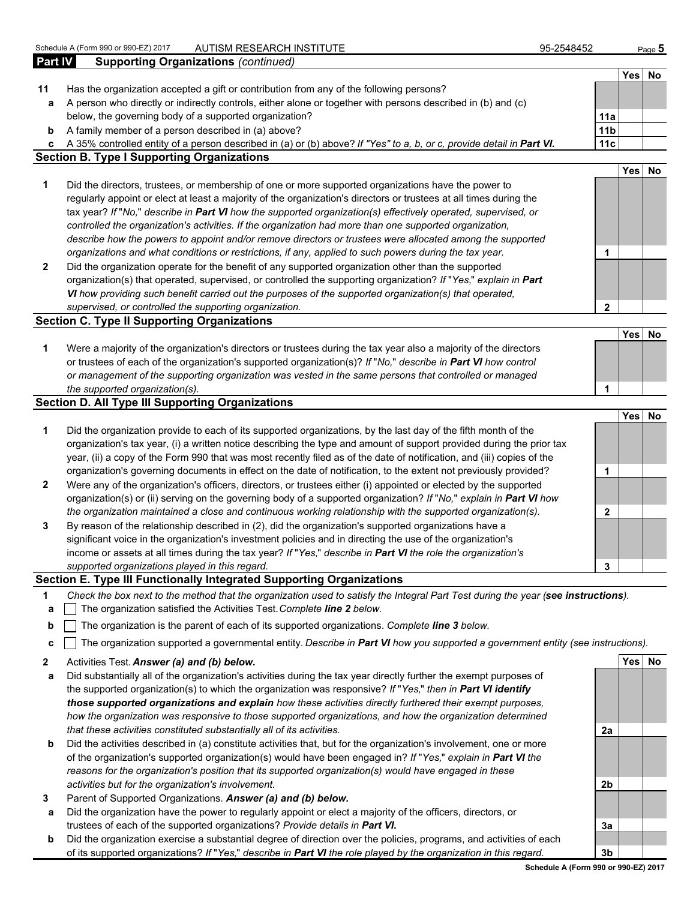**Part IV Supporting Organizations** *(continued)*

| | | | Yes | No |
|---|---|---|---|---|
| **11** | Has the organization accepted a gift or contribution from any of the following persons? | | | |
| **a** | A person who directly or indirectly controls, either alone or together with persons described in (b) and (c) below, the governing body of a supported organization? | 11a | | |
| **b** | A family member of a person described in (a) above? | 11b | | |
| **c** | A 35% controlled entity of a person described in (a) or (b) above? *If "Yes" to a, b, or c, provide detail in* ***Part VI.*** | 11c | | |

## Section B. Type I Supporting Organizations

| | | | Yes | No |
|---|---|---|---|---|
| **1** | Did the directors, trustees, or membership of one or more supported organizations have the power to regularly appoint or elect at least a majority of the organization's directors or trustees at all times during the tax year? *If "No," describe in* ***Part VI*** *how the supported organization(s) effectively operated, supervised, or controlled the organization's activities. If the organization had more than one supported organization, describe how the powers to appoint and/or remove directors or trustees were allocated among the supported organizations and what conditions or restrictions, if any, applied to such powers during the tax year.* | 1 | | |
| **2** | Did the organization operate for the benefit of any supported organization other than the supported organization(s) that operated, supervised, or controlled the supporting organization? *If "Yes," explain in* ***Part VI*** *how providing such benefit carried out the purposes of the supported organization(s) that operated, supervised, or controlled the supporting organization.* | 2 | | |

## Section C. Type II Supporting Organizations

| | | | Yes | No |
|---|---|---|---|---|
| **1** | Were a majority of the organization's directors or trustees during the tax year also a majority of the directors or trustees of each of the organization's supported organization(s)? *If "No," describe in* ***Part VI*** *how control or management of the supporting organization was vested in the same persons that controlled or managed the supported organization(s).* | 1 | | |

## Section D. All Type III Supporting Organizations

| | | | Yes | No |
|---|---|---|---|---|
| **1** | Did the organization provide to each of its supported organizations, by the last day of the fifth month of the organization's tax year, (i) a written notice describing the type and amount of support provided during the prior tax year, (ii) a copy of the Form 990 that was most recently filed as of the date of notification, and (iii) copies of the organization's governing documents in effect on the date of notification, to the extent not previously provided? | 1 | | |
| **2** | Were any of the organization's officers, directors, or trustees either (i) appointed or elected by the supported organization(s) or (ii) serving on the governing body of a supported organization? *If "No," explain in* ***Part VI*** *how the organization maintained a close and continuous working relationship with the supported organization(s).* | 2 | | |
| **3** | By reason of the relationship described in (2), did the organization's supported organizations have a significant voice in the organization's investment policies and in directing the use of the organization's income or assets at all times during the tax year? *If "Yes," describe in* ***Part VI*** *the role the organization's supported organizations played in this regard.* | 3 | | |

## Section E. Type III Functionally Integrated Supporting Organizations

**1** *Check the box next to the method that the organization used to satisfy the Integral Part Test during the year (****see instructions****).*

- **a** ☐ The organization satisfied the Activities Test. *Complete* ***line 2*** *below.*
- **b** ☐ The organization is the parent of each of its supported organizations. *Complete* ***line 3*** *below.*
- **c** ☐ The organization supported a governmental entity. *Describe in* ***Part VI*** *how you supported a government entity (see instructions).*

| | | | Yes | No |
|---|---|---|---|---|
| **2** | Activities Test. ***Answer (a) and (b) below.*** | | | |
| **a** | Did substantially all of the organization's activities during the tax year directly further the exempt purposes of the supported organization(s) to which the organization was responsive? *If "Yes," then in* ***Part VI identify those supported organizations and explain*** *how these activities directly furthered their exempt purposes, how the organization was responsive to those supported organizations, and how the organization determined that these activities constituted substantially all of its activities.* | 2a | | |
| **b** | Did the activities described in (a) constitute activities that, but for the organization's involvement, one or more of the organization's supported organization(s) would have been engaged in? *If "Yes," explain in* ***Part VI*** *the reasons for the organization's position that its supported organization(s) would have engaged in these activities but for the organization's involvement.* | 2b | | |
| **3** | Parent of Supported Organizations. ***Answer (a) and (b) below.*** | | | |
| **a** | Did the organization have the power to regularly appoint or elect a majority of the officers, directors, or trustees of each of the supported organizations? ***Provide details in Part VI.*** | 3a | | |
| **b** | Did the organization exercise a substantial degree of direction over the policies, programs, and activities of each of its supported organizations? *If "Yes," describe in* ***Part VI*** *the role played by the organization in this regard.* | 3b | | |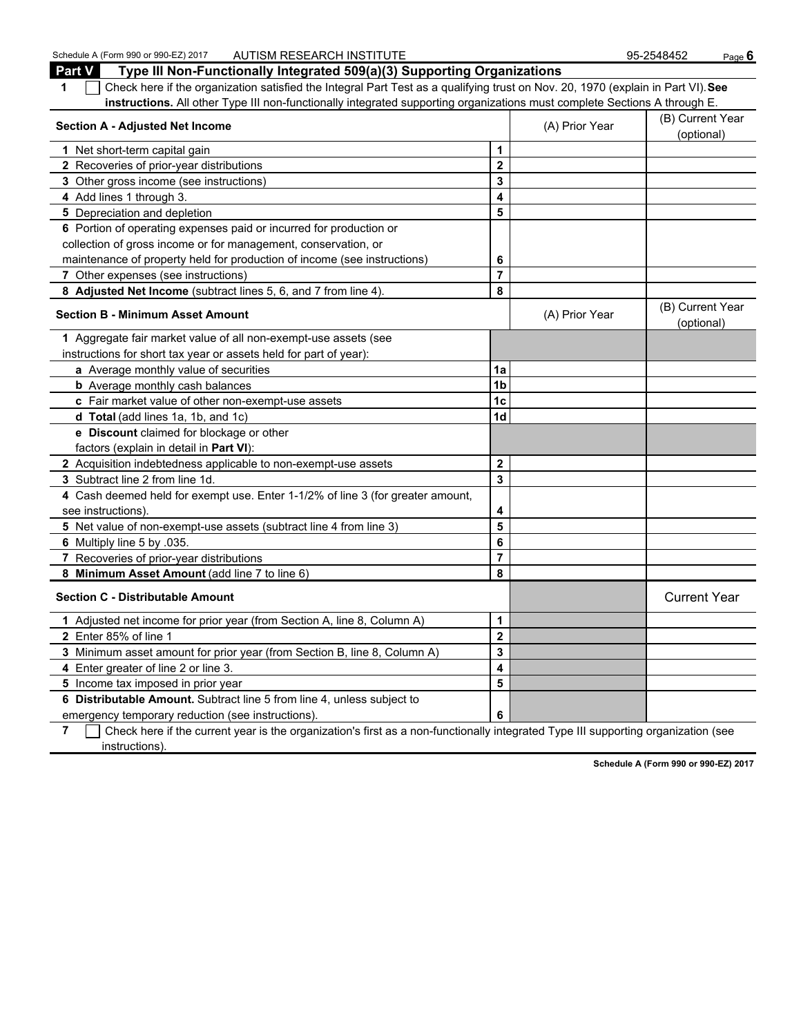Schedule A (Form 990 or 990-EZ) 2017 AUTISM RESEARCH INSTITUTE 95-2548452

## Part V Type III Non-Functionally Integrated 509(a)(3) Supporting Organizations

**1** ☐ Check here if the organization satisfied the Integral Part Test as a qualifying trust on Nov. 20, 1970 (explain in Part VI). **See instructions.** All other Type III non-functionally integrated supporting organizations must complete Sections A through E.

| **Section A - Adjusted Net Income** | | (A) Prior Year | (B) Current Year (optional) |
|---|---|---|---|
| **1** Net short-term capital gain | 1 | | |
| **2** Recoveries of prior-year distributions | 2 | | |
| **3** Other gross income (see instructions) | 3 | | |
| **4** Add lines 1 through 3. | 4 | | |
| **5** Depreciation and depletion | 5 | | |
| **6** Portion of operating expenses paid or incurred for production or collection of gross income or for management, conservation, or maintenance of property held for production of income (see instructions) | 6 | | |
| **7** Other expenses (see instructions) | 7 | | |
| **8 Adjusted Net Income** (subtract lines 5, 6, and 7 from line 4). | 8 | | |

| **Section B - Minimum Asset Amount** | | (A) Prior Year | (B) Current Year (optional) |
|---|---|---|---|
| **1** Aggregate fair market value of all non-exempt-use assets (see instructions for short tax year or assets held for part of year): | | | |
| **a** Average monthly value of securities | 1a | | |
| **b** Average monthly cash balances | 1b | | |
| **c** Fair market value of other non-exempt-use assets | 1c | | |
| **d Total** (add lines 1a, 1b, and 1c) | 1d | | |
| **e Discount** claimed for blockage or other factors (explain in detail in **Part VI**): | | | |
| **2** Acquisition indebtedness applicable to non-exempt-use assets | 2 | | |
| **3** Subtract line 2 from line 1d. | 3 | | |
| **4** Cash deemed held for exempt use. Enter 1-1/2% of line 3 (for greater amount, see instructions). | 4 | | |
| **5** Net value of non-exempt-use assets (subtract line 4 from line 3) | 5 | | |
| **6** Multiply line 5 by .035. | 6 | | |
| **7** Recoveries of prior-year distributions | 7 | | |
| **8 Minimum Asset Amount** (add line 7 to line 6) | 8 | | |

| **Section C - Distributable Amount** | | | Current Year |
|---|---|---|---|
| **1** Adjusted net income for prior year (from Section A, line 8, Column A) | 1 | | |
| **2** Enter 85% of line 1 | 2 | | |
| **3** Minimum asset amount for prior year (from Section B, line 8, Column A) | 3 | | |
| **4** Enter greater of line 2 or line 3. | 4 | | |
| **5** Income tax imposed in prior year | 5 | | |
| **6 Distributable Amount.** Subtract line 5 from line 4, unless subject to emergency temporary reduction (see instructions). | 6 | | |

**7** ☐ Check here if the current year is the organization's first as a non-functionally integrated Type III supporting organization (see instructions).

**Schedule A (Form 990 or 990-EZ) 2017**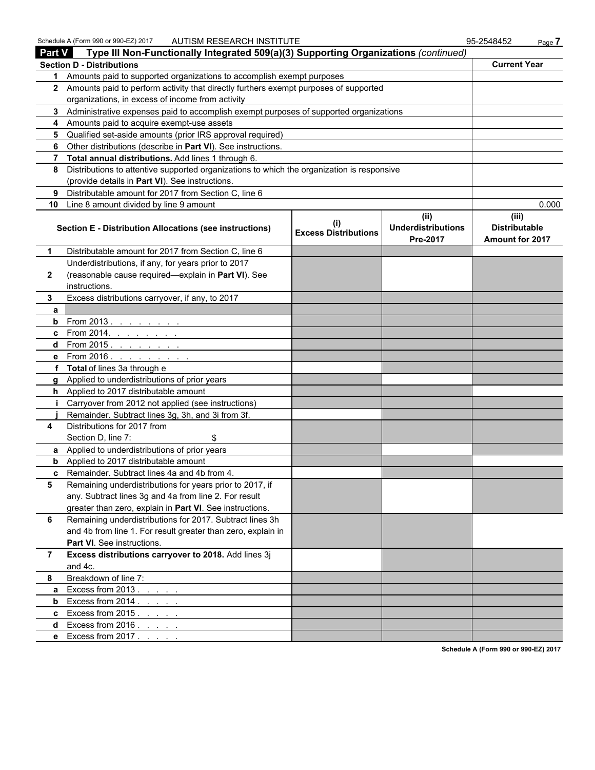## Part V Type III Non-Functionally Integrated 509(a)(3) Supporting Organizations *(continued)*

| Section D - Distributions | | Current Year |
|---|---|---|
| 1 | Amounts paid to supported organizations to accomplish exempt purposes | |
| 2 | Amounts paid to perform activity that directly furthers exempt purposes of supported organizations, in excess of income from activity | |
| 3 | Administrative expenses paid to accomplish exempt purposes of supported organizations | |
| 4 | Amounts paid to acquire exempt-use assets | |
| 5 | Qualified set-aside amounts (prior IRS approval required) | |
| 6 | Other distributions (describe in **Part VI**). See instructions. | |
| 7 | **Total annual distributions.** Add lines 1 through 6. | |
| 8 | Distributions to attentive supported organizations to which the organization is responsive (provide details in **Part VI**). See instructions. | |
| 9 | Distributable amount for 2017 from Section C, line 6 | |
| 10 | Line 8 amount divided by line 9 amount | 0.000 |

| | Section E - Distribution Allocations (see instructions) | (i) Excess Distributions | (ii) Underdistributions Pre-2017 | (iii) Distributable Amount for 2017 |
|---|---|---|---|---|
| 1 | Distributable amount for 2017 from Section C, line 6 | | | |
| 2 | Underdistributions, if any, for years prior to 2017 (reasonable cause required—explain in **Part VI**). See instructions. | | | |
| 3 | Excess distributions carryover, if any, to 2017 | | | |
| a | | | | |
| b | From 2013 | | | |
| c | From 2014 | | | |
| d | From 2015 | | | |
| e | From 2016 | | | |
| f | **Total** of lines 3a through e | | | |
| g | Applied to underdistributions of prior years | | | |
| h | Applied to 2017 distributable amount | | | |
| i | Carryover from 2012 not applied (see instructions) | | | |
| j | Remainder. Subtract lines 3g, 3h, and 3i from 3f. | | | |
| 4 | Distributions for 2017 from Section D, line 7: $ | | | |
| a | Applied to underdistributions of prior years | | | |
| b | Applied to 2017 distributable amount | | | |
| c | Remainder. Subtract lines 4a and 4b from 4. | | | |
| 5 | Remaining underdistributions for years prior to 2017, if any. Subtract lines 3g and 4a from line 2. For result greater than zero, explain in **Part VI**. See instructions. | | | |
| 6 | Remaining underdistributions for 2017. Subtract lines 3h and 4b from line 1. For result greater than zero, explain in **Part VI**. See instructions. | | | |
| 7 | **Excess distributions carryover to 2018.** Add lines 3j and 4c. | | | |
| 8 | Breakdown of line 7: | | | |
| a | Excess from 2013 | | | |
| b | Excess from 2014 | | | |
| c | Excess from 2015 | | | |
| d | Excess from 2016 | | | |
| e | Excess from 2017 | | | |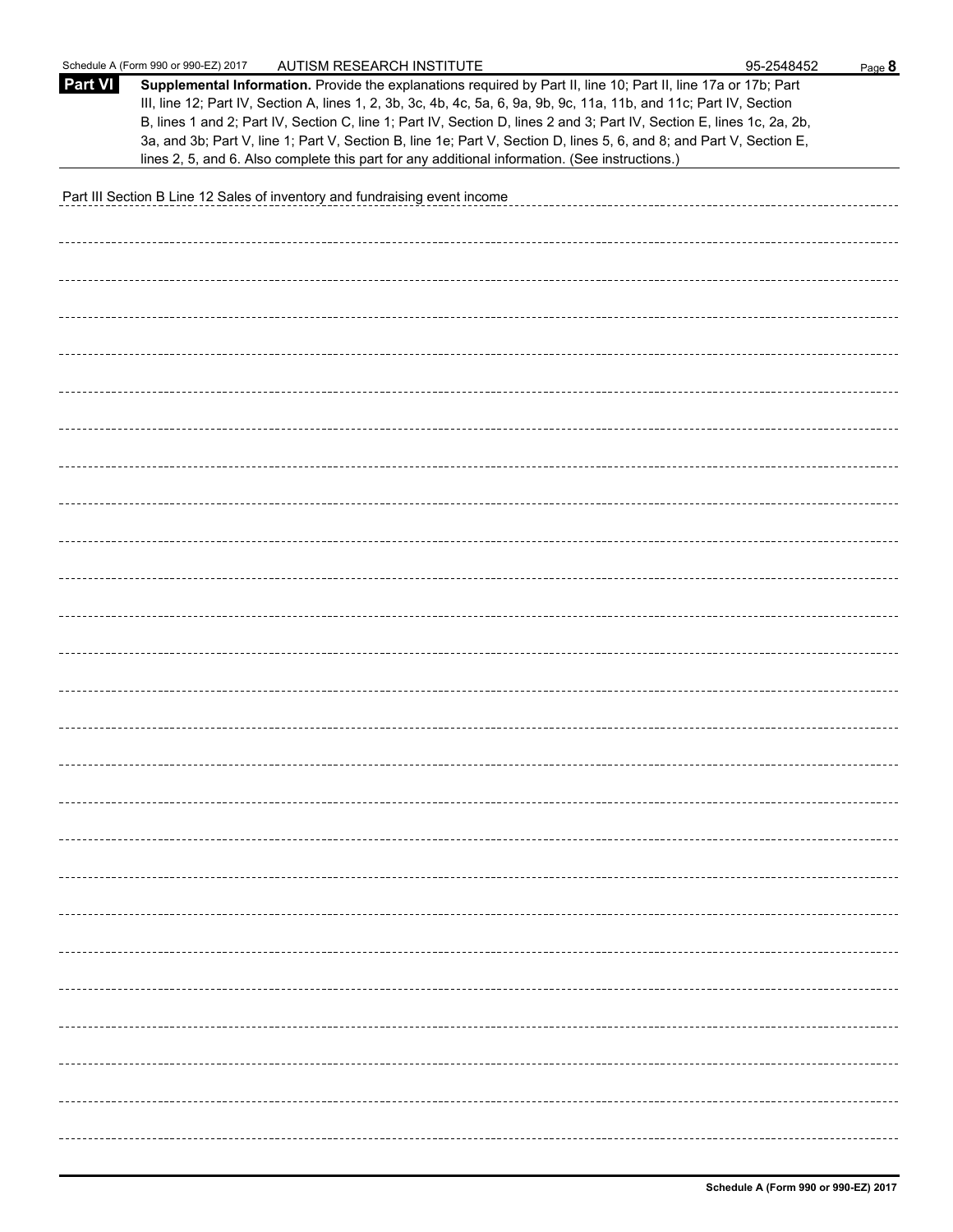Schedule A (Form 990 or 990-EZ) 2017 AUTISM RESEARCH INSTITUTE 95-2548452

**Part VI** **Supplemental Information.** Provide the explanations required by Part II, line 10; Part II, line 17a or 17b; Part III, line 12; Part IV, Section A, lines 1, 2, 3b, 3c, 4b, 4c, 5a, 6, 9a, 9b, 9c, 11a, 11b, and 11c; Part IV, Section B, lines 1 and 2; Part IV, Section C, line 1; Part IV, Section D, lines 2 and 3; Part IV, Section E, lines 1c, 2a, 2b, 3a, and 3b; Part V, line 1; Part V, Section B, line 1e; Part V, Section D, lines 5, 6, and 8; and Part V, Section E, lines 2, 5, and 6. Also complete this part for any additional information. (See instructions.)

Part III Section B Line 12 Sales of inventory and fundraising event income

**Schedule A (Form 990 or 990-EZ) 2017**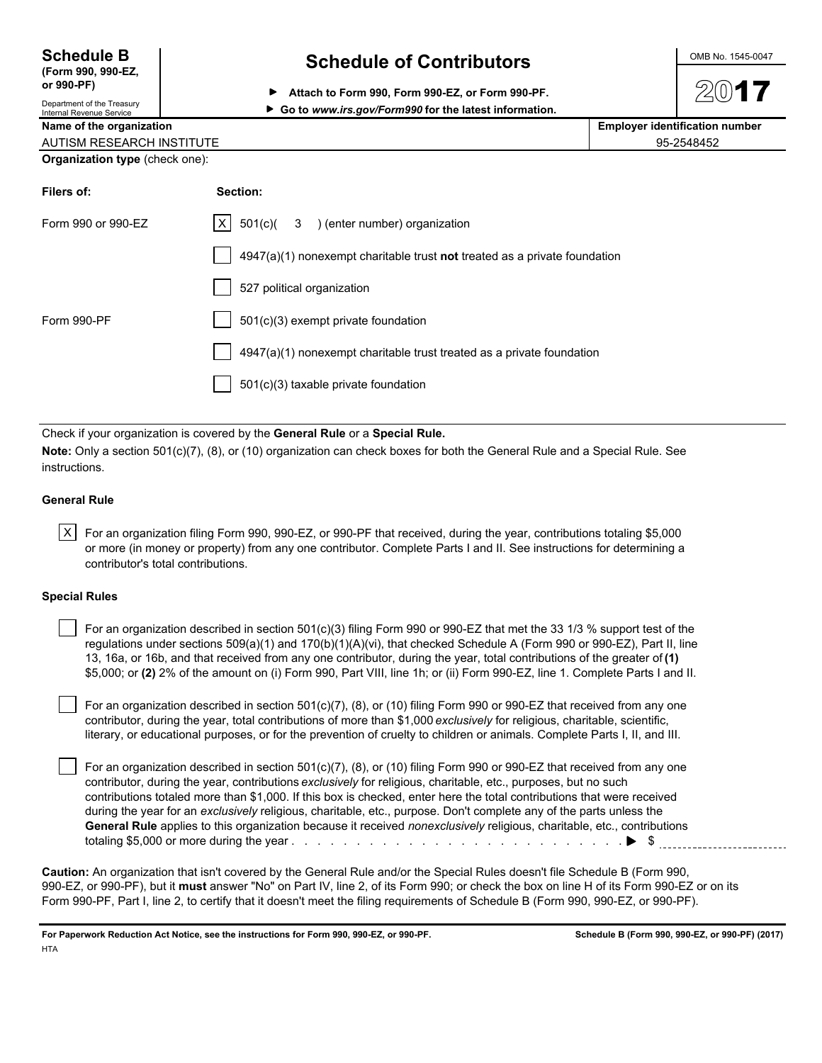**Schedule B**
**(Form 990, 990-EZ, or 990-PF)**
Department of the Treasury
Internal Revenue Service

# Schedule of Contributors

▶ **Attach to Form 990, Form 990-EZ, or Form 990-PF.**
▶ **Go to *www.irs.gov/Form990* for the latest information.**

OMB No. 1545-0047

**2017**

| **Name of the organization** | **Employer identification number** |
| --- | --- |
| AUTISM RESEARCH INSTITUTE | 95-2548452 |

**Organization type** (check one):

| **Filers of:** | **Section:** |
| --- | --- |
| Form 990 or 990-EZ | [X] 501(c)( 3 ) (enter number) organization |
| | [ ] 4947(a)(1) nonexempt charitable trust **not** treated as a private foundation |
| | [ ] 527 political organization |
| Form 990-PF | [ ] 501(c)(3) exempt private foundation |
| | [ ] 4947(a)(1) nonexempt charitable trust treated as a private foundation |
| | [ ] 501(c)(3) taxable private foundation |

Check if your organization is covered by the **General Rule** or a **Special Rule.**

**Note:** Only a section 501(c)(7), (8), or (10) organization can check boxes for both the General Rule and a Special Rule. See instructions.

**General Rule**

[X] For an organization filing Form 990, 990-EZ, or 990-PF that received, during the year, contributions totaling $5,000 or more (in money or property) from any one contributor. Complete Parts I and II. See instructions for determining a contributor's total contributions.

**Special Rules**

[ ] For an organization described in section 501(c)(3) filing Form 990 or 990-EZ that met the 33 1/3 % support test of the regulations under sections 509(a)(1) and 170(b)(1)(A)(vi), that checked Schedule A (Form 990 or 990-EZ), Part II, line 13, 16a, or 16b, and that received from any one contributor, during the year, total contributions of the greater of **(1)** $5,000; or **(2)** 2% of the amount on (i) Form 990, Part VIII, line 1h; or (ii) Form 990-EZ, line 1. Complete Parts I and II.

[ ] For an organization described in section 501(c)(7), (8), or (10) filing Form 990 or 990-EZ that received from any one contributor, during the year, total contributions of more than $1,000 *exclusively* for religious, charitable, scientific, literary, or educational purposes, or for the prevention of cruelty to children or animals. Complete Parts I, II, and III.

[ ] For an organization described in section 501(c)(7), (8), or (10) filing Form 990 or 990-EZ that received from any one contributor, during the year, contributions *exclusively* for religious, charitable, etc., purposes, but no such contributions totaled more than $1,000. If this box is checked, enter here the total contributions that were received during the year for an *exclusively* religious, charitable, etc., purpose. Don't complete any of the parts unless the **General Rule** applies to this organization because it received *nonexclusively* religious, charitable, etc., contributions totaling $5,000 or more during the year . . . . . . . . . . . . . . . . . . . . . . . . . . . . . . ▶ $ ____________

**Caution:** An organization that isn't covered by the General Rule and/or the Special Rules doesn't file Schedule B (Form 990, 990-EZ, or 990-PF), but it **must** answer "No" on Part IV, line 2, of its Form 990; or check the box on line H of its Form 990-EZ or on its Form 990-PF, Part I, line 2, to certify that it doesn't meet the filing requirements of Schedule B (Form 990, 990-EZ, or 990-PF).

**For Paperwork Reduction Act Notice, see the instructions for Form 990, 990-EZ, or 990-PF.** **Schedule B (Form 990, 990-EZ, or 990-PF) (2017)**

HTA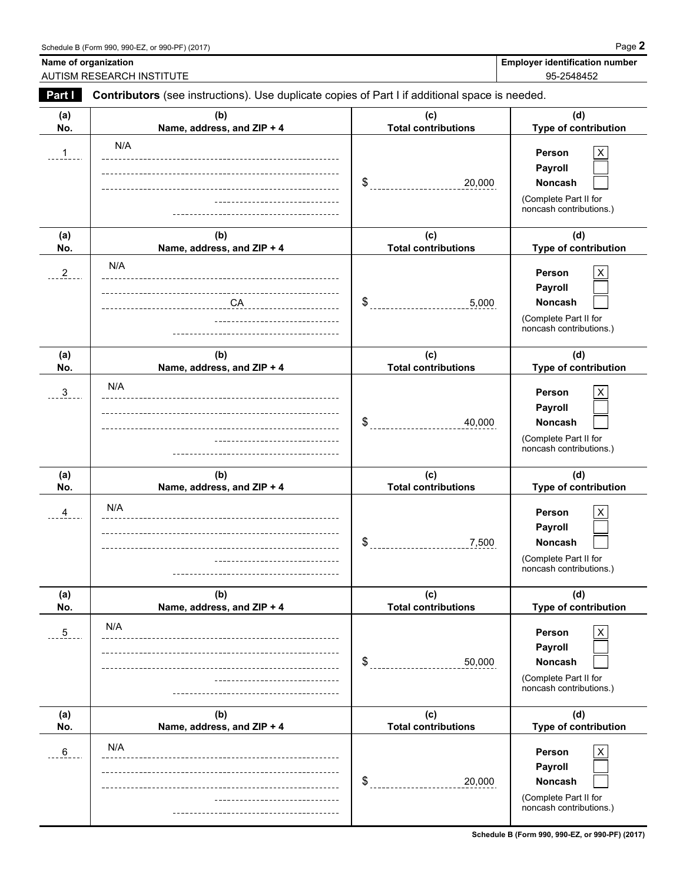Schedule B (Form 990, 990-EZ, or 990-PF) (2017)

| Name of organization | Employer identification number |
|---|---|
| AUTISM RESEARCH INSTITUTE | 95-2548452 |

**Part I** **Contributors** (see instructions). Use duplicate copies of Part I if additional space is needed.

| (a) No. | (b) Name, address, and ZIP + 4 | (c) Total contributions | (d) Type of contribution |
|---|---|---|---|
| 1 | N/A | $ 20,000 | Person [X] Payroll [ ] Noncash [ ] (Complete Part II for noncash contributions.) |
| 2 | N/A<br>CA | $ 5,000 | Person [X] Payroll [ ] Noncash [ ] (Complete Part II for noncash contributions.) |
| 3 | N/A | $ 40,000 | Person [X] Payroll [ ] Noncash [ ] (Complete Part II for noncash contributions.) |
| 4 | N/A | $ 7,500 | Person [X] Payroll [ ] Noncash [ ] (Complete Part II for noncash contributions.) |
| 5 | N/A | $ 50,000 | Person [X] Payroll [ ] Noncash [ ] (Complete Part II for noncash contributions.) |
| 6 | N/A | $ 20,000 | Person [X] Payroll [ ] Noncash [ ] (Complete Part II for noncash contributions.) |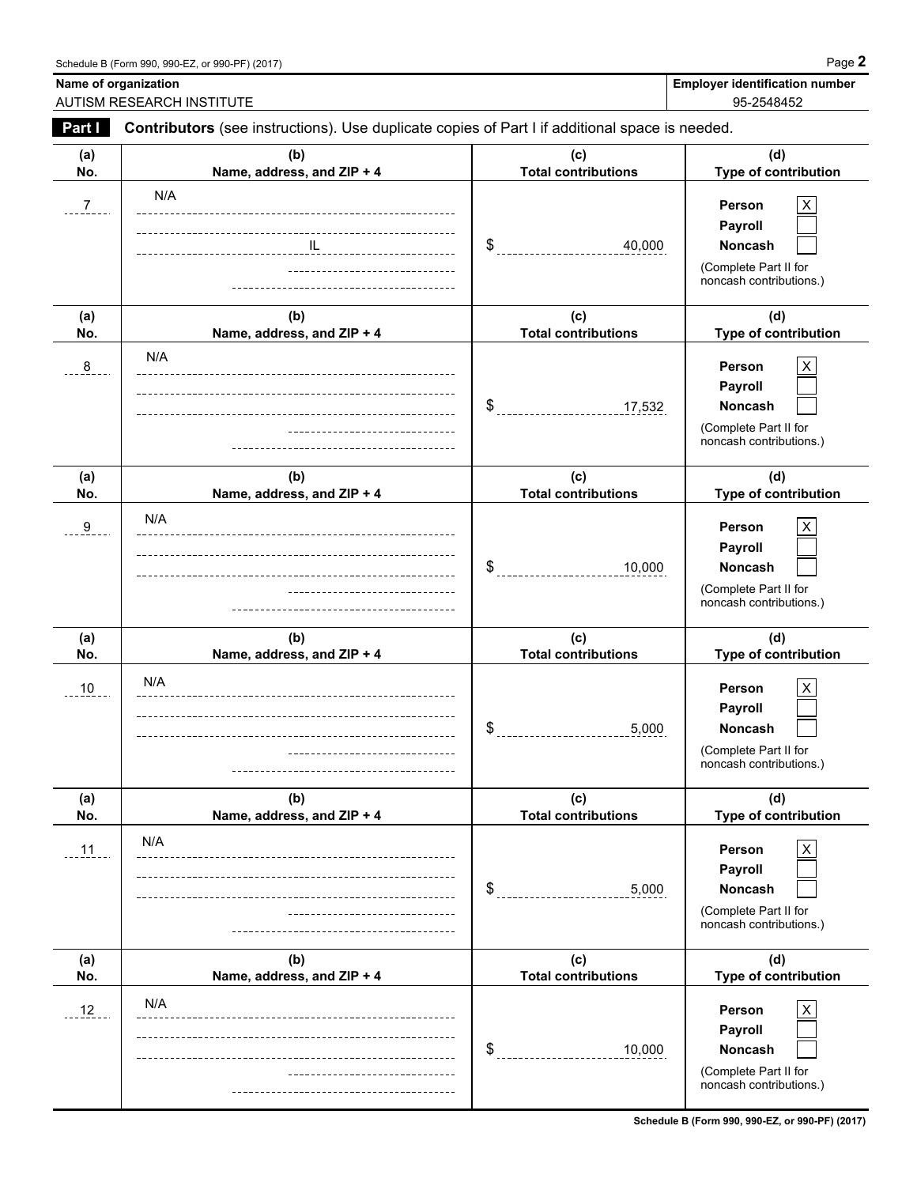Schedule B (Form 990, 990-EZ, or 990-PF) (2017)

| Name of organization | Employer identification number |
|---|---|
| AUTISM RESEARCH INSTITUTE | 95-2548452 |

**Part I** **Contributors** (see instructions). Use duplicate copies of Part I if additional space is needed.

| (a) No. | (b) Name, address, and ZIP + 4 | (c) Total contributions | (d) Type of contribution |
|---|---|---|---|
| 7 | N/A<br>IL | $ 40,000 | Person [X]<br>Payroll [ ]<br>Noncash [ ]<br>(Complete Part II for noncash contributions.) |
| 8 | N/A | $ 17,532 | Person [X]<br>Payroll [ ]<br>Noncash [ ]<br>(Complete Part II for noncash contributions.) |
| 9 | N/A | $ 10,000 | Person [X]<br>Payroll [ ]<br>Noncash [ ]<br>(Complete Part II for noncash contributions.) |
| 10 | N/A | $ 5,000 | Person [X]<br>Payroll [ ]<br>Noncash [ ]<br>(Complete Part II for noncash contributions.) |
| 11 | N/A | $ 5,000 | Person [X]<br>Payroll [ ]<br>Noncash [ ]<br>(Complete Part II for noncash contributions.) |
| 12 | N/A | $ 10,000 | Person [X]<br>Payroll [ ]<br>Noncash [ ]<br>(Complete Part II for noncash contributions.) |

Schedule B (Form 990, 990-EZ, or 990-PF) (2017)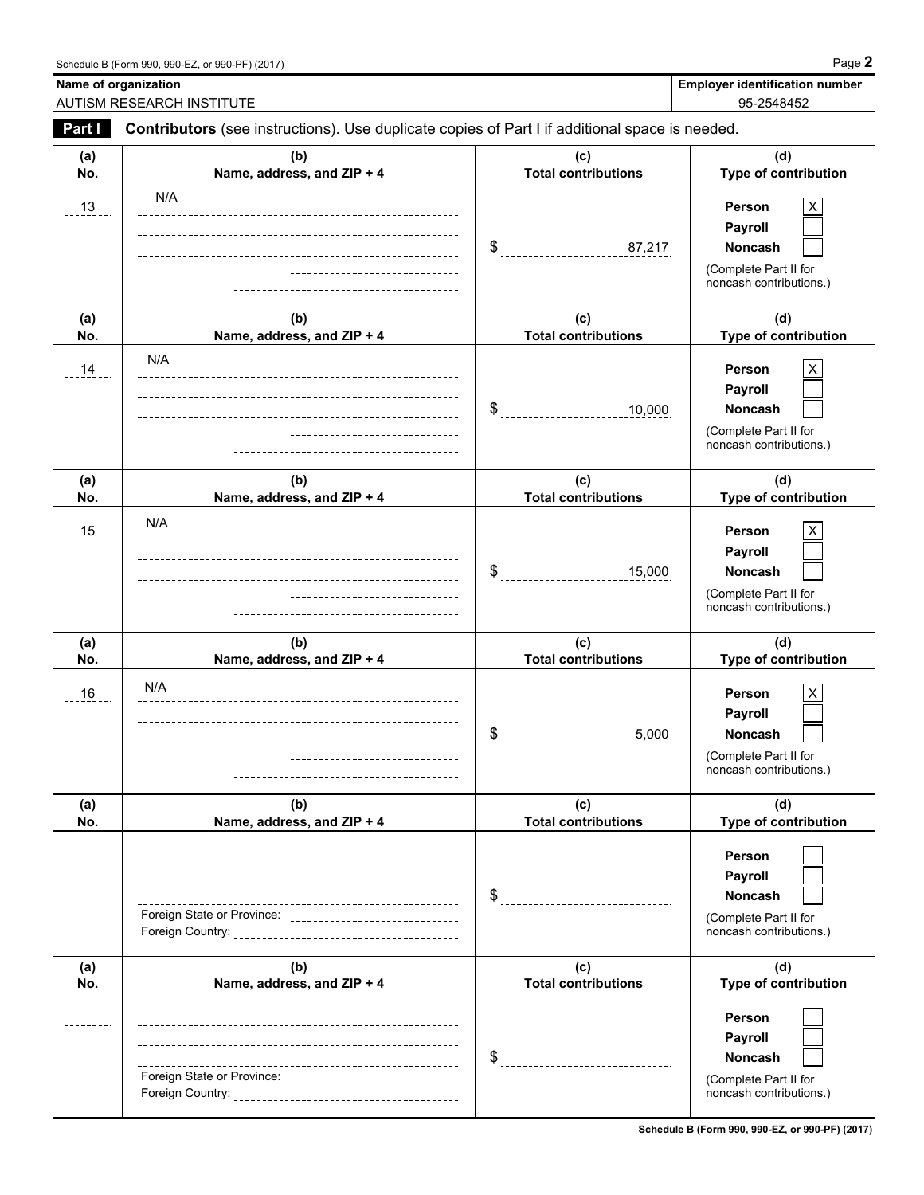Schedule B (Form 990, 990-EZ, or 990-PF) (2017)

| Name of organization | Employer identification number |
|---|---|
| AUTISM RESEARCH INSTITUTE | 95-2548452 |

**Part I** **Contributors** (see instructions). Use duplicate copies of Part I if additional space is needed.

| (a) No. | (b) Name, address, and ZIP + 4 | (c) Total contributions | (d) Type of contribution |
|---|---|---|---|
| 13 | N/A | $ 87,217 | Person [X] Payroll [ ] Noncash [ ] (Complete Part II for noncash contributions.) |
| 14 | N/A | $ 10,000 | Person [X] Payroll [ ] Noncash [ ] (Complete Part II for noncash contributions.) |
| 15 | N/A | $ 15,000 | Person [X] Payroll [ ] Noncash [ ] (Complete Part II for noncash contributions.) |
| 16 | N/A | $ 5,000 | Person [X] Payroll [ ] Noncash [ ] (Complete Part II for noncash contributions.) |
| | Foreign State or Province: Foreign Country: | $ | Person [ ] Payroll [ ] Noncash [ ] (Complete Part II for noncash contributions.) |
| | Foreign State or Province: Foreign Country: | $ | Person [ ] Payroll [ ] Noncash [ ] (Complete Part II for noncash contributions.) |

Schedule B (Form 990, 990-EZ, or 990-PF) (2017)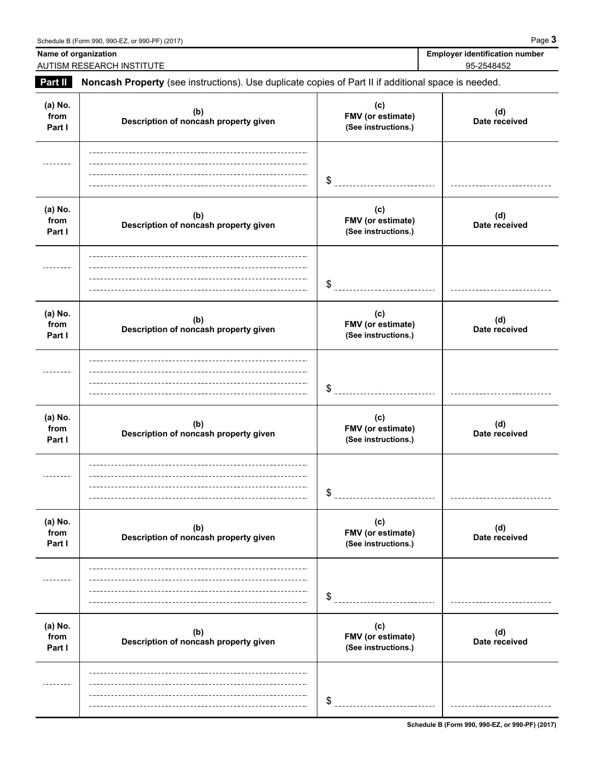Name of organization: AUTISM RESEARCH INSTITUTE

Employer identification number: 95-2548452

**Part II** **Noncash Property** (see instructions). Use duplicate copies of Part II if additional space is needed.

| (a) No. from Part I | (b) Description of noncash property given | (c) FMV (or estimate) (See instructions.) | (d) Date received |
|---|---|---|---|
| | | $ | |

| (a) No. from Part I | (b) Description of noncash property given | (c) FMV (or estimate) (See instructions.) | (d) Date received |
|---|---|---|---|
| | | $ | |

| (a) No. from Part I | (b) Description of noncash property given | (c) FMV (or estimate) (See instructions.) | (d) Date received |
|---|---|---|---|
| | | $ | |

| (a) No. from Part I | (b) Description of noncash property given | (c) FMV (or estimate) (See instructions.) | (d) Date received |
|---|---|---|---|
| | | $ | |

| (a) No. from Part I | (b) Description of noncash property given | (c) FMV (or estimate) (See instructions.) | (d) Date received |
|---|---|---|---|
| | | $ | |

| (a) No. from Part I | (b) Description of noncash property given | (c) FMV (or estimate) (See instructions.) | (d) Date received |
|---|---|---|---|
| | | $ | |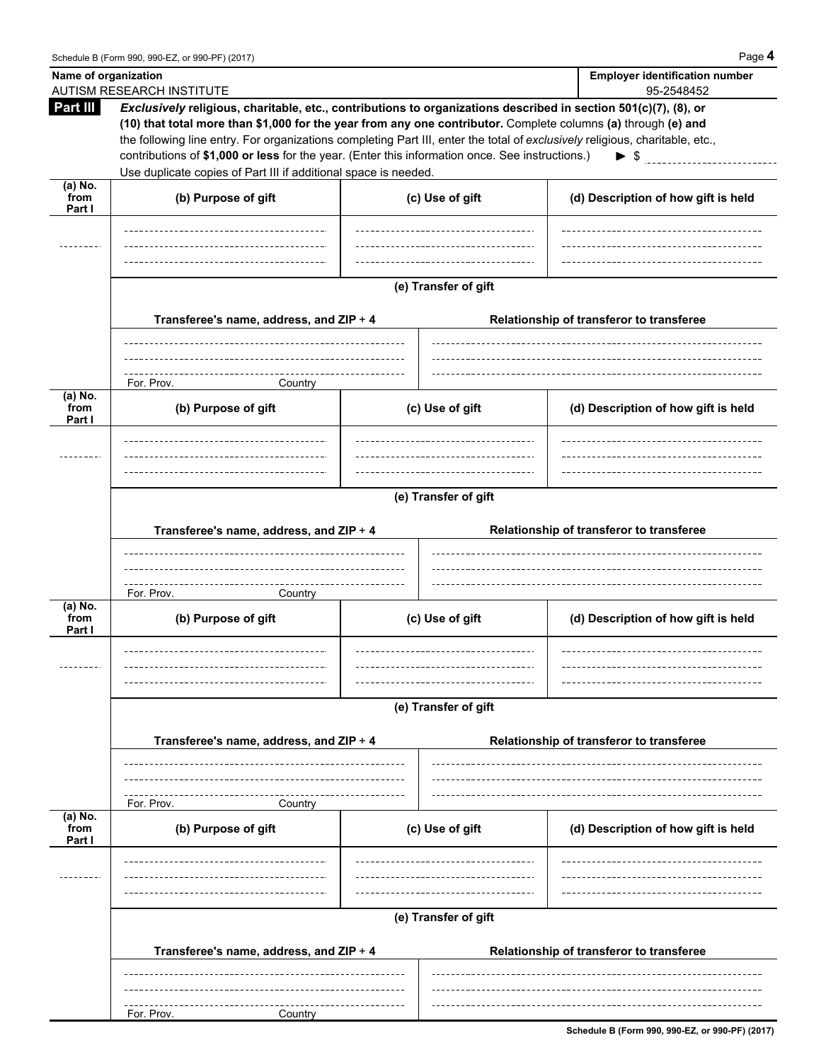Schedule B (Form 990, 990-EZ, or 990-PF) (2017)

| Name of organization | Employer identification number |
|---|---|
| AUTISM RESEARCH INSTITUTE | 95-2548452 |

**Part III** ***Exclusively* religious, charitable, etc., contributions to organizations described in section 501(c)(7), (8), or (10) that total more than $1,000 for the year from any one contributor.** Complete columns **(a)** through **(e) and** the following line entry. For organizations completing Part III, enter the total of *exclusively* religious, charitable, etc., contributions of **$1,000 or less** for the year. (Enter this information once. See instructions.) ▶ $

Use duplicate copies of Part III if additional space is needed.

| (a) No. from Part I | (b) Purpose of gift | (c) Use of gift | (d) Description of how gift is held |
|---|---|---|---|
| | | | |

**(e) Transfer of gift**

| Transferee's name, address, and ZIP + 4 | Relationship of transferor to transferee |
|---|---|
| For. Prov. Country | |

| (a) No. from Part I | (b) Purpose of gift | (c) Use of gift | (d) Description of how gift is held |
|---|---|---|---|
| | | | |

**(e) Transfer of gift**

| Transferee's name, address, and ZIP + 4 | Relationship of transferor to transferee |
|---|---|
| For. Prov. Country | |

| (a) No. from Part I | (b) Purpose of gift | (c) Use of gift | (d) Description of how gift is held |
|---|---|---|---|
| | | | |

**(e) Transfer of gift**

| Transferee's name, address, and ZIP + 4 | Relationship of transferor to transferee |
|---|---|
| For. Prov. Country | |

| (a) No. from Part I | (b) Purpose of gift | (c) Use of gift | (d) Description of how gift is held |
|---|---|---|---|
| | | | |

**(e) Transfer of gift**

| Transferee's name, address, and ZIP + 4 | Relationship of transferor to transferee |
|---|---|
| For. Prov. Country | |

Schedule B (Form 990, 990-EZ, or 990-PF) (2017)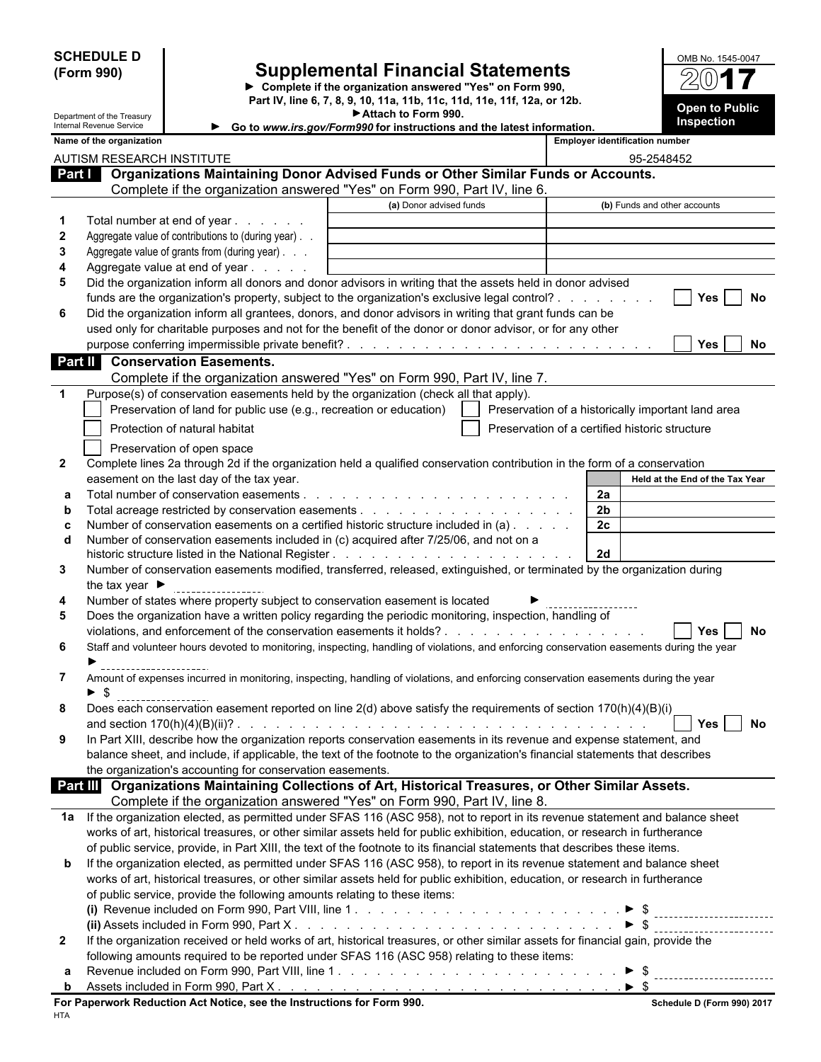**SCHEDULE D (Form 990)**

Department of the Treasury
Internal Revenue Service

# Supplemental Financial Statements

► Complete if the organization answered "Yes" on Form 990, Part IV, line 6, 7, 8, 9, 10, 11a, 11b, 11c, 11d, 11e, 11f, 12a, or 12b.
► Attach to Form 990.
► Go to *www.irs.gov/Form990* for instructions and the latest information.

OMB No. 1545-0047

**2017**

**Open to Public Inspection**

| Name of the organization | Employer identification number |
|---|---|
| AUTISM RESEARCH INSTITUTE | 95-2548452 |

## Part I Organizations Maintaining Donor Advised Funds or Other Similar Funds or Accounts.

Complete if the organization answered "Yes" on Form 990, Part IV, line 6.

| | | (a) Donor advised funds | (b) Funds and other accounts |
|---|---|---|---|
| 1 | Total number at end of year | | |
| 2 | Aggregate value of contributions to (during year) | | |
| 3 | Aggregate value of grants from (during year) | | |
| 4 | Aggregate value at end of year | | |

5 Did the organization inform all donors and donor advisors in writing that the assets held in donor advised funds are the organization's property, subject to the organization's exclusive legal control? ☐ Yes ☐ No

6 Did the organization inform all grantees, donors, and donor advisors in writing that grant funds can be used only for charitable purposes and not for the benefit of the donor or donor advisor, or for any other purpose conferring impermissible private benefit? ☐ Yes ☐ No

## Part II Conservation Easements.

Complete if the organization answered "Yes" on Form 990, Part IV, line 7.

1 Purpose(s) of conservation easements held by the organization (check all that apply).

- ☐ Preservation of land for public use (e.g., recreation or education)
- ☐ Preservation of a historically important land area
- ☐ Protection of natural habitat
- ☐ Preservation of a certified historic structure
- ☐ Preservation of open space

2 Complete lines 2a through 2d if the organization held a qualified conservation contribution in the form of a conservation easement on the last day of the tax year.

| | | | Held at the End of the Tax Year |
|---|---|---|---|
| a | Total number of conservation easements | 2a | |
| b | Total acreage restricted by conservation easements | 2b | |
| c | Number of conservation easements on a certified historic structure included in (a) | 2c | |
| d | Number of conservation easements included in (c) acquired after 7/25/06, and not on a historic structure listed in the National Register | 2d | |

3 Number of conservation easements modified, transferred, released, extinguished, or terminated by the organization during the tax year ►

4 Number of states where property subject to conservation easement is located ►

5 Does the organization have a written policy regarding the periodic monitoring, inspection, handling of violations, and enforcement of the conservation easements it holds? ☐ Yes ☐ No

6 Staff and volunteer hours devoted to monitoring, inspecting, handling of violations, and enforcing conservation easements during the year ►

7 Amount of expenses incurred in monitoring, inspecting, handling of violations, and enforcing conservation easements during the year ► $

8 Does each conservation easement reported on line 2(d) above satisfy the requirements of section 170(h)(4)(B)(i) and section 170(h)(4)(B)(ii)? ☐ Yes ☐ No

9 In Part XIII, describe how the organization reports conservation easements in its revenue and expense statement, and balance sheet, and include, if applicable, the text of the footnote to the organization's financial statements that describes the organization's accounting for conservation easements.

## Part III Organizations Maintaining Collections of Art, Historical Treasures, or Other Similar Assets.

Complete if the organization answered "Yes" on Form 990, Part IV, line 8.

1a If the organization elected, as permitted under SFAS 116 (ASC 958), not to report in its revenue statement and balance sheet works of art, historical treasures, or other similar assets held for public exhibition, education, or research in furtherance of public service, provide, in Part XIII, the text of the footnote to its financial statements that describes these items.

b If the organization elected, as permitted under SFAS 116 (ASC 958), to report in its revenue statement and balance sheet works of art, historical treasures, or other similar assets held for public exhibition, education, or research in furtherance of public service, provide the following amounts relating to these items:

(i) Revenue included on Form 990, Part VIII, line 1 ► $

(ii) Assets included in Form 990, Part X ► $

2 If the organization received or held works of art, historical treasures, or other similar assets for financial gain, provide the following amounts required to be reported under SFAS 116 (ASC 958) relating to these items:

a Revenue included on Form 990, Part VIII, line 1 ► $

b Assets included in Form 990, Part X ► $

**For Paperwork Reduction Act Notice, see the Instructions for Form 990.** Schedule D (Form 990) 2017

HTA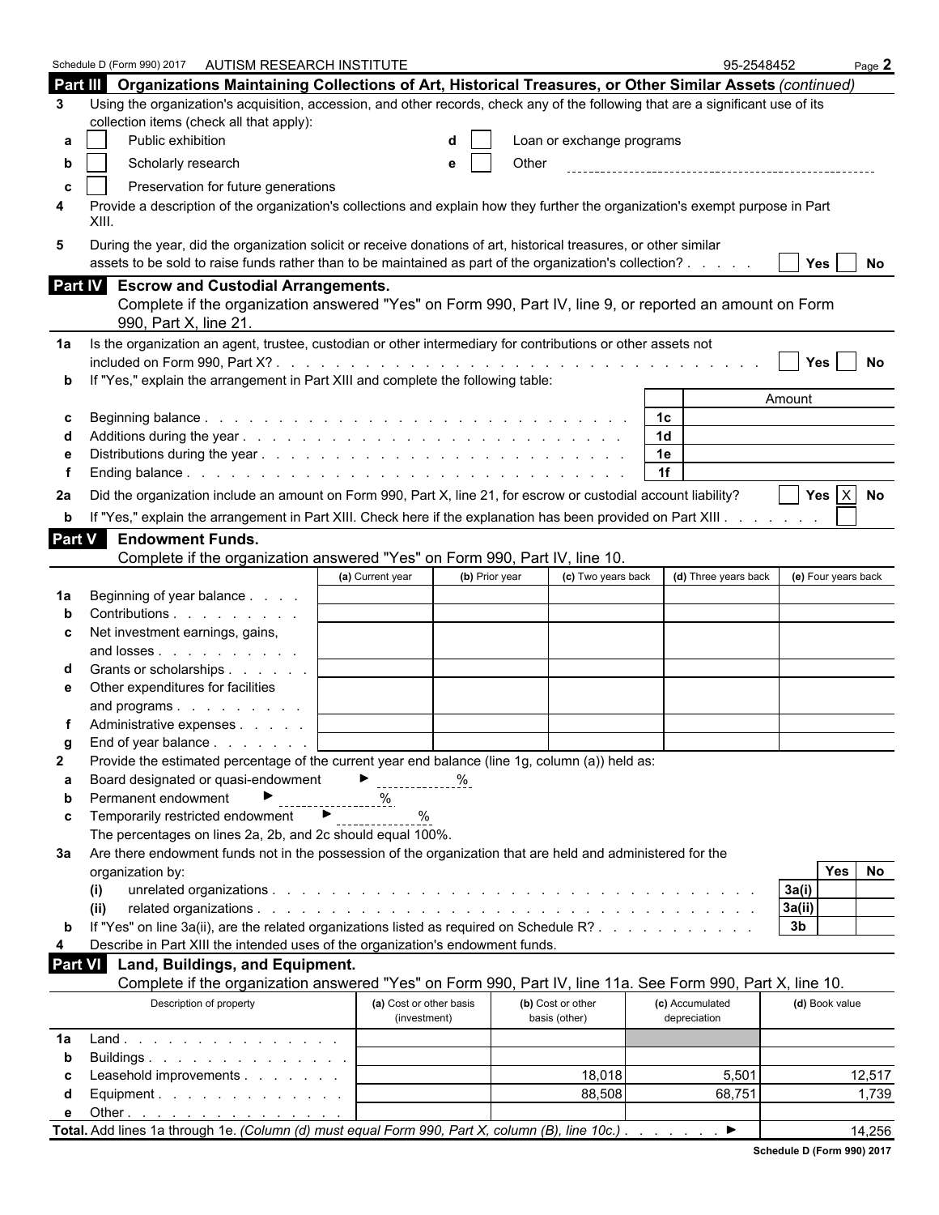Schedule D (Form 990) 2017 AUTISM RESEARCH INSTITUTE 95-2548452 Page 2

## Part III Organizations Maintaining Collections of Art, Historical Treasures, or Other Similar Assets *(continued)*

**3** Using the organization's acquisition, accession, and other records, check any of the following that are a significant use of its collection items (check all that apply):

- **a** ☐ Public exhibition
- **b** ☐ Scholarly research
- **c** ☐ Preservation for future generations
- **d** ☐ Loan or exchange programs
- **e** ☐ Other

**4** Provide a description of the organization's collections and explain how they further the organization's exempt purpose in Part XIII.

**5** During the year, did the organization solicit or receive donations of art, historical treasures, or other similar assets to be sold to raise funds rather than to be maintained as part of the organization's collection? ☐ Yes ☐ No

## Part IV Escrow and Custodial Arrangements.

Complete if the organization answered "Yes" on Form 990, Part IV, line 9, or reported an amount on Form 990, Part X, line 21.

**1a** Is the organization an agent, trustee, custodian or other intermediary for contributions or other assets not included on Form 990, Part X? ☐ Yes ☐ No

**b** If "Yes," explain the arrangement in Part XIII and complete the following table:

| | | | Amount |
|---|---|---|---|
| **c** | Beginning balance | 1c | |
| **d** | Additions during the year | 1d | |
| **e** | Distributions during the year | 1e | |
| **f** | Ending balance | 1f | |

**2a** Did the organization include an amount on Form 990, Part X, line 21, for escrow or custodial account liability? ☐ Yes ☒ No

**b** If "Yes," explain the arrangement in Part XIII. Check here if the explanation has been provided on Part XIII ☐

## Part V Endowment Funds.

Complete if the organization answered "Yes" on Form 990, Part IV, line 10.

| | | (a) Current year | (b) Prior year | (c) Two years back | (d) Three years back | (e) Four years back |
|---|---|---|---|---|---|---|
| **1a** | Beginning of year balance | | | | | |
| **b** | Contributions | | | | | |
| **c** | Net investment earnings, gains, and losses | | | | | |
| **d** | Grants or scholarships | | | | | |
| **e** | Other expenditures for facilities and programs | | | | | |
| **f** | Administrative expenses | | | | | |
| **g** | End of year balance | | | | | |

**2** Provide the estimated percentage of the current year end balance (line 1g, column (a)) held as:

- **a** Board designated or quasi-endowment ► _____ %
- **b** Permanent endowment ► _____ %
- **c** Temporarily restricted endowment ► _____ %

The percentages on lines 2a, 2b, and 2c should equal 100%.

**3a** Are there endowment funds not in the possession of the organization that are held and administered for the organization by:

| | | | Yes | No |
|---|---|---|---|---|
| **(i)** | unrelated organizations | 3a(i) | | |
| **(ii)** | related organizations | 3a(ii) | | |
| **b** | If "Yes" on line 3a(ii), are the related organizations listed as required on Schedule R? | 3b | | |

**4** Describe in Part XIII the intended uses of the organization's endowment funds.

## Part VI Land, Buildings, and Equipment.

Complete if the organization answered "Yes" on Form 990, Part IV, line 11a. See Form 990, Part X, line 10.

| | Description of property | (a) Cost or other basis (investment) | (b) Cost or other basis (other) | (c) Accumulated depreciation | (d) Book value |
|---|---|---|---|---|---|
| **1a** | Land | | | | |
| **b** | Buildings | | | | |
| **c** | Leasehold improvements | | 18,018 | 5,501 | 12,517 |
| **d** | Equipment | | 88,508 | 68,751 | 1,739 |
| **e** | Other | | | | |

**Total.** Add lines 1a through 1e. *(Column (d) must equal Form 990, Part X, column (B), line 10c.)* ► 14,256

Schedule D (Form 990) 2017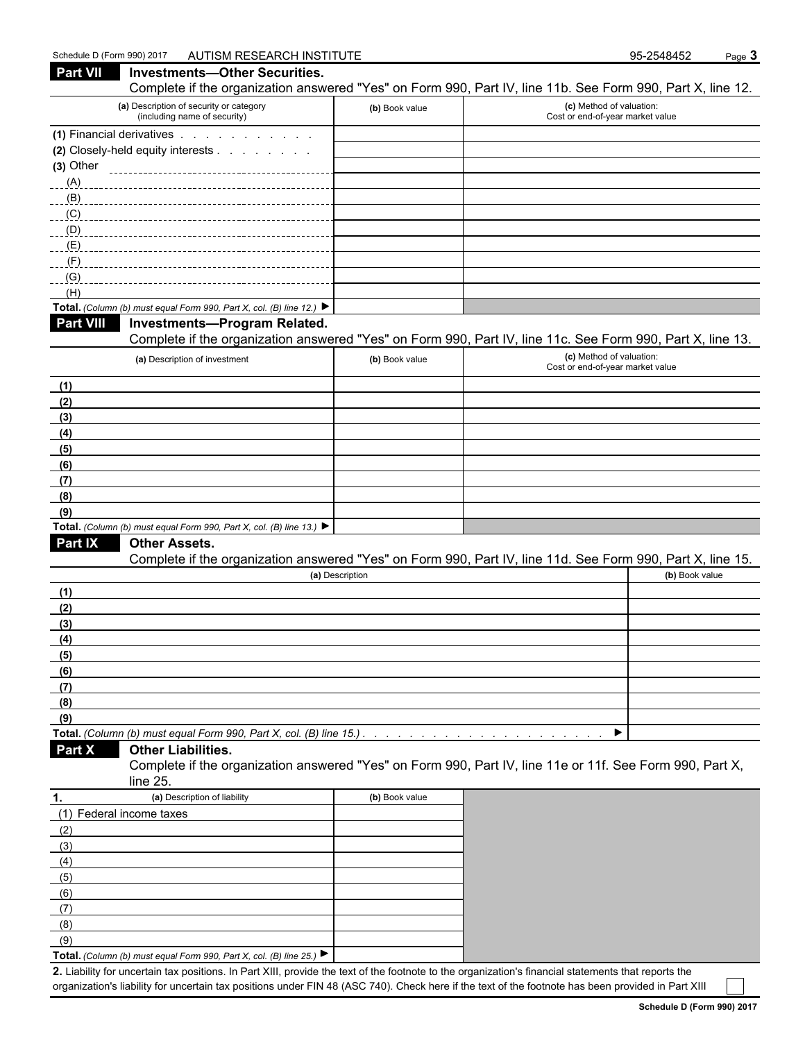## Part VII Investments—Other Securities.

Complete if the organization answered "Yes" on Form 990, Part IV, line 11b. See Form 990, Part X, line 12.

| (a) Description of security or category (including name of security) | (b) Book value | (c) Method of valuation: Cost or end-of-year market value |
|---|---|---|
| (1) Financial derivatives | | |
| (2) Closely-held equity interests | | |
| (3) Other | | |
| (A) | | |
| (B) | | |
| (C) | | |
| (D) | | |
| (E) | | |
| (F) | | |
| (G) | | |
| (H) | | |
| **Total.** *(Column (b) must equal Form 990, Part X, col. (B) line 12.)* ▶ | | |

## Part VIII Investments—Program Related.

Complete if the organization answered "Yes" on Form 990, Part IV, line 11c. See Form 990, Part X, line 13.

| (a) Description of investment | (b) Book value | (c) Method of valuation: Cost or end-of-year market value |
|---|---|---|
| (1) | | |
| (2) | | |
| (3) | | |
| (4) | | |
| (5) | | |
| (6) | | |
| (7) | | |
| (8) | | |
| (9) | | |
| **Total.** *(Column (b) must equal Form 990, Part X, col. (B) line 13.)* ▶ | | |

## Part IX Other Assets.

Complete if the organization answered "Yes" on Form 990, Part IV, line 11d. See Form 990, Part X, line 15.

| (a) Description | (b) Book value |
|---|---|
| (1) | |
| (2) | |
| (3) | |
| (4) | |
| (5) | |
| (6) | |
| (7) | |
| (8) | |
| (9) | |
| **Total.** *(Column (b) must equal Form 990, Part X, col. (B) line 15.)* ▶ | |

## Part X Other Liabilities.

Complete if the organization answered "Yes" on Form 990, Part IV, line 11e or 11f. See Form 990, Part X, line 25.

| 1. (a) Description of liability | (b) Book value |
|---|---|
| (1) Federal income taxes | |
| (2) | |
| (3) | |
| (4) | |
| (5) | |
| (6) | |
| (7) | |
| (8) | |
| (9) | |
| **Total.** *(Column (b) must equal Form 990, Part X, col. (B) line 25.)* ▶ | |

**2.** Liability for uncertain tax positions. In Part XIII, provide the text of the footnote to the organization's financial statements that reports the organization's liability for uncertain tax positions under FIN 48 (ASC 740). Check here if the text of the footnote has been provided in Part XIII ☐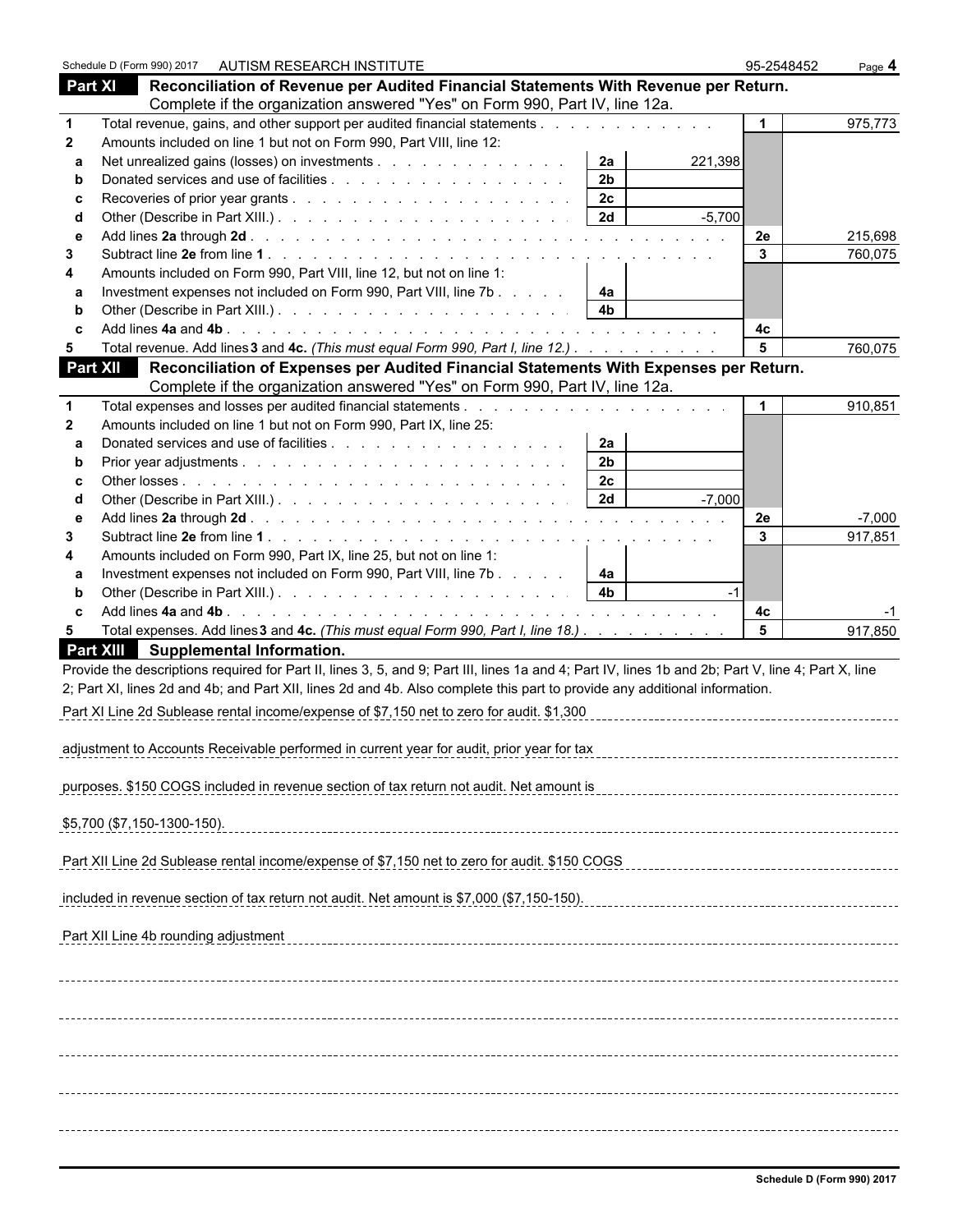Schedule D (Form 990) 2017 AUTISM RESEARCH INSTITUTE 95-2548452

## Part XI Reconciliation of Revenue per Audited Financial Statements With Revenue per Return.

Complete if the organization answered "Yes" on Form 990, Part IV, line 12a.

| | | | | | |
|---|---|---|---|---|---|
| 1 | Total revenue, gains, and other support per audited financial statements | | | 1 | 975,773 |
| 2 | Amounts included on line 1 but not on Form 990, Part VIII, line 12: | | | | |
| a | Net unrealized gains (losses) on investments | 2a | 221,398 | | |
| b | Donated services and use of facilities | 2b | | | |
| c | Recoveries of prior year grants | 2c | | | |
| d | Other (Describe in Part XIII.) | 2d | -5,700 | | |
| e | Add lines **2a** through **2d** | | | 2e | 215,698 |
| 3 | Subtract line **2e** from line **1** | | | 3 | 760,075 |
| 4 | Amounts included on Form 990, Part VIII, line 12, but not on line 1: | | | | |
| a | Investment expenses not included on Form 990, Part VIII, line 7b | 4a | | | |
| b | Other (Describe in Part XIII.) | 4b | | | |
| c | Add lines **4a** and **4b** | | | 4c | |
| 5 | Total revenue. Add lines **3** and **4c.** *(This must equal Form 990, Part I, line 12.)* | | | 5 | 760,075 |

## Part XII Reconciliation of Expenses per Audited Financial Statements With Expenses per Return.

Complete if the organization answered "Yes" on Form 990, Part IV, line 12a.

| | | | | | |
|---|---|---|---|---|---|
| 1 | Total expenses and losses per audited financial statements | | | 1 | 910,851 |
| 2 | Amounts included on line 1 but not on Form 990, Part IX, line 25: | | | | |
| a | Donated services and use of facilities | 2a | | | |
| b | Prior year adjustments | 2b | | | |
| c | Other losses | 2c | | | |
| d | Other (Describe in Part XIII.) | 2d | -7,000 | | |
| e | Add lines **2a** through **2d** | | | 2e | -7,000 |
| 3 | Subtract line **2e** from line **1** | | | 3 | 917,851 |
| 4 | Amounts included on Form 990, Part IX, line 25, but not on line 1: | | | | |
| a | Investment expenses not included on Form 990, Part VIII, line 7b | 4a | | | |
| b | Other (Describe in Part XIII.) | 4b | -1 | | |
| c | Add lines **4a** and **4b** | | | 4c | -1 |
| 5 | Total expenses. Add lines **3** and **4c.** *(This must equal Form 990, Part I, line 18.)* | | | 5 | 917,850 |

## Part XIII Supplemental Information.

Provide the descriptions required for Part II, lines 3, 5, and 9; Part III, lines 1a and 4; Part IV, lines 1b and 2b; Part V, line 4; Part X, line 2; Part XI, lines 2d and 4b; and Part XII, lines 2d and 4b. Also complete this part to provide any additional information.

Part XI Line 2d Sublease rental income/expense of $7,150 net to zero for audit. $1,300 adjustment to Accounts Receivable performed in current year for audit, prior year for tax purposes. $150 COGS included in revenue section of tax return not audit. Net amount is $5,700 ($7,150-1300-150).

Part XII Line 2d Sublease rental income/expense of $7,150 net to zero for audit. $150 COGS included in revenue section of tax return not audit. Net amount is $7,000 ($7,150-150).

Part XII Line 4b rounding adjustment

Schedule D (Form 990) 2017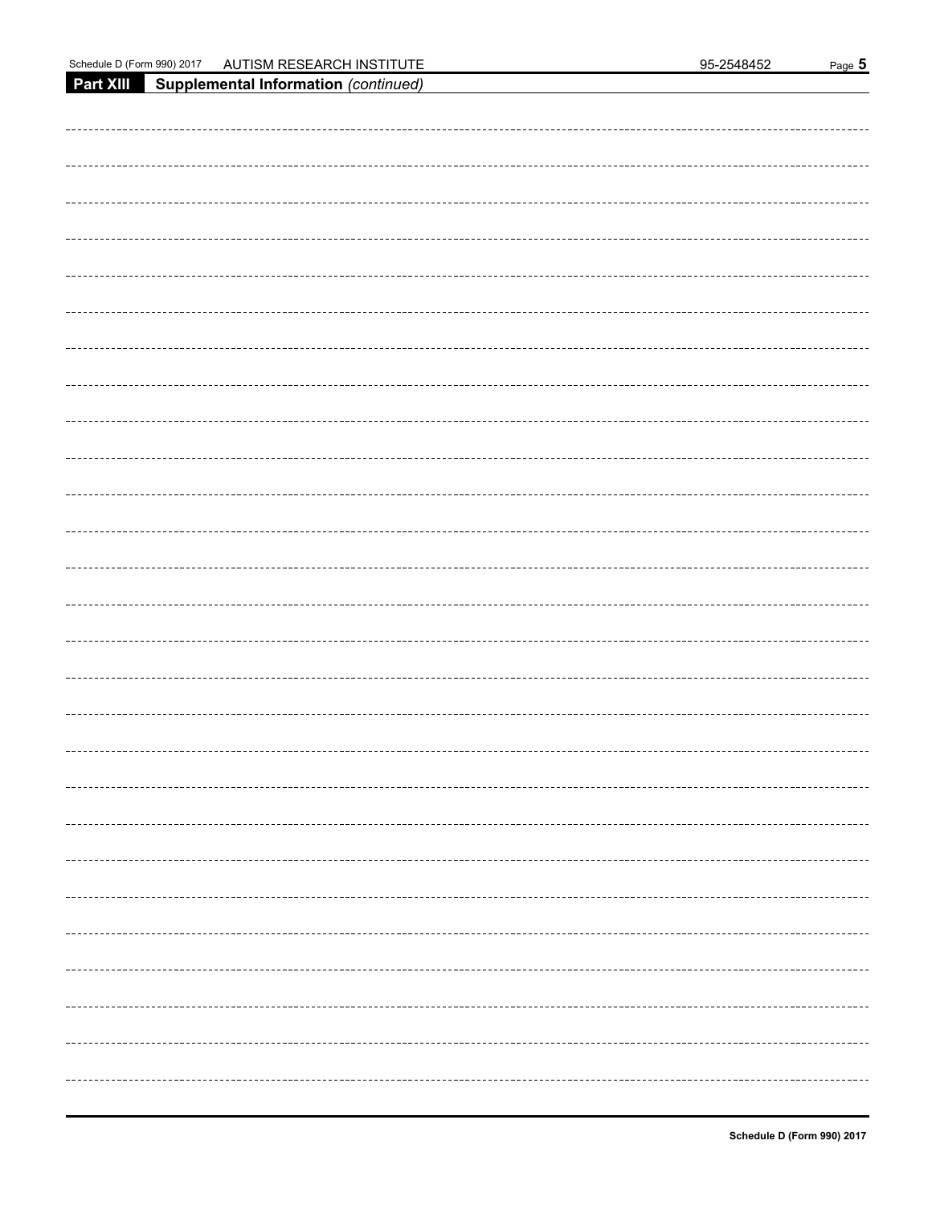**Part XIII** **Supplemental Information** *(continued)*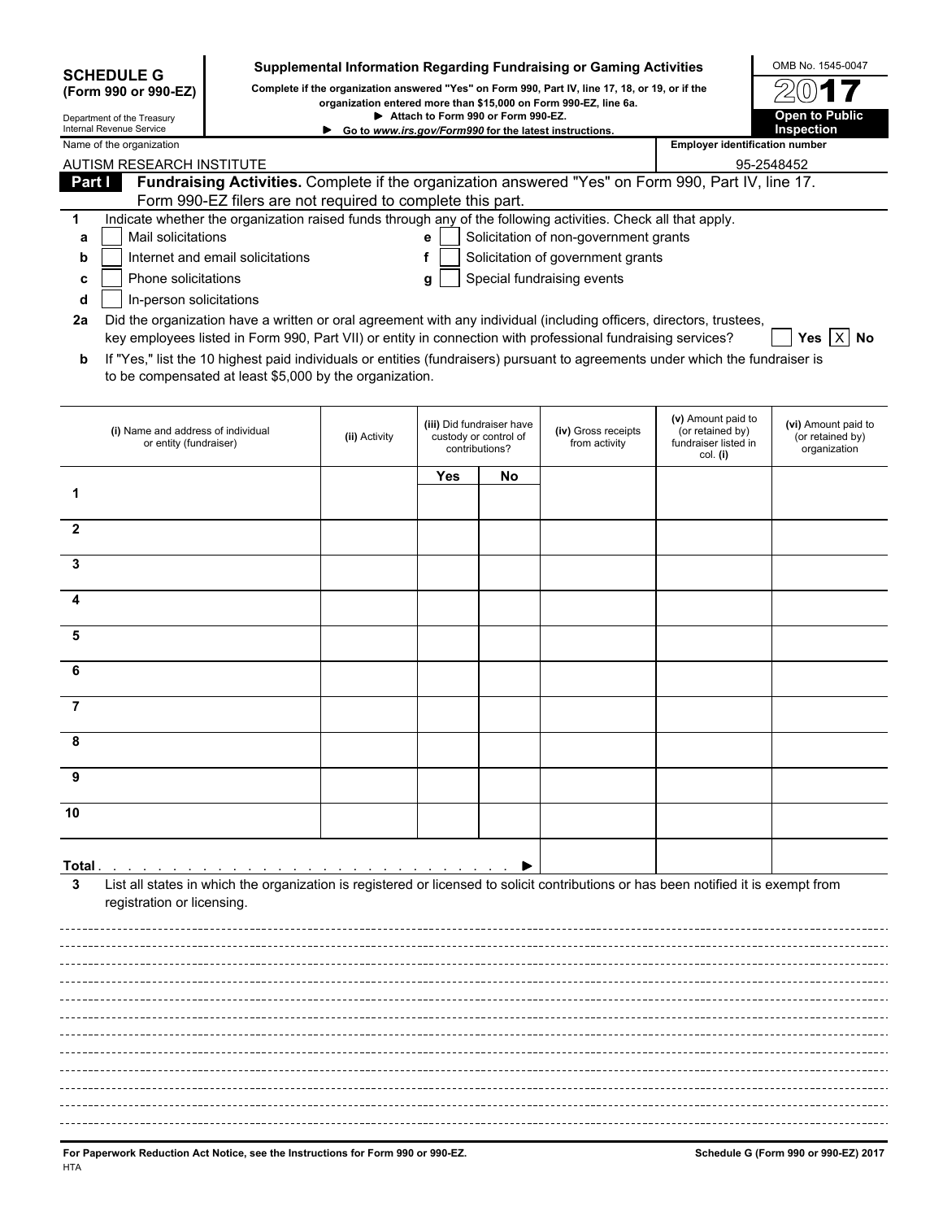**SCHEDULE G (Form 990 or 990-EZ)**

Department of the Treasury
Internal Revenue Service

**Supplemental Information Regarding Fundraising or Gaming Activities**

**Complete if the organization answered "Yes" on Form 990, Part IV, line 17, 18, or 19, or if the organization entered more than $15,000 on Form 990-EZ, line 6a.**

▶ **Attach to Form 990 or Form 990-EZ.**

▶ **Go to *www.irs.gov/Form990* for the latest instructions.**

OMB No. 1545-0047

**2017**

**Open to Public Inspection**

Name of the organization: AUTISM RESEARCH INSTITUTE

Employer identification number: 95-2548452

**Part I** **Fundraising Activities.** Complete if the organization answered "Yes" on Form 990, Part IV, line 17. Form 990-EZ filers are not required to complete this part.

**1** Indicate whether the organization raised funds through any of the following activities. Check all that apply.

- **a** ☐ Mail solicitations
- **b** ☐ Internet and email solicitations
- **c** ☐ Phone solicitations
- **d** ☐ In-person solicitations
- **e** ☐ Solicitation of non-government grants
- **f** ☐ Solicitation of government grants
- **g** ☐ Special fundraising events

**2a** Did the organization have a written or oral agreement with any individual (including officers, directors, trustees, key employees listed in Form 990, Part VII) or entity in connection with professional fundraising services? ☐ **Yes** ☒ **No**

**b** If "Yes," list the 10 highest paid individuals or entities (fundraisers) pursuant to agreements under which the fundraiser is to be compensated at least $5,000 by the organization.

| | (i) Name and address of individual or entity (fundraiser) | (ii) Activity | (iii) Did fundraiser have custody or control of contributions? | | (iv) Gross receipts from activity | (v) Amount paid to (or retained by) fundraiser listed in col. (i) | (vi) Amount paid to (or retained by) organization |
|---|---|---|---|---|---|---|---|
| | | | Yes | No | | | |
| 1 | | | | | | | |
| 2 | | | | | | | |
| 3 | | | | | | | |
| 4 | | | | | | | |
| 5 | | | | | | | |
| 6 | | | | | | | |
| 7 | | | | | | | |
| 8 | | | | | | | |
| 9 | | | | | | | |
| 10 | | | | | | | |
| **Total** . . . . . . . . . . ▶ | | | | | | | |

**3** List all states in which the organization is registered or licensed to solicit contributions or has been notified it is exempt from registration or licensing.

**For Paperwork Reduction Act Notice, see the Instructions for Form 990 or 990-EZ.**

HTA

**Schedule G (Form 990 or 990-EZ) 2017**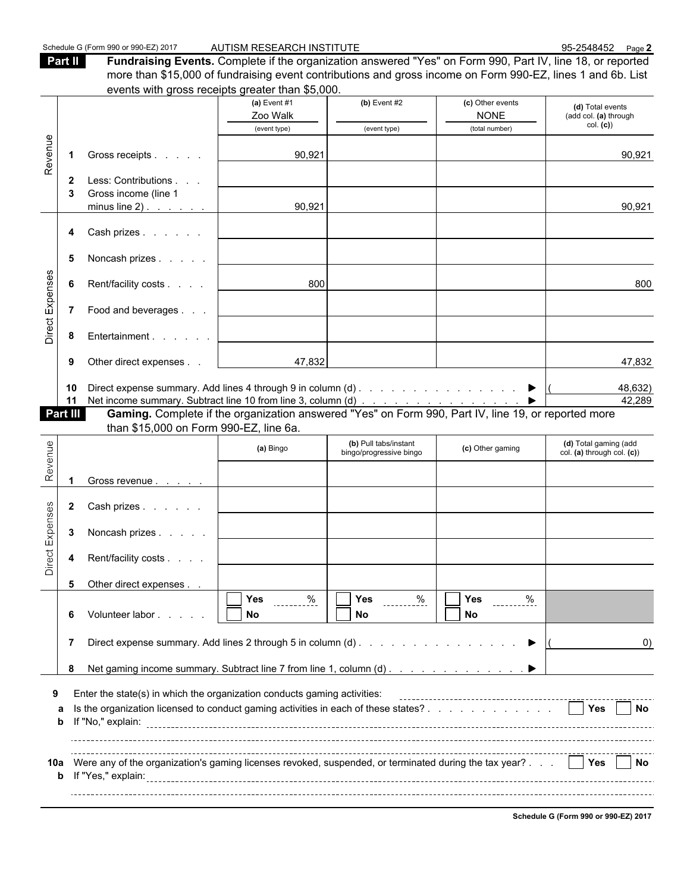Schedule G (Form 990 or 990-EZ) 2017 AUTISM RESEARCH INSTITUTE 95-2548452 Page 2

**Part II** **Fundraising Events.** Complete if the organization answered "Yes" on Form 990, Part IV, line 18, or reported more than $15,000 of fundraising event contributions and gross income on Form 990-EZ, lines 1 and 6b. List events with gross receipts greater than $5,000.

| | | | (a) Event #1<br>Zoo Walk<br>(event type) | (b) Event #2<br><br>(event type) | (c) Other events<br>NONE<br>(total number) | (d) Total events (add col. (a) through col. (c)) |
|---|---|---|---|---|---|---|
| Revenue | 1 | Gross receipts | 90,921 | | | 90,921 |
| | 2 | Less: Contributions | | | | |
| | 3 | Gross income (line 1 minus line 2) | 90,921 | | | 90,921 |
| Direct Expenses | 4 | Cash prizes | | | | |
| | 5 | Noncash prizes | | | | |
| | 6 | Rent/facility costs | 800 | | | 800 |
| | 7 | Food and beverages | | | | |
| | 8 | Entertainment | | | | |
| | 9 | Other direct expenses | 47,832 | | | 47,832 |
| | 10 | Direct expense summary. Add lines 4 through 9 in column (d) | | | ▶ | (48,632) |
| | 11 | Net income summary. Subtract line 10 from line 3, column (d) | | | ▶ | 42,289 |

**Part III** **Gaming.** Complete if the organization answered "Yes" on Form 990, Part IV, line 19, or reported more than $15,000 on Form 990-EZ, line 6a.

| | | | (a) Bingo | (b) Pull tabs/instant bingo/progressive bingo | (c) Other gaming | (d) Total gaming (add col. (a) through col. (c)) |
|---|---|---|---|---|---|---|
| Revenue | 1 | Gross revenue | | | | |
| Direct Expenses | 2 | Cash prizes | | | | |
| | 3 | Noncash prizes | | | | |
| | 4 | Rent/facility costs | | | | |
| | 5 | Other direct expenses | | | | |
| | 6 | Volunteer labor | ☐ Yes ____ %<br>☐ No | ☐ Yes ____ %<br>☐ No | ☐ Yes ____ %<br>☐ No | |
| | 7 | Direct expense summary. Add lines 2 through 5 in column (d) | | | ▶ | ( 0) |
| | 8 | Net gaming income summary. Subtract line 7 from line 1, column (d) | | | ▶ | |

**9** Enter the state(s) in which the organization conducts gaming activities: ____________________

**a** Is the organization licensed to conduct gaming activities in each of these states? ☐ Yes ☐ No

**b** If "No," explain: ____________________

**10a** Were any of the organization's gaming licenses revoked, suspended, or terminated during the tax year? ☐ Yes ☐ No

**b** If "Yes," explain: ____________________

**Schedule G (Form 990 or 990-EZ) 2017**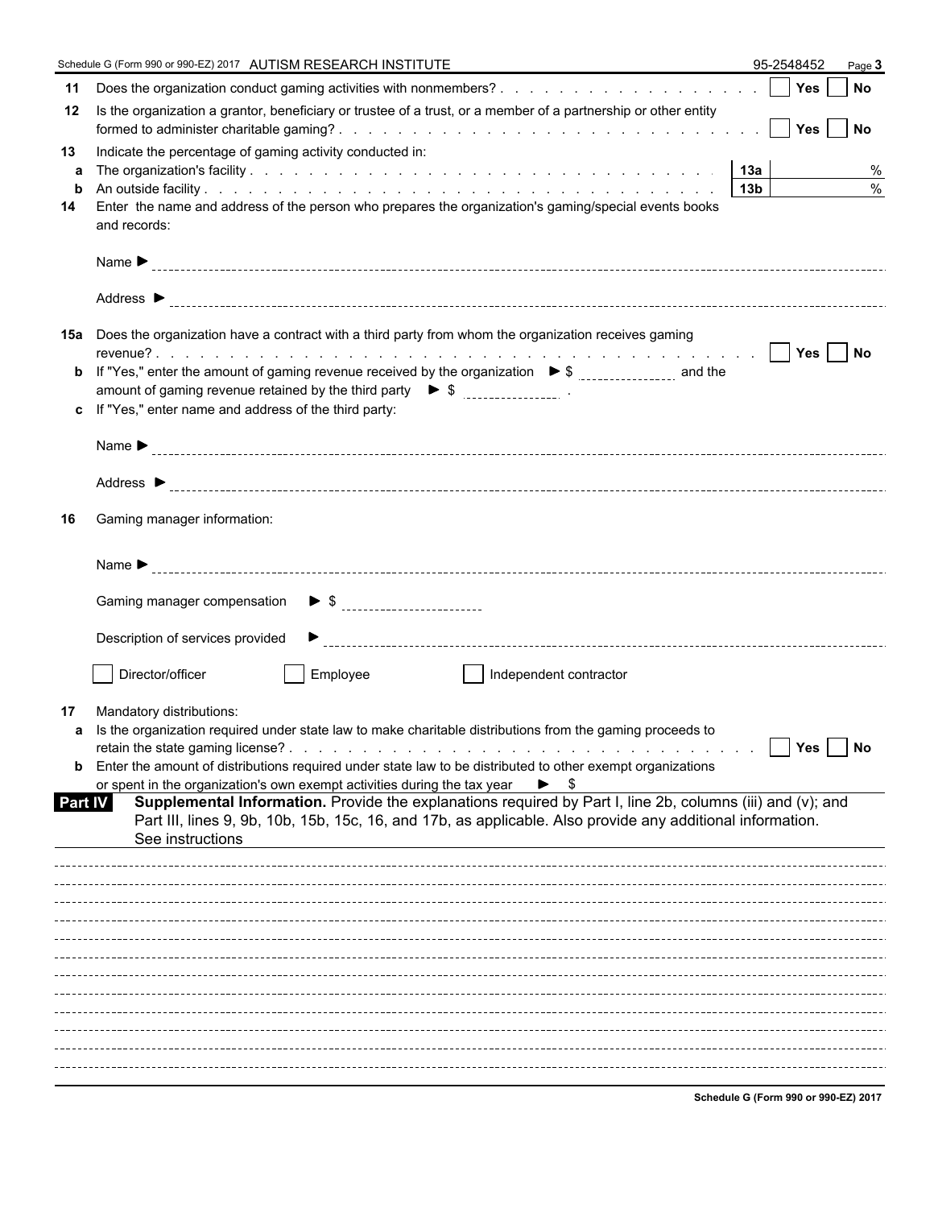Schedule G (Form 990 or 990-EZ) 2017 AUTISM RESEARCH INSTITUTE 95-2548452 Page **3**

**11** Does the organization conduct gaming activities with nonmembers? . . . . . . . . . . . . . . . . . . ☐ Yes ☐ No

**12** Is the organization a grantor, beneficiary or trustee of a trust, or a member of a partnership or other entity formed to administer charitable gaming? . . . . . . . . . . . . . . . . . . . . . . . . . . . . . ☐ Yes ☐ No

**13** Indicate the percentage of gaming activity conducted in:

**a** The organization's facility . . . . . . . . . . . . . . . . . . . . . . . . . . . . . . . **13a** %

**b** An outside facility . . . . . . . . . . . . . . . . . . . . . . . . . . . . . . . . . . **13b** %

**14** Enter the name and address of the person who prepares the organization's gaming/special events books and records:

Name ►

Address ►

**15a** Does the organization have a contract with a third party from whom the organization receives gaming revenue? . . . . . . . . . . . . . . . . . . . . . . . . . . . . . . . . . . . . . . . . . ☐ Yes ☐ No

**b** If "Yes," enter the amount of gaming revenue received by the organization ► $ __________ and the amount of gaming revenue retained by the third party ► $ __________ .

**c** If "Yes," enter name and address of the third party:

Name ►

Address ►

**16** Gaming manager information:

Name ►

Gaming manager compensation ► $

Description of services provided ►

☐ Director/officer ☐ Employee ☐ Independent contractor

**17** Mandatory distributions:

**a** Is the organization required under state law to make charitable distributions from the gaming proceeds to retain the state gaming license? . . . . . . . . . . . . . . . . . . . . . . . . . . . . . . . . ☐ Yes ☐ No

**b** Enter the amount of distributions required under state law to be distributed to other exempt organizations or spent in the organization's own exempt activities during the tax year ► $

**Part IV** **Supplemental Information.** Provide the explanations required by Part I, line 2b, columns (iii) and (v); and Part III, lines 9, 9b, 10b, 15b, 15c, 16, and 17b, as applicable. Also provide any additional information. See instructions

Schedule G (Form 990 or 990-EZ) 2017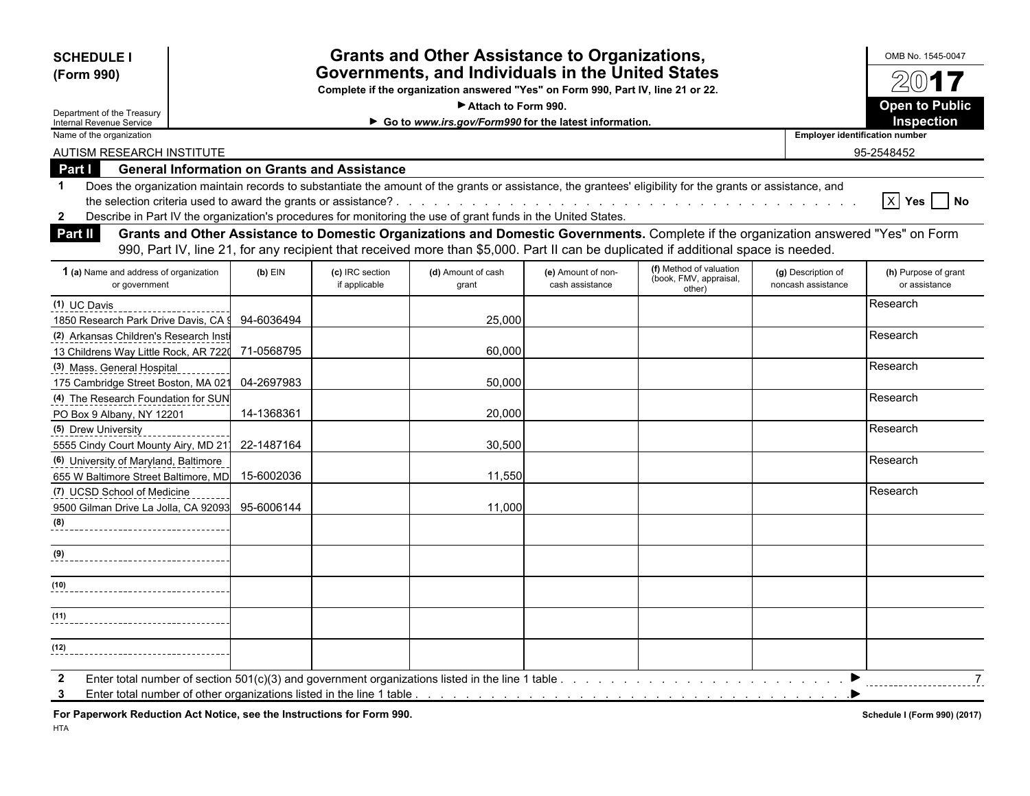**SCHEDULE I**
**(Form 990)**

Department of the Treasury
Internal Revenue Service

# Grants and Other Assistance to Organizations, Governments, and Individuals in the United States

**Complete if the organization answered "Yes" on Form 990, Part IV, line 21 or 22.**

▶ **Attach to Form 990.**

▶ **Go to *www.irs.gov/Form990* for the latest information.**

OMB No. 1545-0047

**2017**

**Open to Public Inspection**

Name of the organization: AUTISM RESEARCH INSTITUTE

Employer identification number: 95-2548452

## Part I General Information on Grants and Assistance

**1** Does the organization maintain records to substantiate the amount of the grants or assistance, the grantees' eligibility for the grants or assistance, and the selection criteria used to award the grants or assistance? . . . . . [X] Yes [ ] No

**2** Describe in Part IV the organization's procedures for monitoring the use of grant funds in the United States.

## Part II Grants and Other Assistance to Domestic Organizations and Domestic Governments.

Complete if the organization answered "Yes" on Form 990, Part IV, line 21, for any recipient that received more than $5,000. Part II can be duplicated if additional space is needed.

| **1** (a) Name and address of organization or government | (b) EIN | (c) IRC section if applicable | (d) Amount of cash grant | (e) Amount of non-cash assistance | (f) Method of valuation (book, FMV, appraisal, other) | (g) Description of noncash assistance | (h) Purpose of grant or assistance |
|---|---|---|---|---|---|---|---|
| (1) UC Davis<br>1850 Research Park Drive Davis, CA 9 | 94-6036494 | | 25,000 | | | | Research |
| (2) Arkansas Children's Research Insti<br>13 Childrens Way Little Rock, AR 7220 | 71-0568795 | | 60,000 | | | | Research |
| (3) Mass. General Hospital<br>175 Cambridge Street Boston, MA 021 | 04-2697983 | | 50,000 | | | | Research |
| (4) The Research Foundation for SUN<br>PO Box 9 Albany, NY 12201 | 14-1368361 | | 20,000 | | | | Research |
| (5) Drew University<br>5555 Cindy Court Mounty Airy, MD 21 | 22-1487164 | | 30,500 | | | | Research |
| (6) University of Maryland, Baltimore<br>655 W Baltimore Street Baltimore, MD | 15-6002036 | | 11,550 | | | | Research |
| (7) UCSD School of Medicine<br>9500 Gilman Drive La Jolla, CA 92093 | 95-6006144 | | 11,000 | | | | Research |
| (8) | | | | | | | |
| (9) | | | | | | | |
| (10) | | | | | | | |
| (11) | | | | | | | |
| (12) | | | | | | | |

**2** Enter total number of section 501(c)(3) and government organizations listed in the line 1 table . . . . . ▶ 7

**3** Enter total number of other organizations listed in the line 1 table . . . . . ▶

**For Paperwork Reduction Act Notice, see the Instructions for Form 990.**

HTA

Schedule I (Form 990) (2017)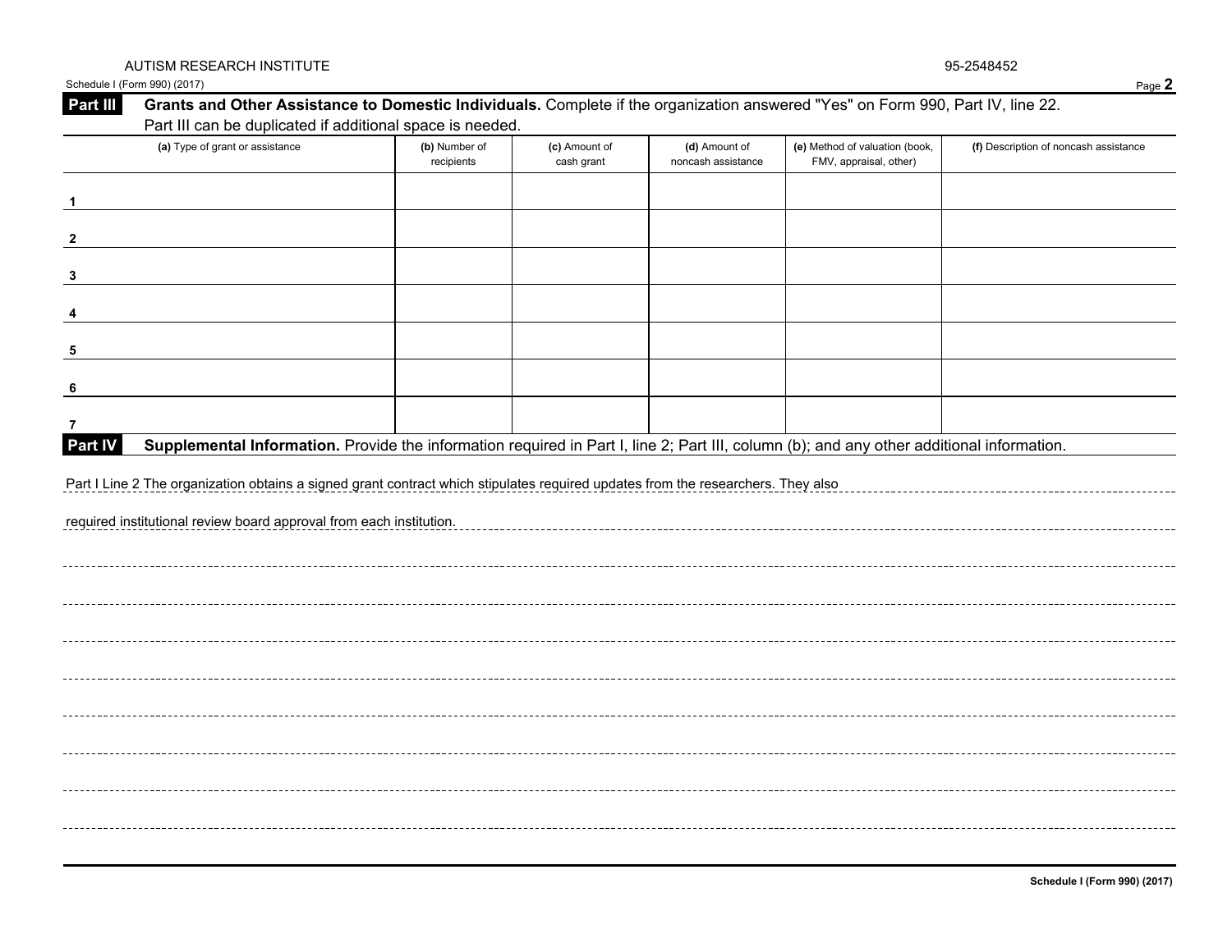AUTISM RESEARCH INSTITUTE 95-2548452

Schedule I (Form 990) (2017) Page **2**

**Part III** **Grants and Other Assistance to Domestic Individuals.** Complete if the organization answered "Yes" on Form 990, Part IV, line 22. Part III can be duplicated if additional space is needed.

| | (a) Type of grant or assistance | (b) Number of recipients | (c) Amount of cash grant | (d) Amount of noncash assistance | (e) Method of valuation (book, FMV, appraisal, other) | (f) Description of noncash assistance |
|---|---|---|---|---|---|---|
| 1 | | | | | | |
| 2 | | | | | | |
| 3 | | | | | | |
| 4 | | | | | | |
| 5 | | | | | | |
| 6 | | | | | | |
| 7 | | | | | | |

**Part IV** **Supplemental Information.** Provide the information required in Part I, line 2; Part III, column (b); and any other additional information.

Part I Line 2 The organization obtains a signed grant contract which stipulates required updates from the researchers. They also required institutional review board approval from each institution.

**Schedule I (Form 990) (2017)**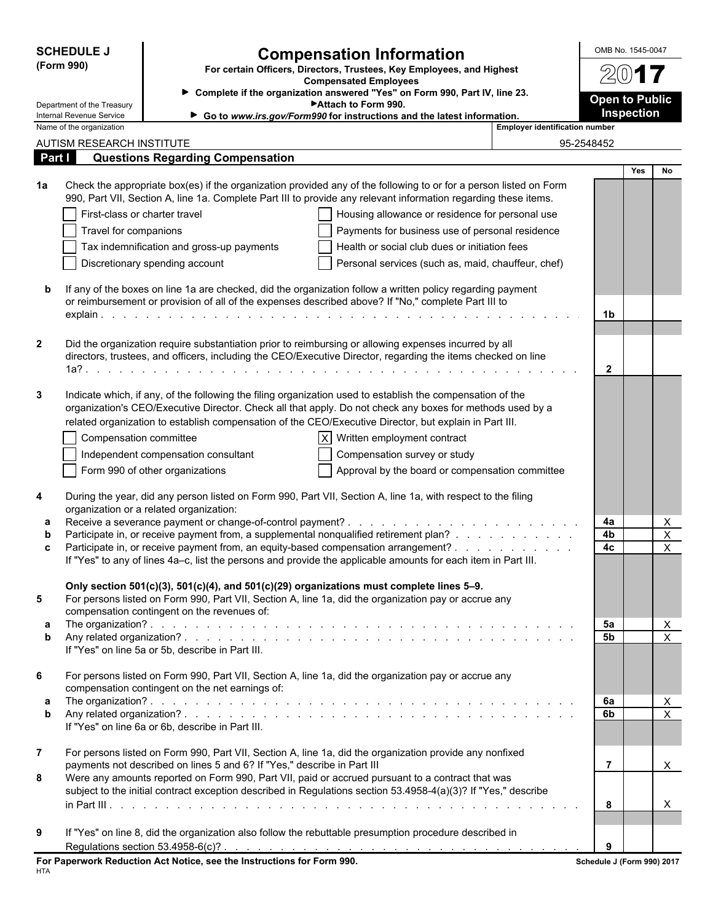**SCHEDULE J (Form 990)**

Department of the Treasury
Internal Revenue Service

# Compensation Information

**For certain Officers, Directors, Trustees, Key Employees, and Highest Compensated Employees**

▶ **Complete if the organization answered "Yes" on Form 990, Part IV, line 23.**
▶ **Attach to Form 990.**
▶ **Go to www.irs.gov/Form990 for instructions and the latest information.**

OMB No. 1545-0047

**2017**

**Open to Public Inspection**

| Name of the organization | Employer identification number |
|---|---|
| AUTISM RESEARCH INSTITUTE | 95-2548452 |

## Part I Questions Regarding Compensation

| | | | Yes | No |
|---|---|---|---|---|
| **1a** | Check the appropriate box(es) if the organization provided any of the following to or for a person listed on Form 990, Part VII, Section A, line 1a. Complete Part III to provide any relevant information regarding these items.<br>☐ First-class or charter travel ☐ Housing allowance or residence for personal use<br>☐ Travel for companions ☐ Payments for business use of personal residence<br>☐ Tax indemnification and gross-up payments ☐ Health or social club dues or initiation fees<br>☐ Discretionary spending account ☐ Personal services (such as, maid, chauffeur, chef) | | | |
| **b** | If any of the boxes on line 1a are checked, did the organization follow a written policy regarding payment or reimbursement or provision of all of the expenses described above? If "No," complete Part III to explain | **1b** | | |
| **2** | Did the organization require substantiation prior to reimbursing or allowing expenses incurred by all directors, trustees, and officers, including the CEO/Executive Director, regarding the items checked on line 1a? | **2** | | |
| **3** | Indicate which, if any, of the following the filing organization used to establish the compensation of the organization's CEO/Executive Director. Check all that apply. Do not check any boxes for methods used by a related organization to establish compensation of the CEO/Executive Director, but explain in Part III.<br>☐ Compensation committee ☒ Written employment contract<br>☐ Independent compensation consultant ☐ Compensation survey or study<br>☐ Form 990 of other organizations ☐ Approval by the board or compensation committee | | | |
| **4** | During the year, did any person listed on Form 990, Part VII, Section A, line 1a, with respect to the filing organization or a related organization: | | | |
| **a** | Receive a severance payment or change-of-control payment? | **4a** | | X |
| **b** | Participate in, or receive payment from, a supplemental nonqualified retirement plan? | **4b** | | X |
| **c** | Participate in, or receive payment from, an equity-based compensation arrangement?<br>If "Yes" to any of lines 4a–c, list the persons and provide the applicable amounts for each item in Part III. | **4c** | | X |
| | **Only section 501(c)(3), 501(c)(4), and 501(c)(29) organizations must complete lines 5–9.** | | | |
| **5** | For persons listed on Form 990, Part VII, Section A, line 1a, did the organization pay or accrue any compensation contingent on the revenues of: | | | |
| **a** | The organization? | **5a** | | X |
| **b** | Any related organization?<br>If "Yes" on line 5a or 5b, describe in Part III. | **5b** | | X |
| **6** | For persons listed on Form 990, Part VII, Section A, line 1a, did the organization pay or accrue any compensation contingent on the net earnings of: | | | |
| **a** | The organization? | **6a** | | X |
| **b** | Any related organization?<br>If "Yes" on line 6a or 6b, describe in Part III. | **6b** | | X |
| **7** | For persons listed on Form 990, Part VII, Section A, line 1a, did the organization provide any nonfixed payments not described on lines 5 and 6? If "Yes," describe in Part III | **7** | | X |
| **8** | Were any amounts reported on Form 990, Part VII, paid or accrued pursuant to a contract that was subject to the initial contract exception described in Regulations section 53.4958-4(a)(3)? If "Yes," describe in Part III | **8** | | X |
| **9** | If "Yes" on line 8, did the organization also follow the rebuttable presumption procedure described in Regulations section 53.4958-6(c)? | **9** | | |

**For Paperwork Reduction Act Notice, see the Instructions for Form 990.**

HTA

**Schedule J (Form 990) 2017**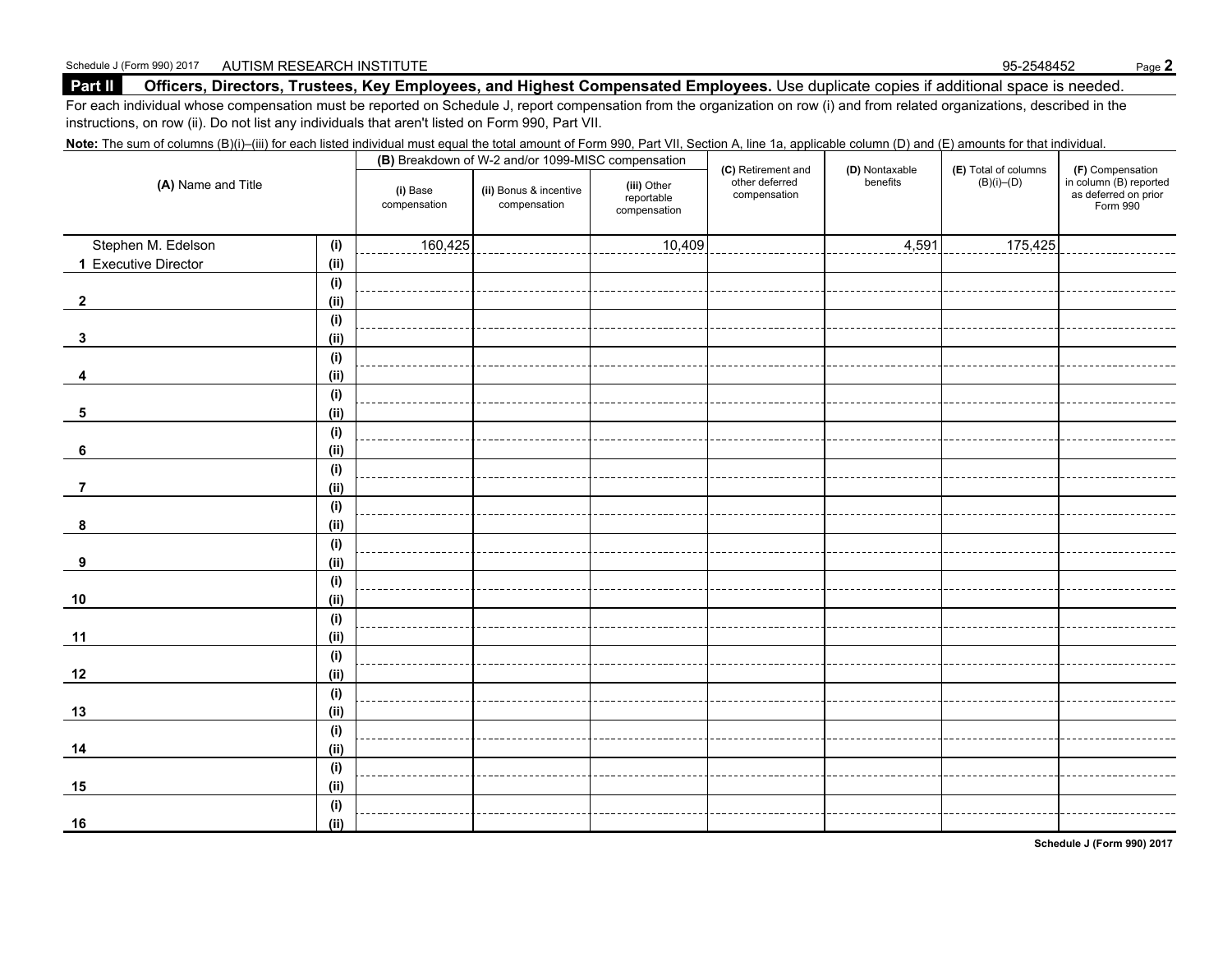Schedule J (Form 990) 2017 AUTISM RESEARCH INSTITUTE 95-2548452

## Part II Officers, Directors, Trustees, Key Employees, and Highest Compensated Employees.

Use duplicate copies if additional space is needed.

For each individual whose compensation must be reported on Schedule J, report compensation from the organization on row (i) and from related organizations, described in the instructions, on row (ii). Do not list any individuals that aren't listed on Form 990, Part VII.

**Note:** The sum of columns (B)(i)–(iii) for each listed individual must equal the total amount of Form 990, Part VII, Section A, line 1a, applicable column (D) and (E) amounts for that individual.

| (A) Name and Title | | (B) Breakdown of W-2 and/or 1099-MISC compensation | | | (C) Retirement and other deferred compensation | (D) Nontaxable benefits | (E) Total of columns (B)(i)–(D) | (F) Compensation in column (B) reported as deferred on prior Form 990 |
|---|---|---|---|---|---|---|---|---|
| | | (i) Base compensation | (ii) Bonus & incentive compensation | (iii) Other reportable compensation | | | | |
| Stephen M. Edelson | (i) | 160,425 | | 10,409 | | 4,591 | 175,425 | |
| 1 Executive Director | (ii) | | | | | | | |
| | (i) | | | | | | | |
| 2 | (ii) | | | | | | | |
| | (i) | | | | | | | |
| 3 | (ii) | | | | | | | |
| | (i) | | | | | | | |
| 4 | (ii) | | | | | | | |
| | (i) | | | | | | | |
| 5 | (ii) | | | | | | | |
| | (i) | | | | | | | |
| 6 | (ii) | | | | | | | |
| | (i) | | | | | | | |
| 7 | (ii) | | | | | | | |
| | (i) | | | | | | | |
| 8 | (ii) | | | | | | | |
| | (i) | | | | | | | |
| 9 | (ii) | | | | | | | |
| | (i) | | | | | | | |
| 10 | (ii) | | | | | | | |
| | (i) | | | | | | | |
| 11 | (ii) | | | | | | | |
| | (i) | | | | | | | |
| 12 | (ii) | | | | | | | |
| | (i) | | | | | | | |
| 13 | (ii) | | | | | | | |
| | (i) | | | | | | | |
| 14 | (ii) | | | | | | | |
| | (i) | | | | | | | |
| 15 | (ii) | | | | | | | |
| | (i) | | | | | | | |
| 16 | (ii) | | | | | | | |

Schedule J (Form 990) 2017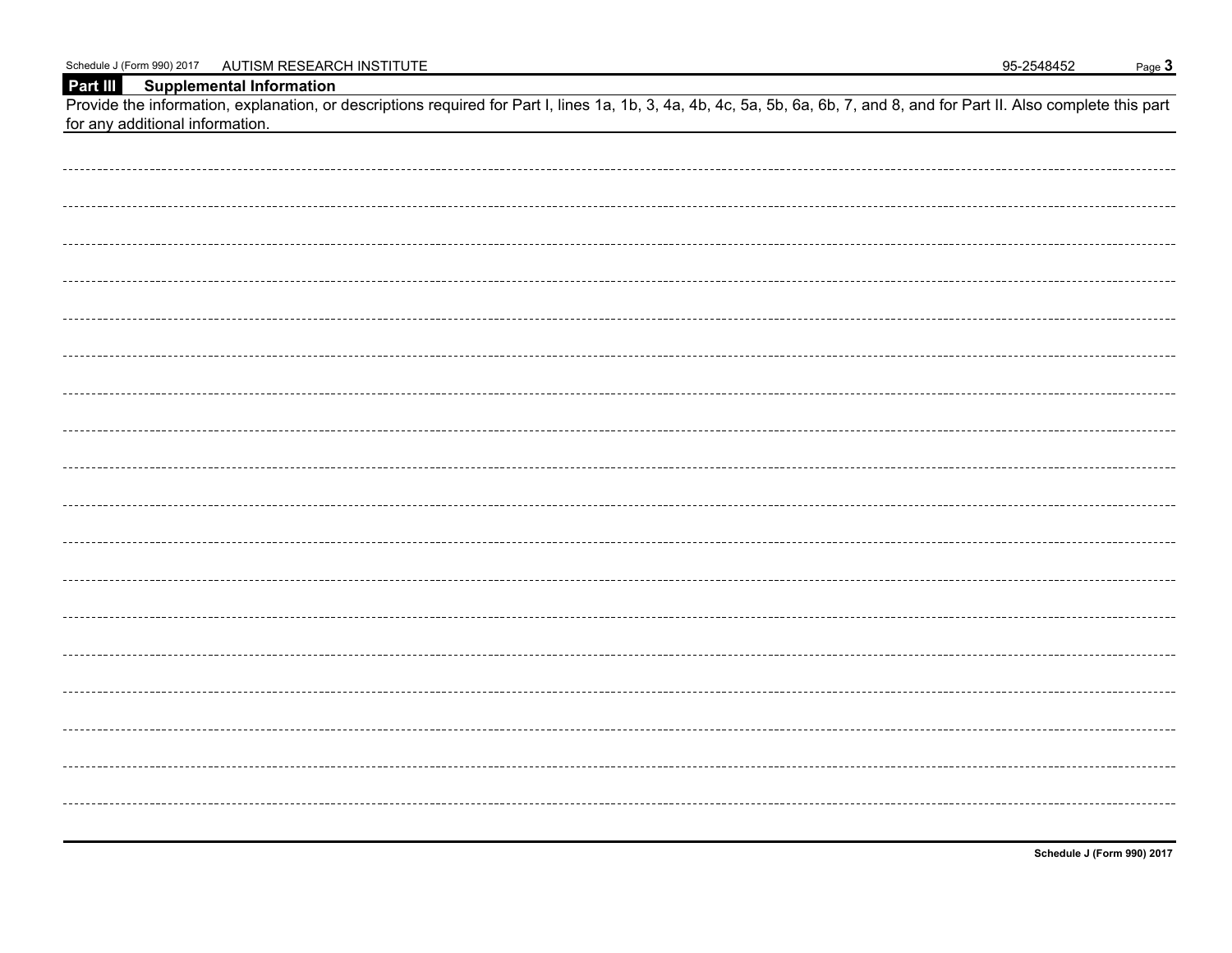**Part III Supplemental Information**

Provide the information, explanation, or descriptions required for Part I, lines 1a, 1b, 3, 4a, 4b, 4c, 5a, 5b, 6a, 6b, 7, and 8, and for Part II. Also complete this part for any additional information.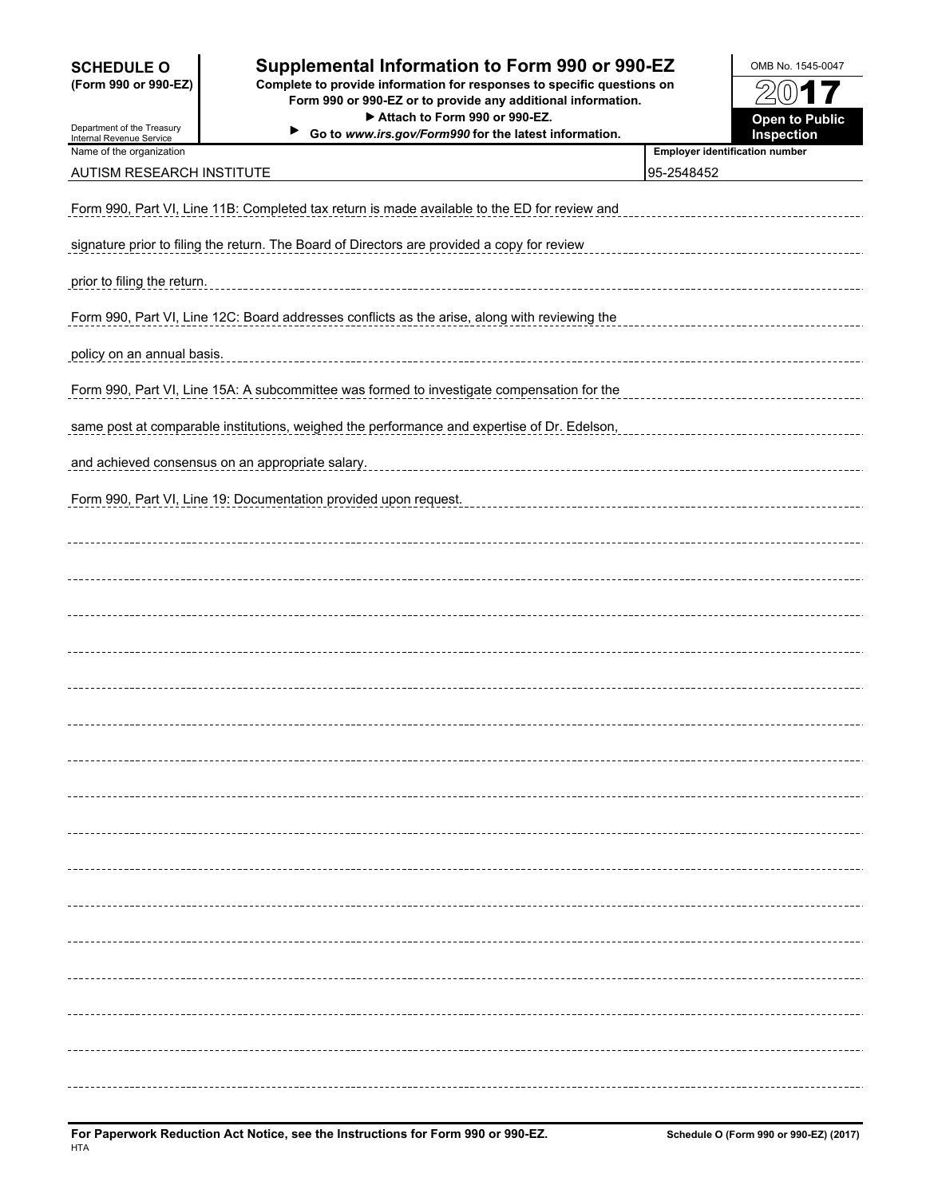**SCHEDULE O**
**(Form 990 or 990-EZ)**

Department of the Treasury
Internal Revenue Service

# Supplemental Information to Form 990 or 990-EZ

**Complete to provide information for responses to specific questions on Form 990 or 990-EZ or to provide any additional information.**
**▶ Attach to Form 990 or 990-EZ.**
**▶ Go to *www.irs.gov/Form990* for the latest information.**

OMB No. 1545-0047

**2017**

**Open to Public Inspection**

| Name of the organization | Employer identification number |
|---|---|
| AUTISM RESEARCH INSTITUTE | 95-2548452 |

Form 990, Part VI, Line 11B: Completed tax return is made available to the ED for review and signature prior to filing the return. The Board of Directors are provided a copy for review prior to filing the return.

Form 990, Part VI, Line 12C: Board addresses conflicts as the arise, along with reviewing the policy on an annual basis.

Form 990, Part VI, Line 15A: A subcommittee was formed to investigate compensation for the same post at comparable institutions, weighed the performance and expertise of Dr. Edelson, and achieved consensus on an appropriate salary.

Form 990, Part VI, Line 19: Documentation provided upon request.

**For Paperwork Reduction Act Notice, see the Instructions for Form 990 or 990-EZ.**
HTA

**Schedule O (Form 990 or 990-EZ) (2017)**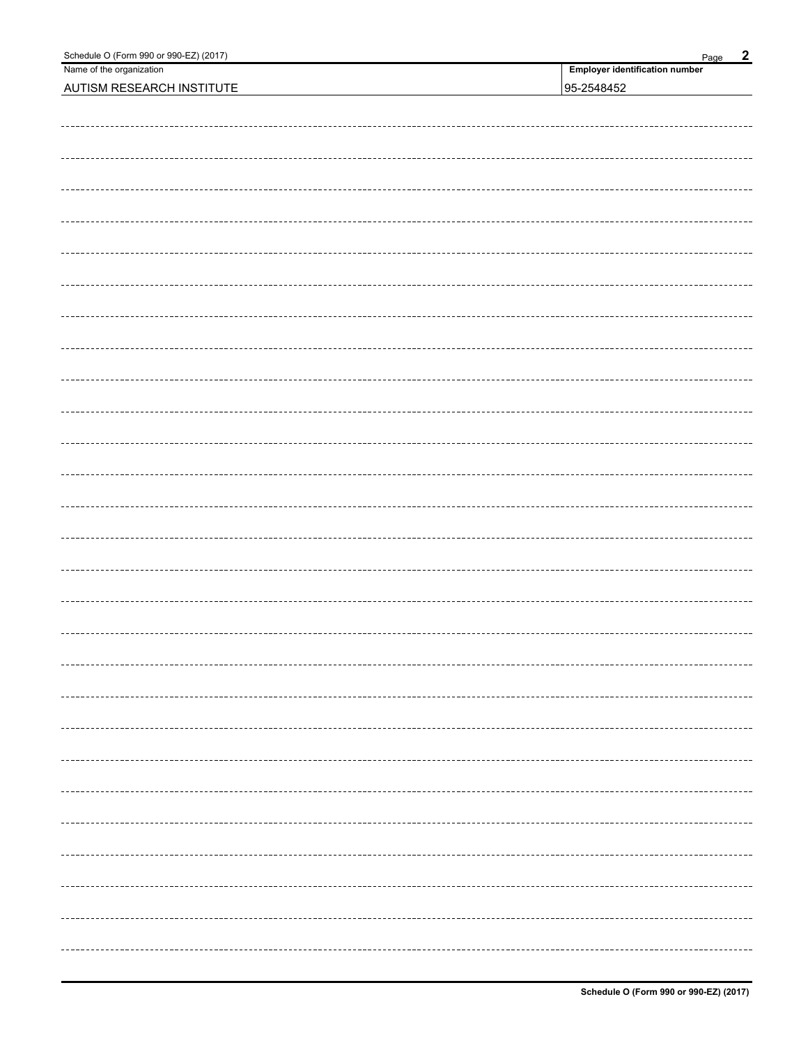| Name of the organization | Employer identification number |
| --- | --- |
| AUTISM RESEARCH INSTITUTE | 95-2548452 |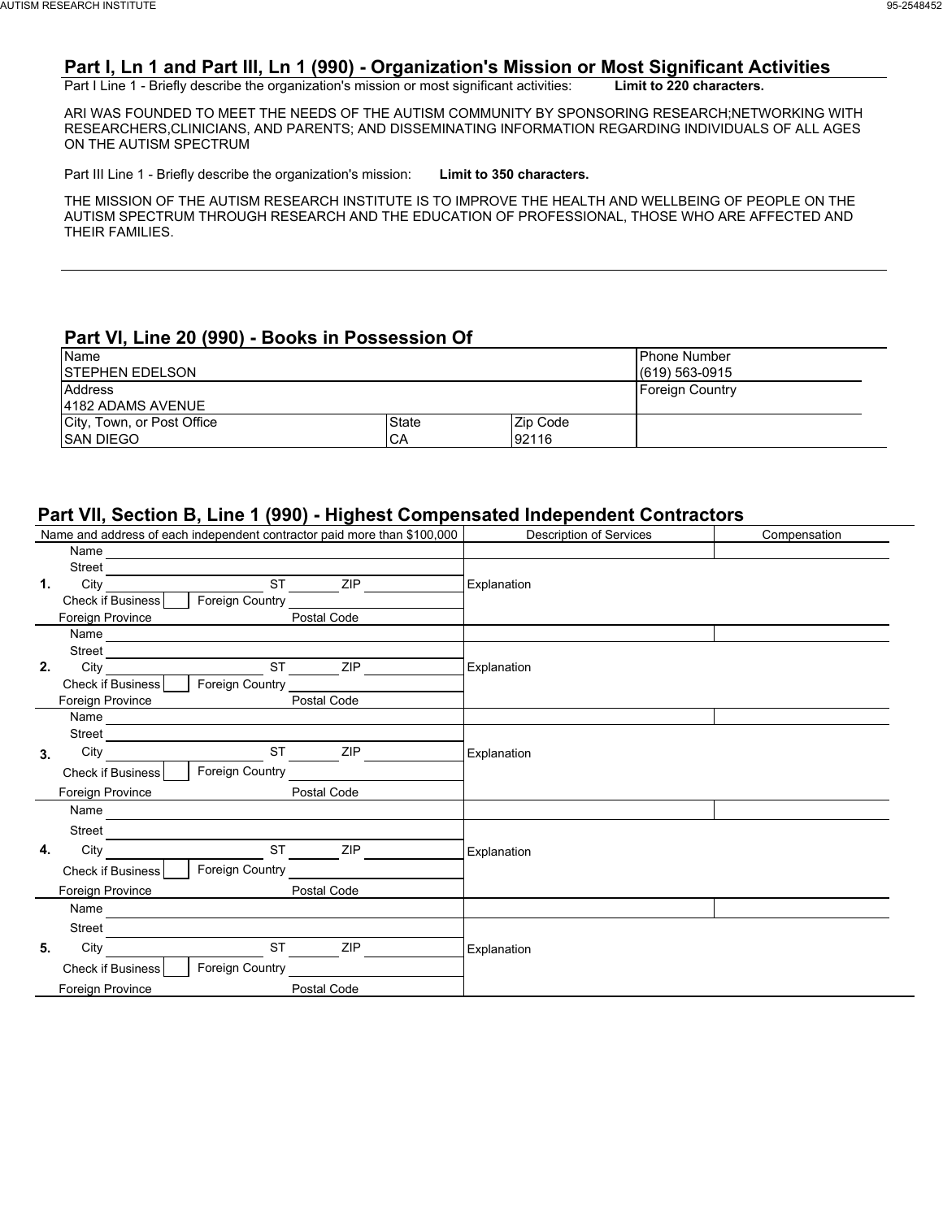## Part I, Ln 1 and Part III, Ln 1 (990) - Organization's Mission or Most Significant Activities

Part I Line 1 - Briefly describe the organization's mission or most significant activities: **Limit to 220 characters.**

ARI WAS FOUNDED TO MEET THE NEEDS OF THE AUTISM COMMUNITY BY SPONSORING RESEARCH;NETWORKING WITH RESEARCHERS,CLINICIANS, AND PARENTS; AND DISSEMINATING INFORMATION REGARDING INDIVIDUALS OF ALL AGES ON THE AUTISM SPECTRUM

Part III Line 1 - Briefly describe the organization's mission: **Limit to 350 characters.**

THE MISSION OF THE AUTISM RESEARCH INSTITUTE IS TO IMPROVE THE HEALTH AND WELLBEING OF PEOPLE ON THE AUTISM SPECTRUM THROUGH RESEARCH AND THE EDUCATION OF PROFESSIONAL, THOSE WHO ARE AFFECTED AND THEIR FAMILIES.

## Part VI, Line 20 (990) - Books in Possession Of

| Name | | | Phone Number |
|---|---|---|---|
| STEPHEN EDELSON | | | (619) 563-0915 |
| Address | | | Foreign Country |
| 4182 ADAMS AVENUE | | | |
| City, Town, or Post Office | State | Zip Code | |
| SAN DIEGO | CA | 92116 | |

## Part VII, Section B, Line 1 (990) - Highest Compensated Independent Contractors

| | Name and address of each independent contractor paid more than $100,000 | Description of Services | Compensation |
|---|---|---|---|
| 1. | Name<br>Street<br>City ST ZIP<br>Check if Business Foreign Country<br>Foreign Province Postal Code | Explanation | |
| 2. | Name<br>Street<br>City ST ZIP<br>Check if Business Foreign Country<br>Foreign Province Postal Code | Explanation | |
| 3. | Name<br>Street<br>City ST ZIP<br>Check if Business Foreign Country<br>Foreign Province Postal Code | Explanation | |
| 4. | Name<br>Street<br>City ST ZIP<br>Check if Business Foreign Country<br>Foreign Province Postal Code | Explanation | |
| 5. | Name<br>Street<br>City ST ZIP<br>Check if Business Foreign Country<br>Foreign Province Postal Code | Explanation | |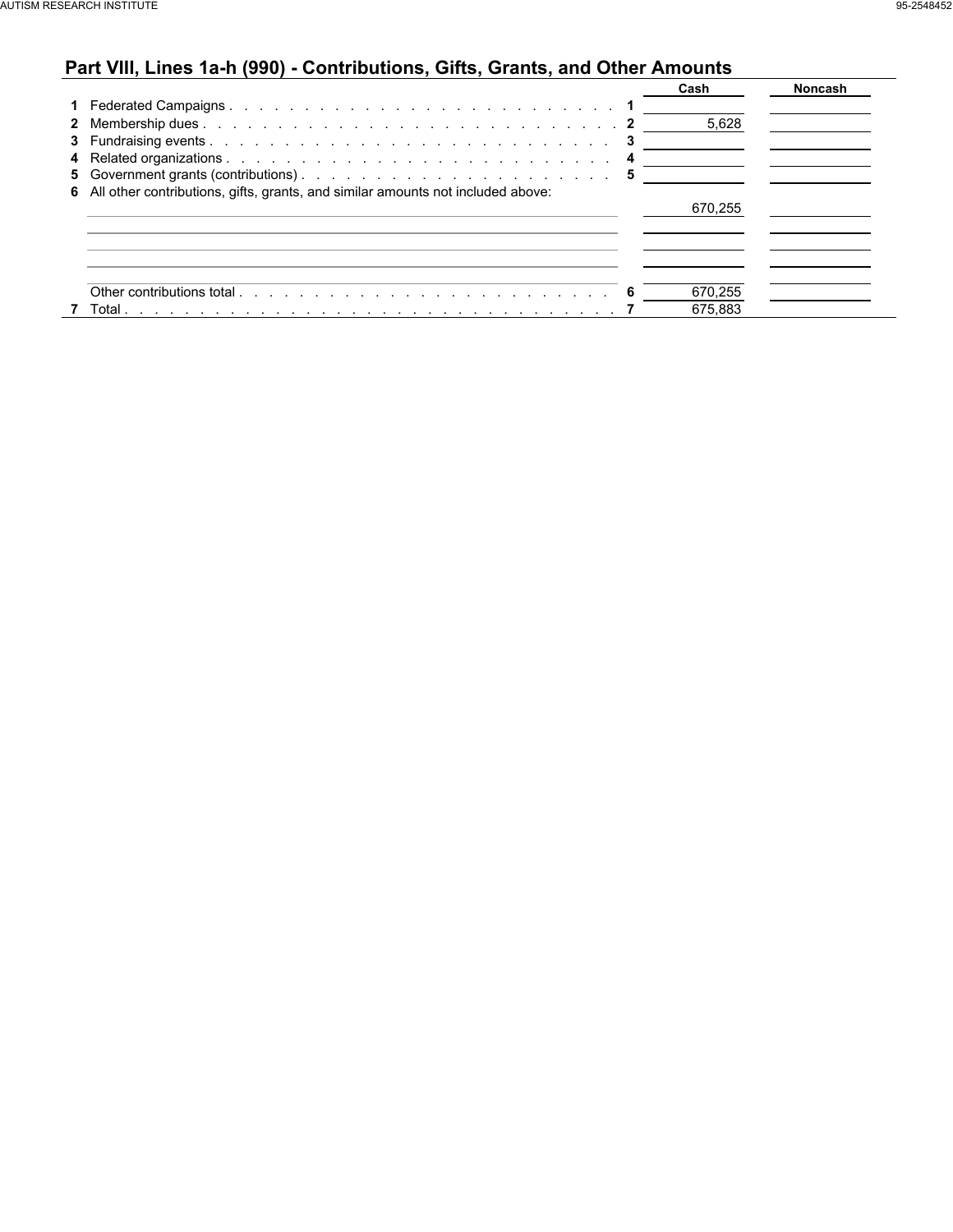## Part VIII, Lines 1a-h (990) - Contributions, Gifts, Grants, and Other Amounts

| | | | Cash | Noncash |
|---|---|---|---|---|
| 1 | Federated Campaigns | 1 | | |
| 2 | Membership dues | 2 | 5,628 | |
| 3 | Fundraising events | 3 | | |
| 4 | Related organizations | 4 | | |
| 5 | Government grants (contributions) | 5 | | |
| 6 | All other contributions, gifts, grants, and similar amounts not included above: | | | |
| | | | 670,255 | |
| | | | | |
| | | | | |
| | | | | |
| | Other contributions total | 6 | 670,255 | |
| 7 | Total | 7 | 675,883 | |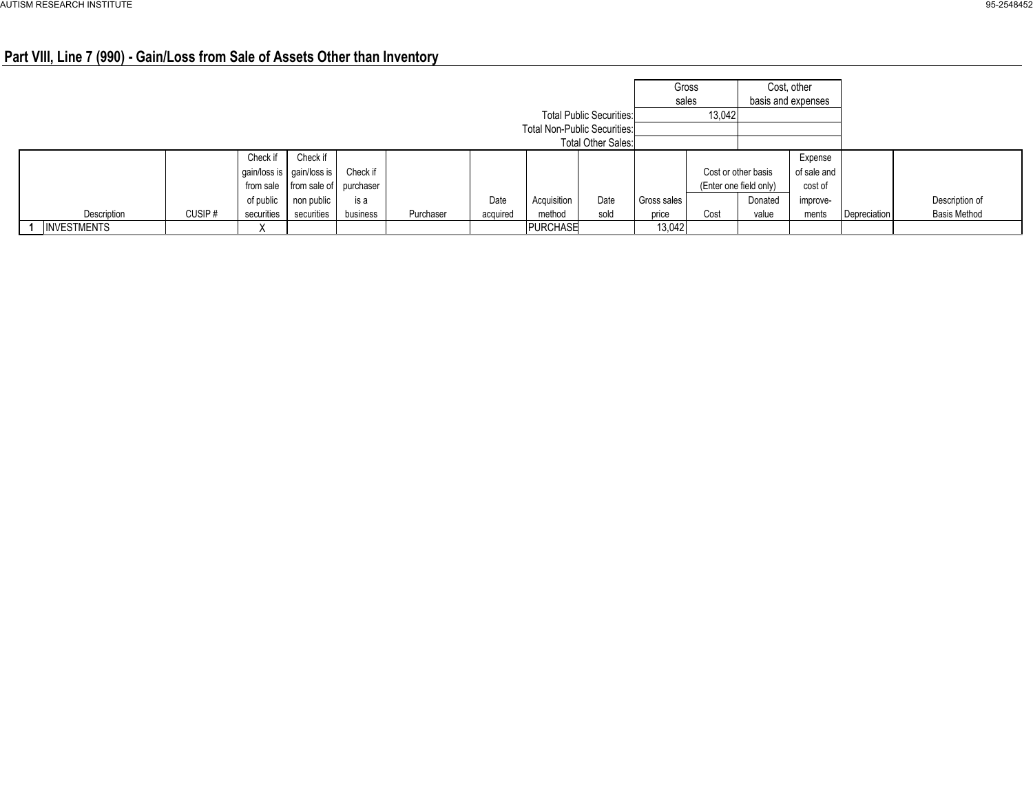## Part VIII, Line 7 (990) - Gain/Loss from Sale of Assets Other than Inventory

| | Gross sales | Cost, other basis and expenses |
|---|---|---|
| Total Public Securities: | 13,042 | |
| Total Non-Public Securities: | | |
| Total Other Sales: | | |

| | Description | CUSIP # | Check if gain/loss is from sale of public securities | Check if gain/loss is from sale of non public securities | Check if purchaser is a business | Purchaser | Date acquired | Acquisition method | Date sold | Gross sales price | Cost or other basis (Enter one field only) Cost | Donated value | Expense of sale and cost of improvements | Depreciation | Description of Basis Method |
|---|---|---|---|---|---|---|---|---|---|---|---|---|---|---|---|
| 1 | INVESTMENTS | | X | | | | | PURCHASE | | 13,042 | | | | | |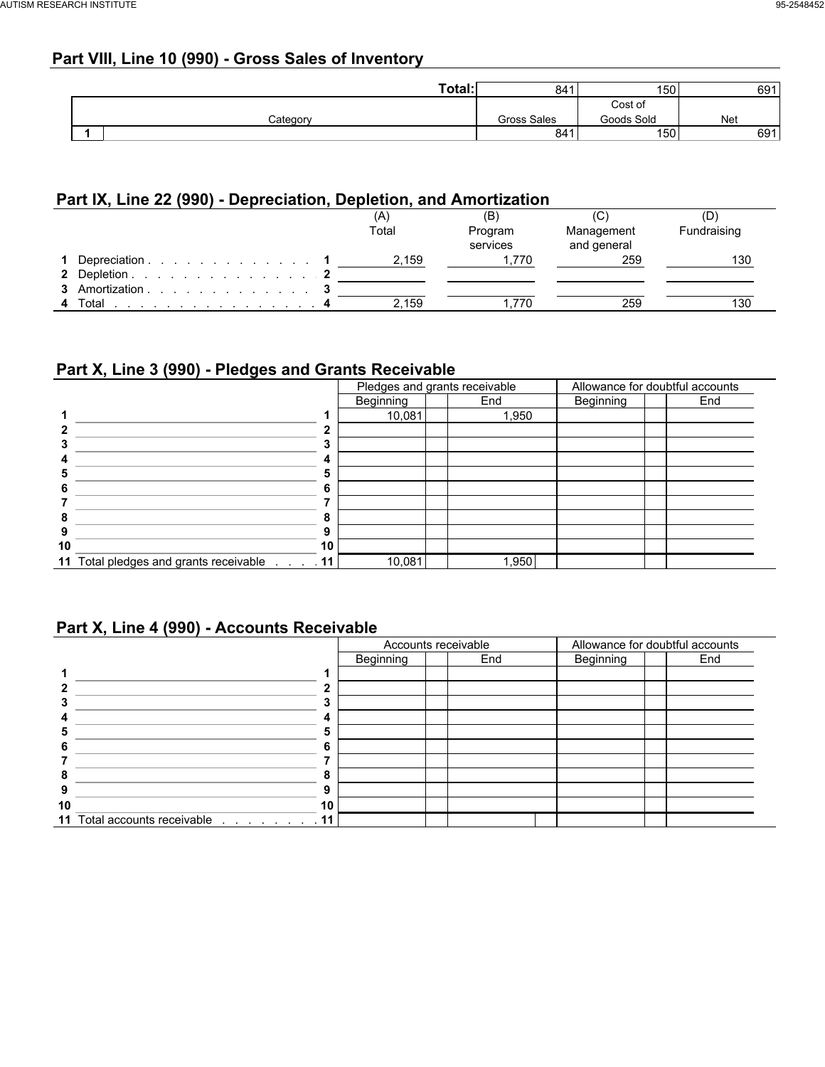## Part VIII, Line 10 (990) - Gross Sales of Inventory

| | Category | Gross Sales | Cost of Goods Sold | Net |
|---|---|---|---|---|
| | **Total:** | 841 | 150 | 691 |
| 1 | | 841 | 150 | 691 |

## Part IX, Line 22 (990) - Depreciation, Depletion, and Amortization

| | | | (A) Total | (B) Program services | (C) Management and general | (D) Fundraising |
|---|---|---|---|---|---|---|
| 1 | Depreciation | 1 | 2,159 | 1,770 | 259 | 130 |
| 2 | Depletion | 2 | | | | |
| 3 | Amortization | 3 | | | | |
| 4 | Total | 4 | 2,159 | 1,770 | 259 | 130 |

## Part X, Line 3 (990) - Pledges and Grants Receivable

| | | | Pledges and grants receivable | | Allowance for doubtful accounts | |
|---|---|---|---|---|---|---|
| | | | Beginning | End | Beginning | End |
| 1 | | 1 | 10,081 | 1,950 | | |
| 2 | | 2 | | | | |
| 3 | | 3 | | | | |
| 4 | | 4 | | | | |
| 5 | | 5 | | | | |
| 6 | | 6 | | | | |
| 7 | | 7 | | | | |
| 8 | | 8 | | | | |
| 9 | | 9 | | | | |
| 10 | | 10 | | | | |
| 11 | Total pledges and grants receivable | 11 | 10,081 | 1,950 | | |

## Part X, Line 4 (990) - Accounts Receivable

| | | | Accounts receivable | | Allowance for doubtful accounts | |
|---|---|---|---|---|---|---|
| | | | Beginning | End | Beginning | End |
| 1 | | 1 | | | | |
| 2 | | 2 | | | | |
| 3 | | 3 | | | | |
| 4 | | 4 | | | | |
| 5 | | 5 | | | | |
| 6 | | 6 | | | | |
| 7 | | 7 | | | | |
| 8 | | 8 | | | | |
| 9 | | 9 | | | | |
| 10 | | 10 | | | | |
| 11 | Total accounts receivable | 11 | | | | |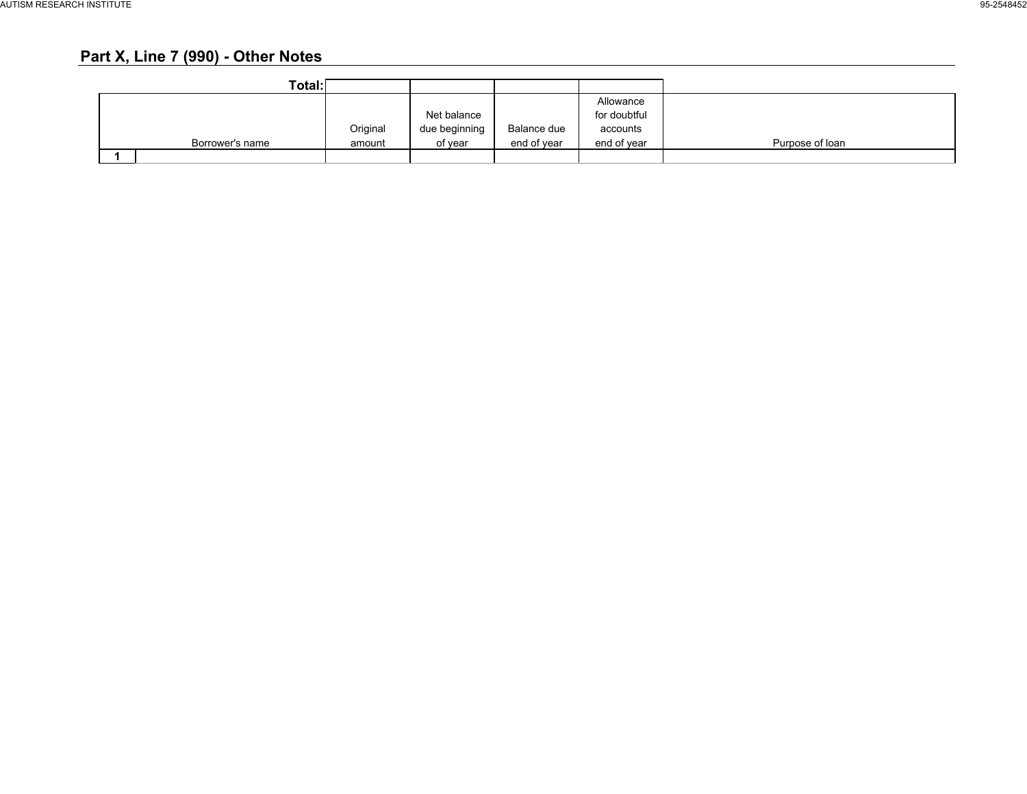## Part X, Line 7 (990) - Other Notes

| | Borrower's name | Original amount | Net balance due beginning of year | Balance due end of year | Allowance for doubtful accounts end of year | Purpose of loan |
|---|---|---|---|---|---|---|
| | Total: | | | | | |
| 1 | | | | | | |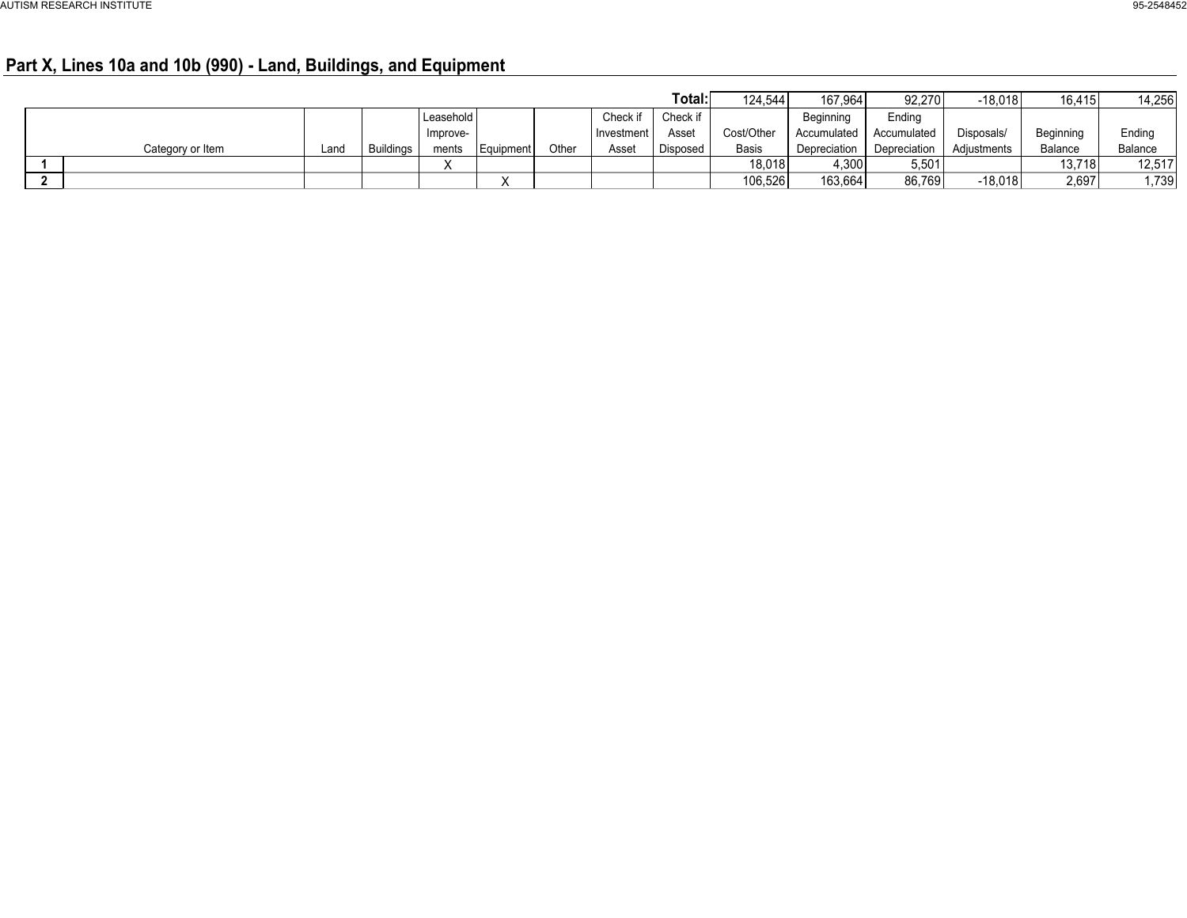AUTISM RESEARCH INSTITUTE 95-2548452

## Part X, Lines 10a and 10b (990) - Land, Buildings, and Equipment

| | Category or Item | Land | Buildings | Leasehold Improve- ments | Equipment | Other | Check if Investment Asset | Check if Asset Disposed | Cost/Other Basis | Beginning Accumulated Depreciation | Ending Accumulated Depreciation | Disposals/ Adjustments | Beginning Balance | Ending Balance |
|---|---|---|---|---|---|---|---|---|---|---|---|---|---|---|
| | | | | | | | | **Total:** | 124,544 | 167,964 | 92,270 | -18,018 | 16,415 | 14,256 |
| **1** | | | | X | | | | | 18,018 | 4,300 | 5,501 | | 13,718 | 12,517 |
| **2** | | | | | X | | | | 106,526 | 163,664 | 86,769 | -18,018 | 2,697 | 1,739 |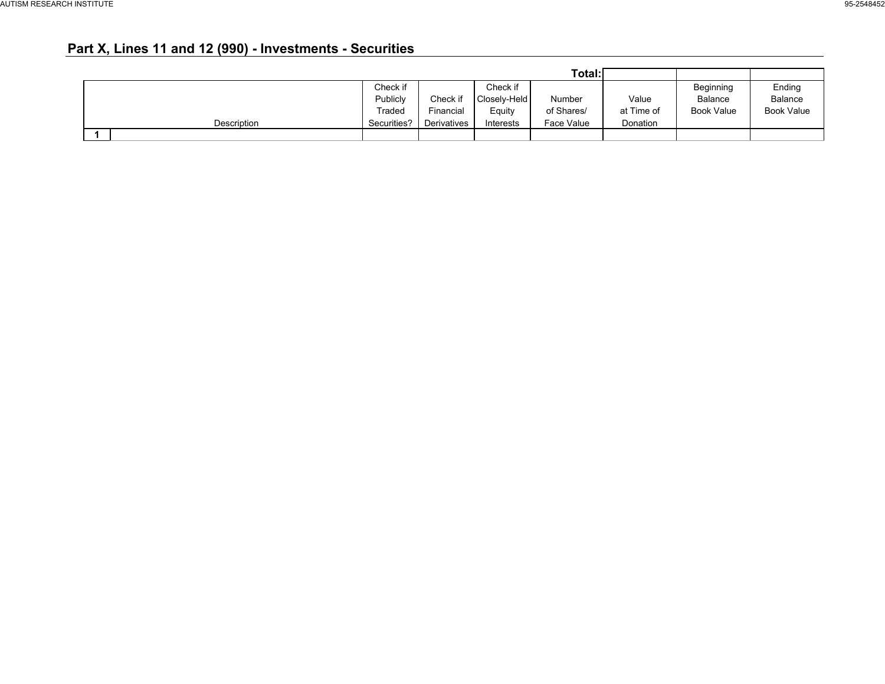## Part X, Lines 11 and 12 (990) - Investments - Securities

| | Description | Check if Publicly Traded Securities? | Check if Financial Derivatives | Check if Closely-Held Equity Interests | Number of Shares/ Face Value | Value at Time of Donation | Beginning Balance Book Value | Ending Balance Book Value |
|---|---|---|---|---|---|---|---|---|
| | | | | | **Total:** | | | |
| 1 | | | | | | | | |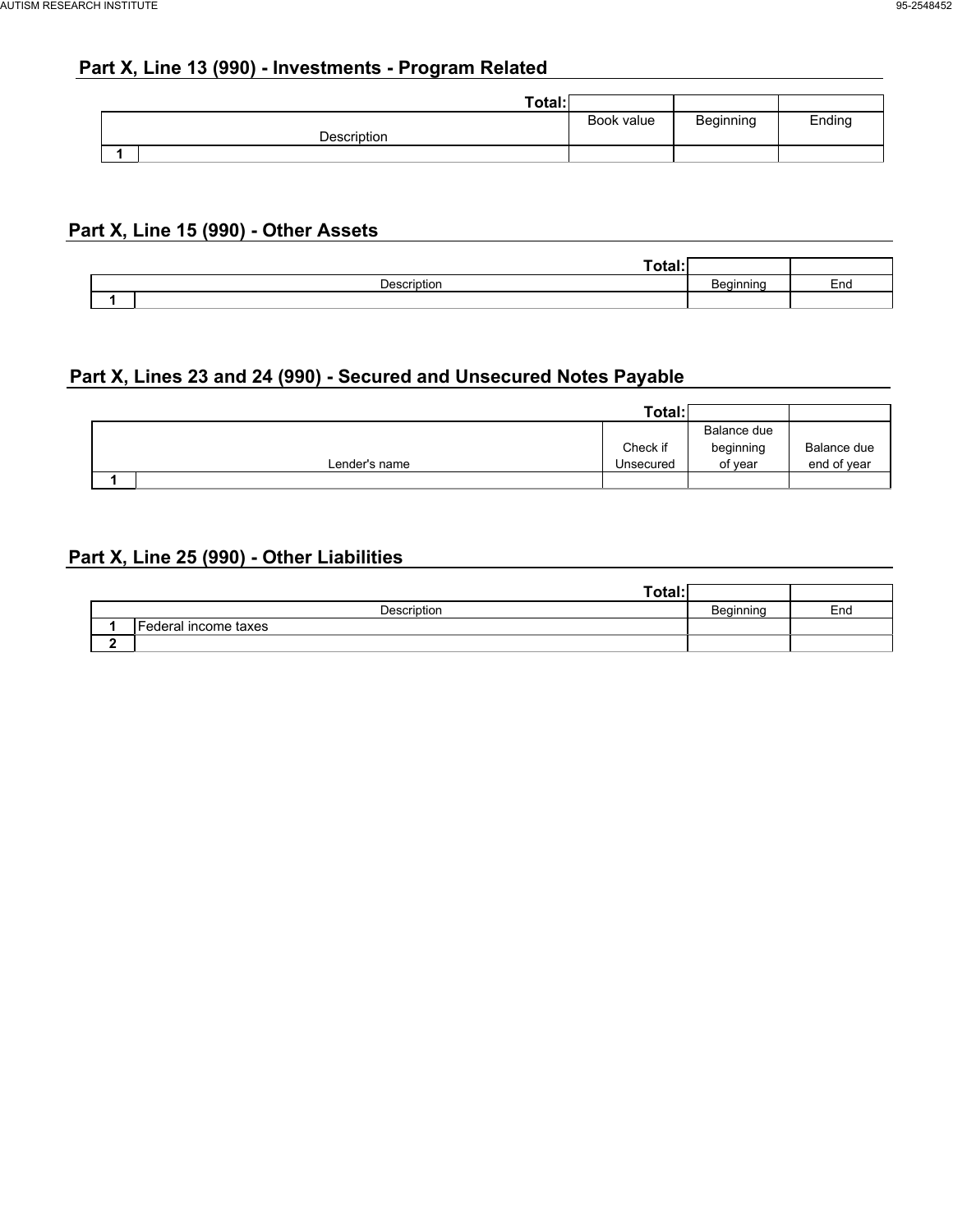## Part X, Line 13 (990) - Investments - Program Related

| | Description | Book value | Beginning | Ending |
|---|---|---|---|---|
| | Total: | | | |
| 1 | | | | |

## Part X, Line 15 (990) - Other Assets

| | Description | Beginning | End |
|---|---|---|---|
| | Total: | | |
| 1 | | | |

## Part X, Lines 23 and 24 (990) - Secured and Unsecured Notes Payable

| | Lender's name | Check if Unsecured | Balance due beginning of year | Balance due end of year |
|---|---|---|---|---|
| | Total: | | | |
| 1 | | | | |

## Part X, Line 25 (990) - Other Liabilities

| | Description | Beginning | End |
|---|---|---|---|
| | Total: | | |
| 1 | Federal income taxes | | |
| 2 | | | |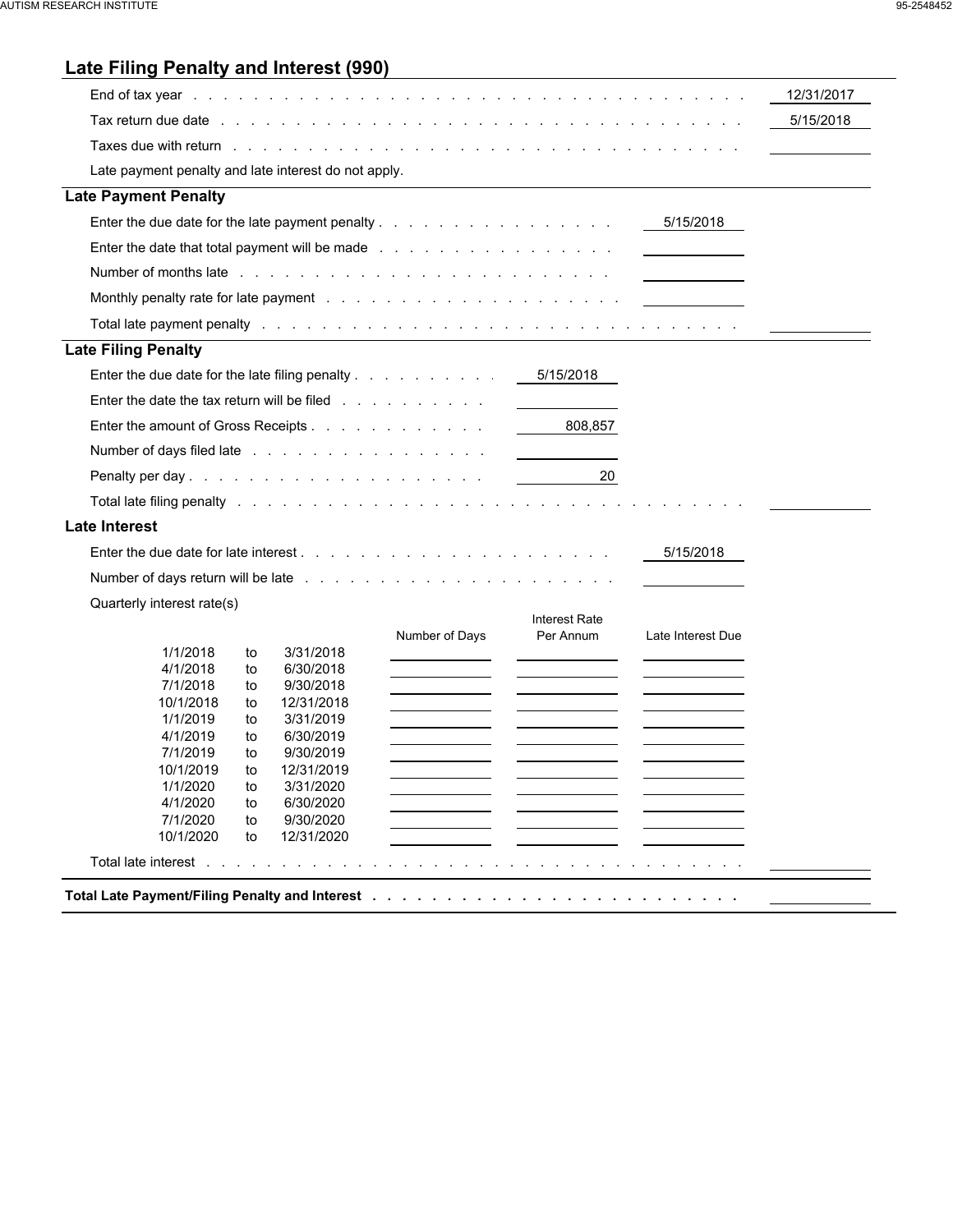## Late Filing Penalty and Interest (990)

| | |
|---|---|
| End of tax year | 12/31/2017 |
| Tax return due date | 5/15/2018 |
| Taxes due with return | |

Late payment penalty and late interest do not apply.

### Late Payment Penalty

| | | |
|---|---|---|
| Enter the due date for the late payment penalty | 5/15/2018 | |
| Enter the date that total payment will be made | | |
| Number of months late | | |
| Monthly penalty rate for late payment | | |
| Total late payment penalty | | |

### Late Filing Penalty

| | | |
|---|---|---|
| Enter the due date for the late filing penalty | 5/15/2018 | |
| Enter the date the tax return will be filed | | |
| Enter the amount of Gross Receipts | 808,857 | |
| Number of days filed late | | |
| Penalty per day | 20 | |
| Total late filing penalty | | |

### Late Interest

| | |
|---|---|
| Enter the due date for late interest | 5/15/2018 |
| Number of days return will be late | |

Quarterly interest rate(s)

| Period | Number of Days | Interest Rate Per Annum | Late Interest Due |
|---|---|---|---|
| 1/1/2018 to 3/31/2018 | | | |
| 4/1/2018 to 6/30/2018 | | | |
| 7/1/2018 to 9/30/2018 | | | |
| 10/1/2018 to 12/31/2018 | | | |
| 1/1/2019 to 3/31/2019 | | | |
| 4/1/2019 to 6/30/2019 | | | |
| 7/1/2019 to 9/30/2019 | | | |
| 10/1/2019 to 12/31/2019 | | | |
| 1/1/2020 to 3/31/2020 | | | |
| 4/1/2020 to 6/30/2020 | | | |
| 7/1/2020 to 9/30/2020 | | | |
| 10/1/2020 to 12/31/2020 | | | |

| | |
|---|---|
| Total late interest | |

| | |
|---|---|
| **Total Late Payment/Filing Penalty and Interest** | |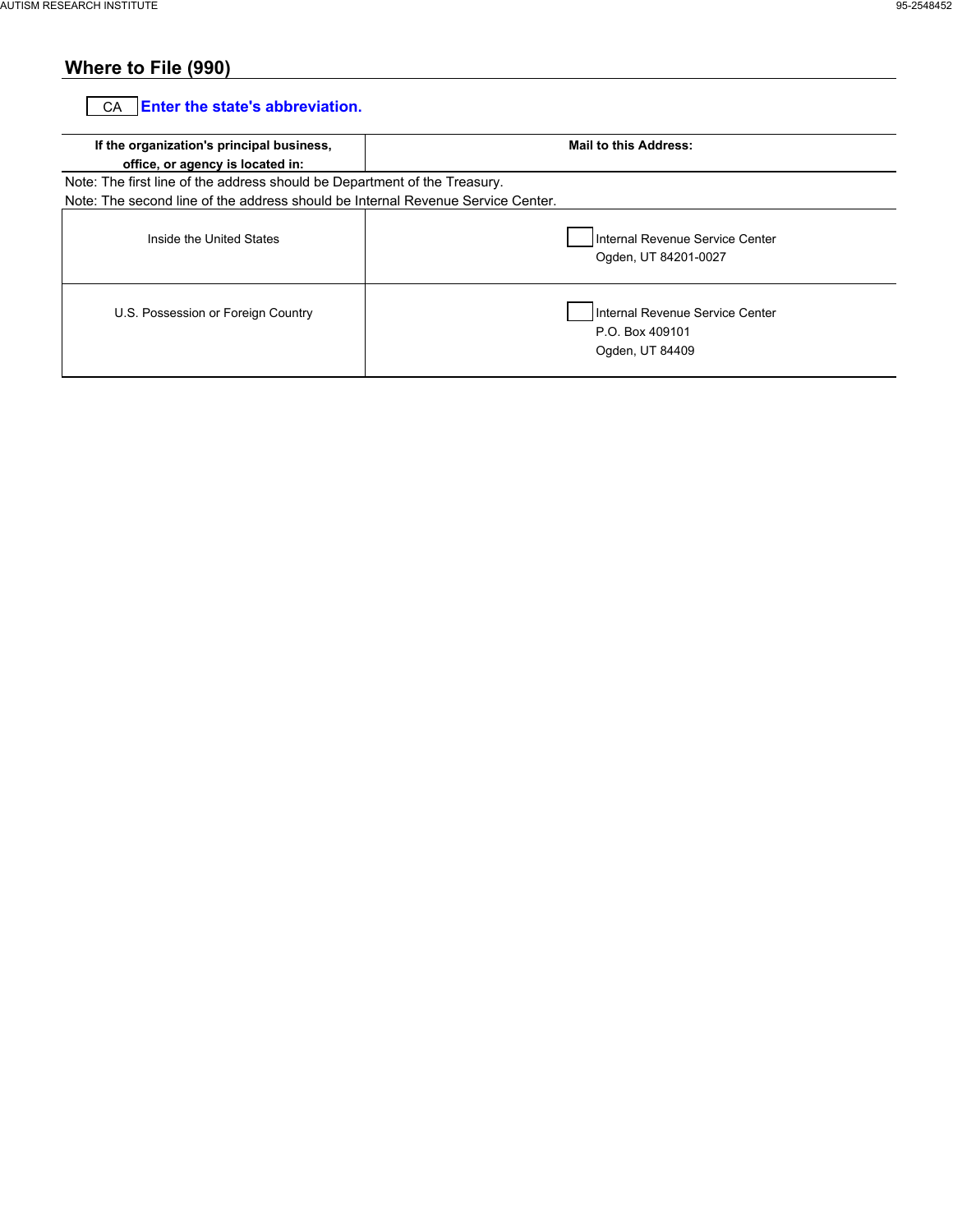## Where to File (990)

CA **Enter the state's abbreviation.**

| If the organization's principal business, office, or agency is located in: | Mail to this Address: |
|---|---|
| Note: The first line of the address should be Department of the Treasury. | |
| Note: The second line of the address should be Internal Revenue Service Center. | |
| Inside the United States | ☐ Internal Revenue Service Center<br>Ogden, UT 84201-0027 |
| U.S. Possession or Foreign Country | ☐ Internal Revenue Service Center<br>P.O. Box 409101<br>Ogden, UT 84409 |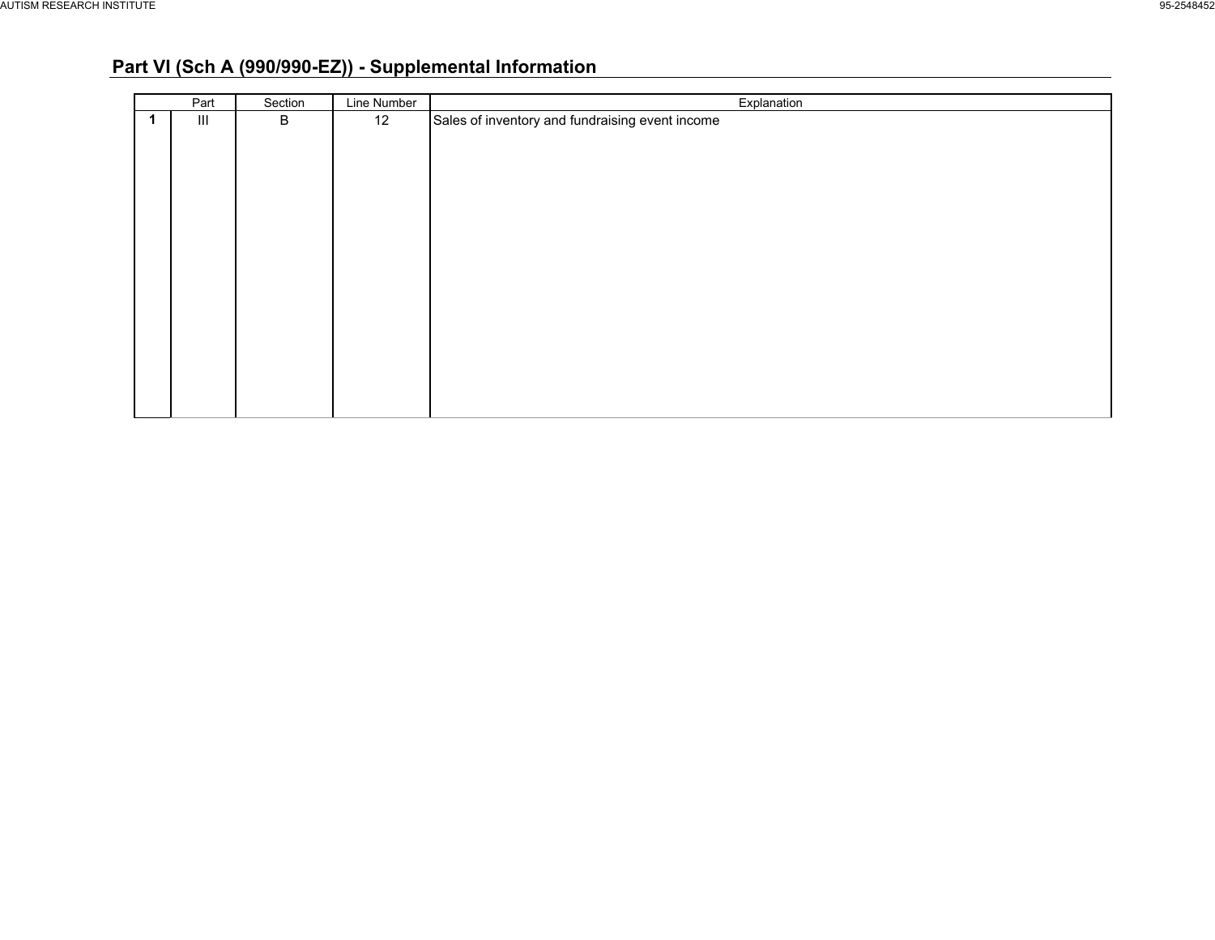## Part VI (Sch A (990/990-EZ)) - Supplemental Information

| | Part | Section | Line Number | Explanation |
|---|---|---|---|---|
| 1 | III | B | 12 | Sales of inventory and fundraising event income |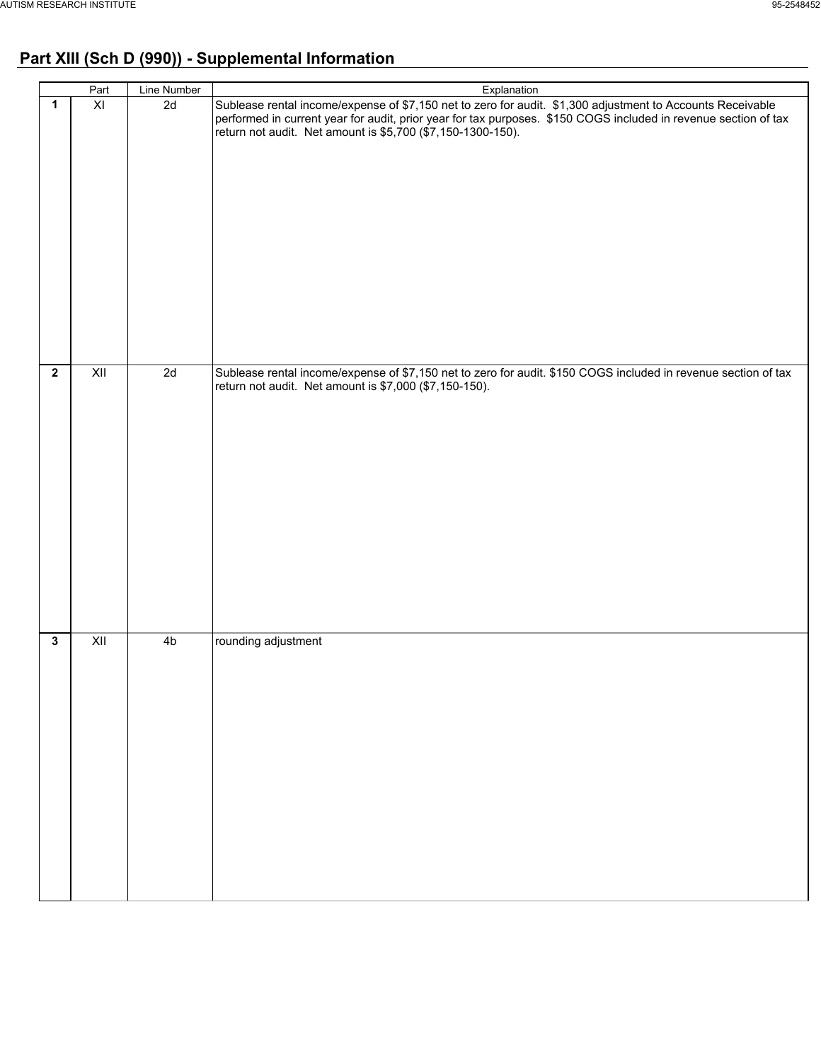## Part XIII (Sch D (990)) - Supplemental Information

| | Part | Line Number | Explanation |
|---|---|---|---|
| 1 | XI | 2d | Sublease rental income/expense of $7,150 net to zero for audit. $1,300 adjustment to Accounts Receivable performed in current year for audit, prior year for tax purposes. $150 COGS included in revenue section of tax return not audit. Net amount is $5,700 ($7,150-1300-150). |
| 2 | XII | 2d | Sublease rental income/expense of $7,150 net to zero for audit. $150 COGS included in revenue section of tax return not audit. Net amount is $7,000 ($7,150-150). |
| 3 | XII | 4b | rounding adjustment |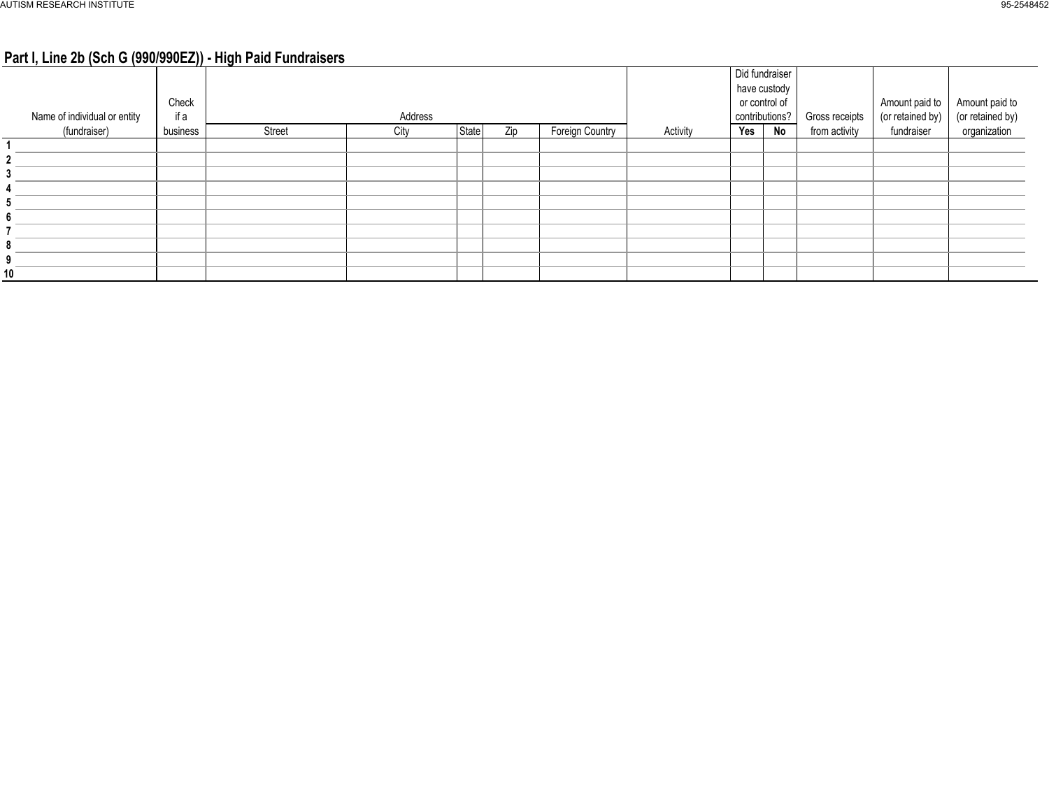## Part I, Line 2b (Sch G (990/990EZ)) - High Paid Fundraisers

| | Name of individual or entity (fundraiser) | Check if a business | Address | | | | | Activity | Did fundraiser have custody or control of contributions? | | Gross receipts from activity | Amount paid to (or retained by) fundraiser | Amount paid to (or retained by) organization |
|---|---|---|---|---|---|---|---|---|---|---|---|---|---|
| | | | Street | City | State | Zip | Foreign Country | | Yes | No | | | |
| 1 | | | | | | | | | | | | | |
| 2 | | | | | | | | | | | | | |
| 3 | | | | | | | | | | | | | |
| 4 | | | | | | | | | | | | | |
| 5 | | | | | | | | | | | | | |
| 6 | | | | | | | | | | | | | |
| 7 | | | | | | | | | | | | | |
| 8 | | | | | | | | | | | | | |
| 9 | | | | | | | | | | | | | |
| 10 | | | | | | | | | | | | | |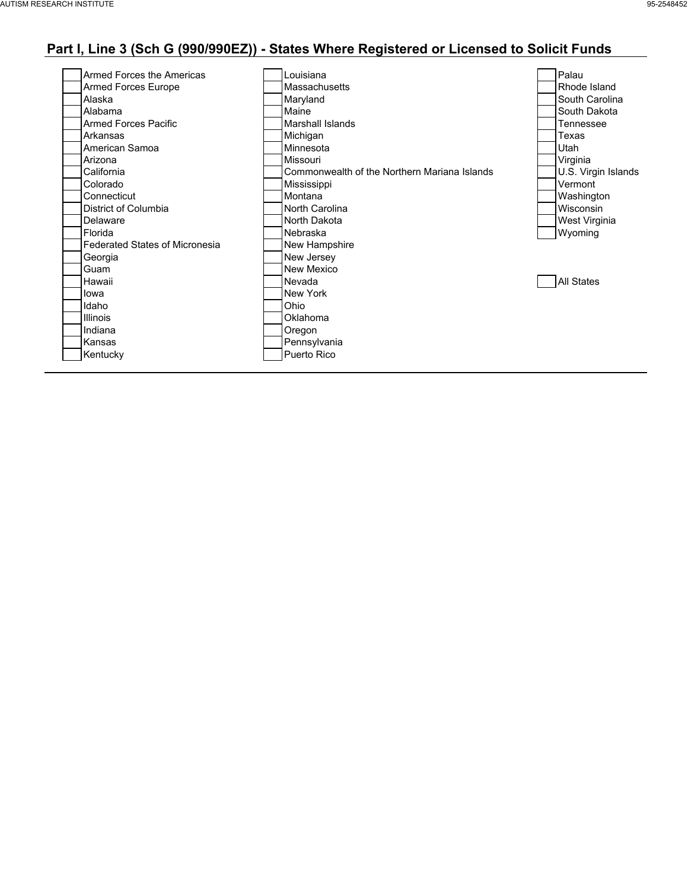## Part I, Line 3 (Sch G (990/990EZ)) - States Where Registered or Licensed to Solicit Funds

- [ ] Armed Forces the Americas
- [ ] Armed Forces Europe
- [ ] Alaska
- [ ] Alabama
- [ ] Armed Forces Pacific
- [ ] Arkansas
- [ ] American Samoa
- [ ] Arizona
- [ ] California
- [ ] Colorado
- [ ] Connecticut
- [ ] District of Columbia
- [ ] Delaware
- [ ] Florida
- [ ] Federated States of Micronesia
- [ ] Georgia
- [ ] Guam
- [ ] Hawaii
- [ ] Iowa
- [ ] Idaho
- [ ] Illinois
- [ ] Indiana
- [ ] Kansas
- [ ] Kentucky
- [ ] Louisiana
- [ ] Massachusetts
- [ ] Maryland
- [ ] Maine
- [ ] Marshall Islands
- [ ] Michigan
- [ ] Minnesota
- [ ] Missouri
- [ ] Commonwealth of the Northern Mariana Islands
- [ ] Mississippi
- [ ] Montana
- [ ] North Carolina
- [ ] North Dakota
- [ ] Nebraska
- [ ] New Hampshire
- [ ] New Jersey
- [ ] New Mexico
- [ ] Nevada
- [ ] New York
- [ ] Ohio
- [ ] Oklahoma
- [ ] Oregon
- [ ] Pennsylvania
- [ ] Puerto Rico
- [ ] Palau
- [ ] Rhode Island
- [ ] South Carolina
- [ ] South Dakota
- [ ] Tennessee
- [ ] Texas
- [ ] Utah
- [ ] Virginia
- [ ] U.S. Virgin Islands
- [ ] Vermont
- [ ] Washington
- [ ] Wisconsin
- [ ] West Virginia
- [ ] Wyoming

- [ ] All States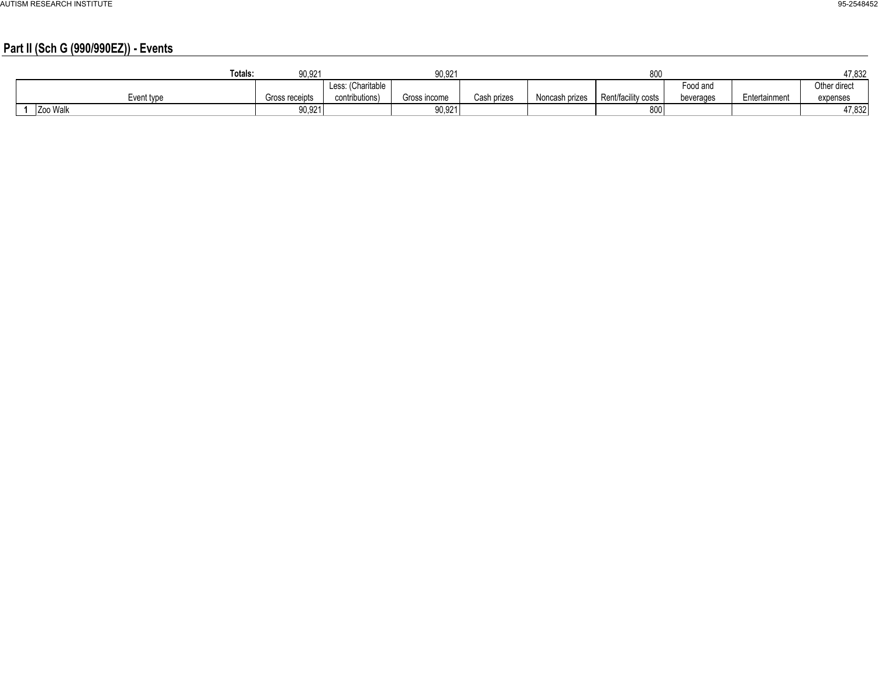## Part II (Sch G (990/990EZ)) - Events

| | Event type | Gross receipts | Less: (Charitable contributions) | Gross income | Cash prizes | Noncash prizes | Rent/facility costs | Food and beverages | Entertainment | Other direct expenses |
|---|---|---|---|---|---|---|---|---|---|---|
| | **Totals:** | 90,921 | | 90,921 | | | 800 | | | 47,832 |
| 1 | Zoo Walk | 90,921 | | 90,921 | | | 800 | | | 47,832 |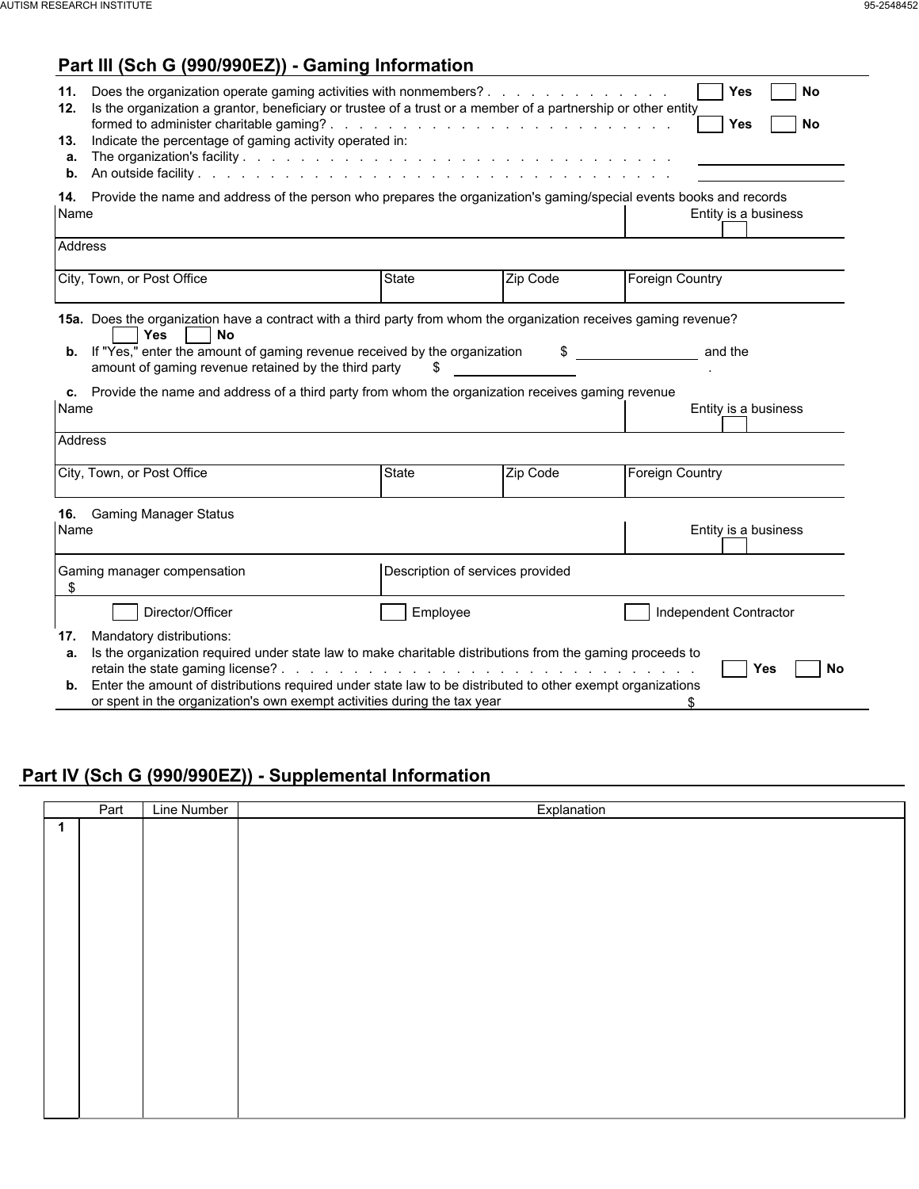## Part III (Sch G (990/990EZ)) - Gaming Information

**11.** Does the organization operate gaming activities with nonmembers? . . . . . . . . . . . . . . ☐ **Yes** ☐ **No**

**12.** Is the organization a grantor, beneficiary or trustee of a trust or a member of a partnership or other entity formed to administer charitable gaming? . . . . . . . . . . . . . . . . . . . . . . . . . ☐ **Yes** ☐ **No**

**13.** Indicate the percentage of gaming activity operated in:

**a.** The organization's facility . . . . . . . . . . . . . . . . . . . . . . . . . . . . . . . .

**b.** An outside facility . . . . . . . . . . . . . . . . . . . . . . . . . . . . . . . . . . . .

**14.** Provide the name and address of the person who prepares the organization's gaming/special events books and records

| Name | | | Entity is a business ☐ |
|---|---|---|---|
| Address | | | |
| City, Town, or Post Office | State | Zip Code | Foreign Country |

**15a.** Does the organization have a contract with a third party from whom the organization receives gaming revenue? ☐ **Yes** ☐ **No**

**b.** If "Yes," enter the amount of gaming revenue received by the organization $ __________ and the amount of gaming revenue retained by the third party $ __________ .

**c.** Provide the name and address of a third party from whom the organization receives gaming revenue

| Name | | | Entity is a business ☐ |
|---|---|---|---|
| Address | | | |
| City, Town, or Post Office | State | Zip Code | Foreign Country |

**16.** Gaming Manager Status

| Name | | Entity is a business ☐ |
|---|---|---|
| Gaming manager compensation $ | Description of services provided | |
| ☐ Director/Officer | ☐ Employee | ☐ Independent Contractor |

**17.** Mandatory distributions:

**a.** Is the organization required under state law to make charitable distributions from the gaming proceeds to retain the state gaming license? . . . . . . . . . . . . . . . . . . . . . . . . . . . . . . ☐ **Yes** ☐ **No**

**b.** Enter the amount of distributions required under state law to be distributed to other exempt organizations or spent in the organization's own exempt activities during the tax year $

## Part IV (Sch G (990/990EZ)) - Supplemental Information

| | Part | Line Number | Explanation |
|---|---|---|---|
| 1 | | | |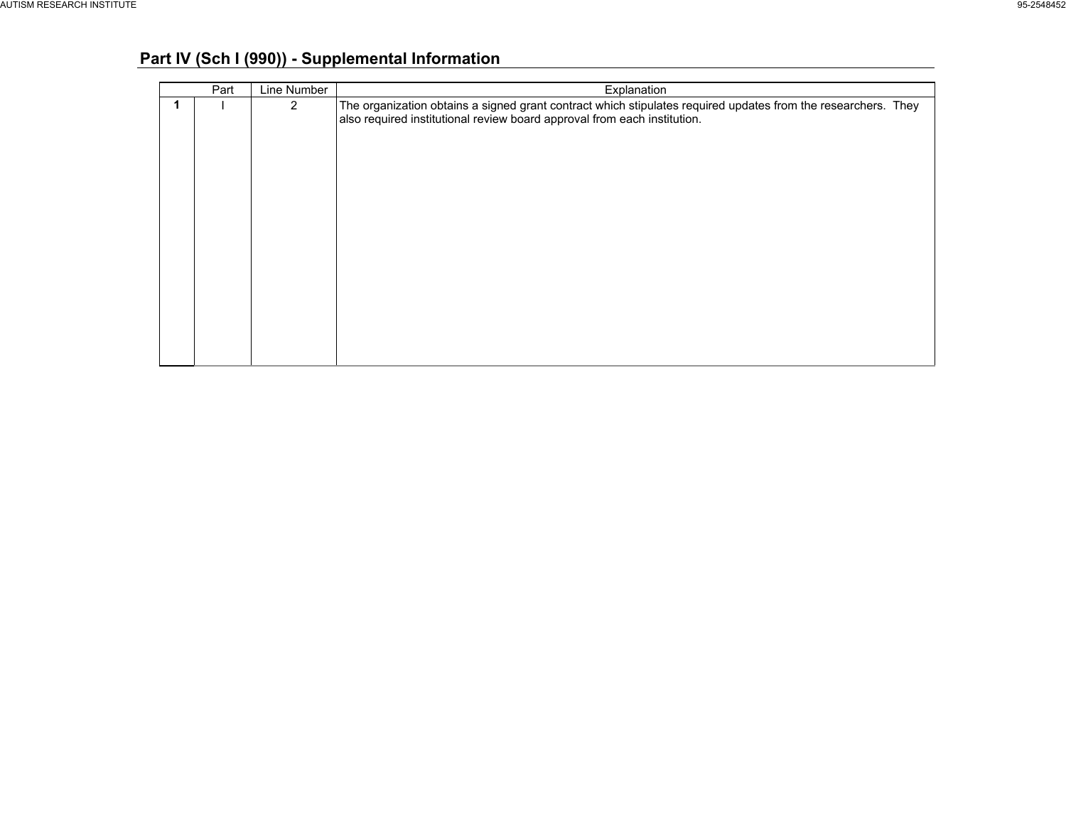## Part IV (Sch I (990)) - Supplemental Information

| | Part | Line Number | Explanation |
|---|---|---|---|
| 1 | I | 2 | The organization obtains a signed grant contract which stipulates required updates from the researchers. They also required institutional review board approval from each institution. |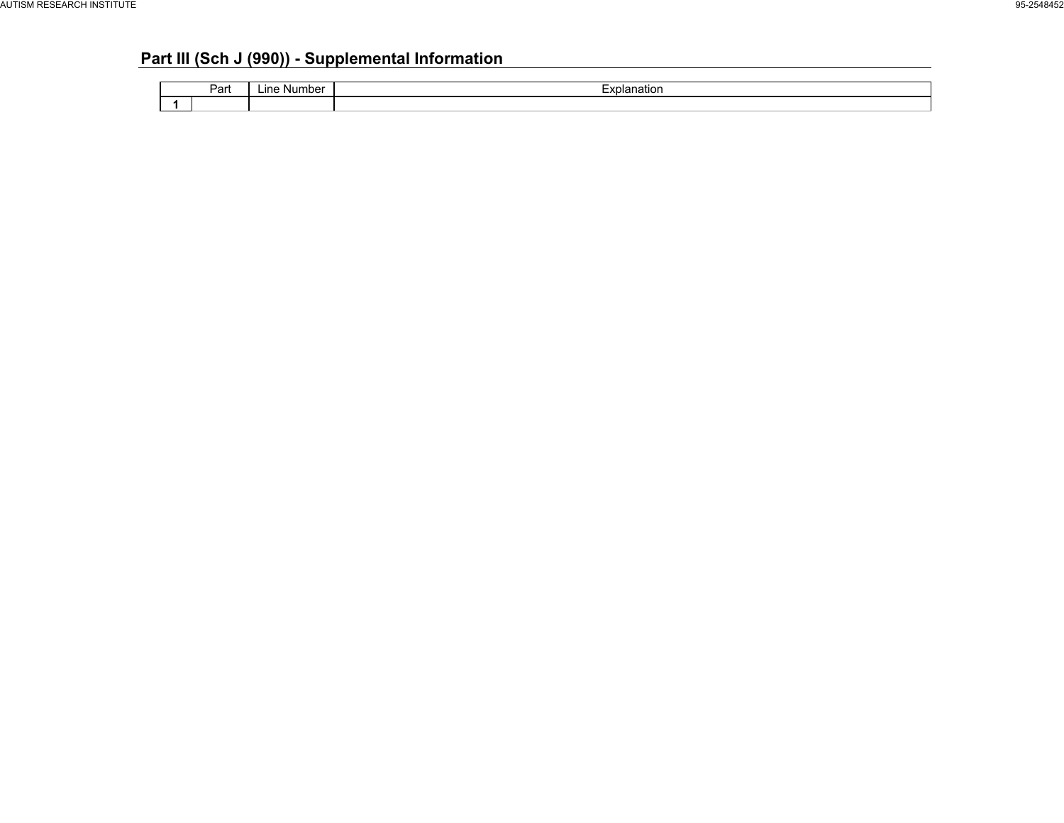## Part III (Sch J (990)) - Supplemental Information

| | Part | Line Number | Explanation |
|---|---|---|---|
| 1 | | | |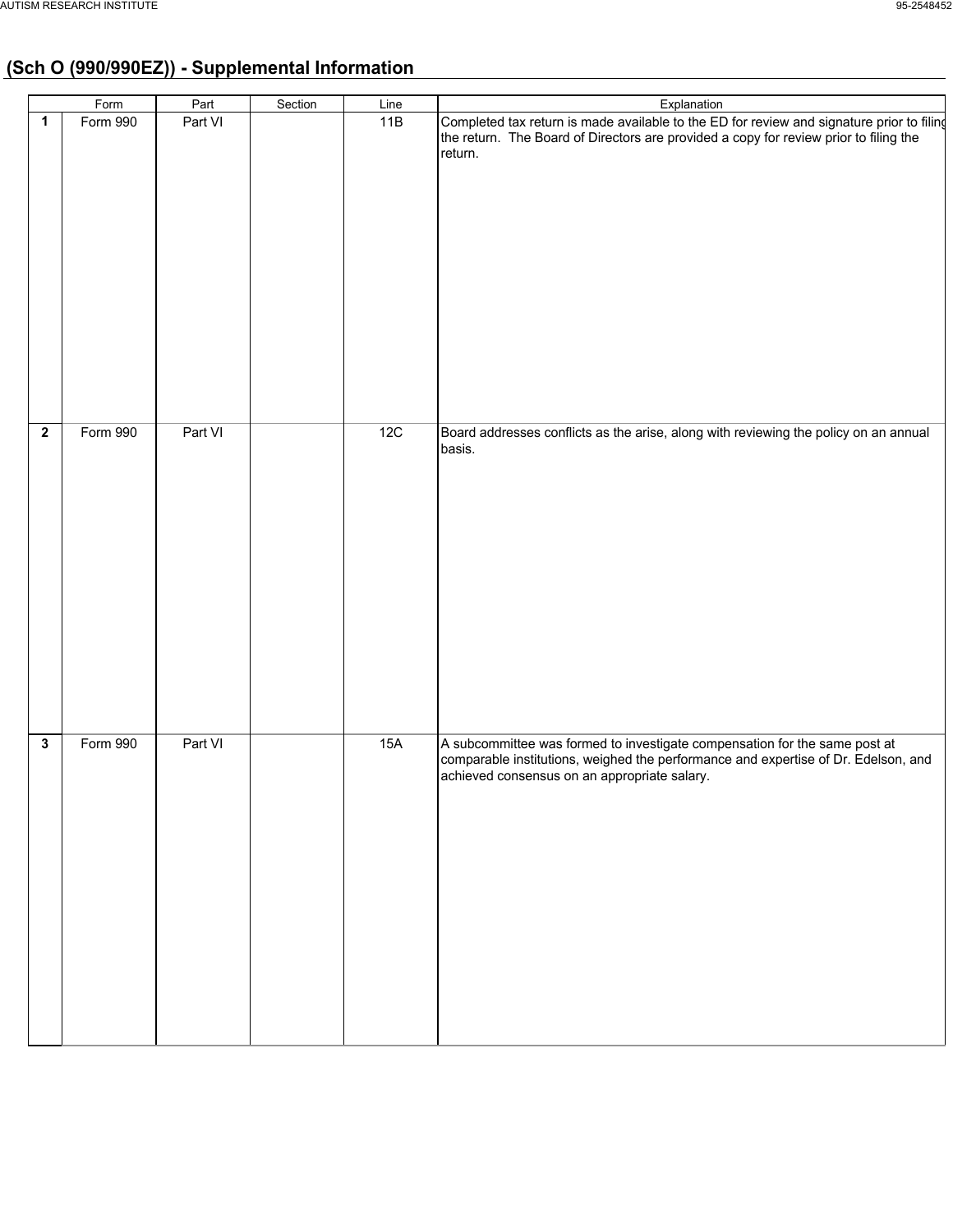AUTISM RESEARCH INSTITUTE 95-2548452

## (Sch O (990/990EZ)) - Supplemental Information

| | Form | Part | Section | Line | Explanation |
|---|---|---|---|---|---|
| 1 | Form 990 | Part VI | | 11B | Completed tax return is made available to the ED for review and signature prior to filing the return. The Board of Directors are provided a copy for review prior to filing the return. |
| 2 | Form 990 | Part VI | | 12C | Board addresses conflicts as the arise, along with reviewing the policy on an annual basis. |
| 3 | Form 990 | Part VI | | 15A | A subcommittee was formed to investigate compensation for the same post at comparable institutions, weighed the performance and expertise of Dr. Edelson, and achieved consensus on an appropriate salary. |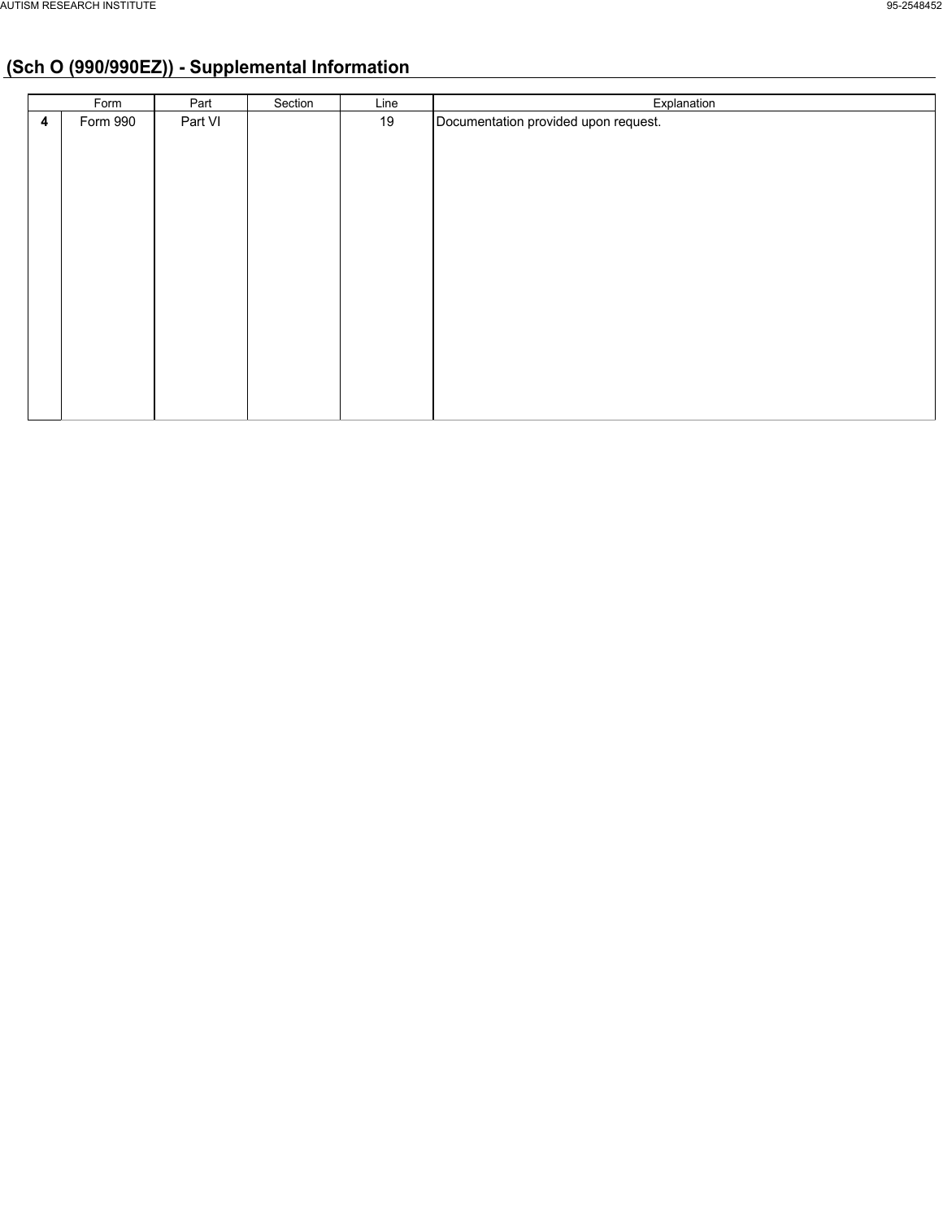## (Sch O (990/990EZ)) - Supplemental Information

| | Form | Part | Section | Line | Explanation |
|---|---|---|---|---|---|
| **4** | Form 990 | Part VI | | 19 | Documentation provided upon request. |